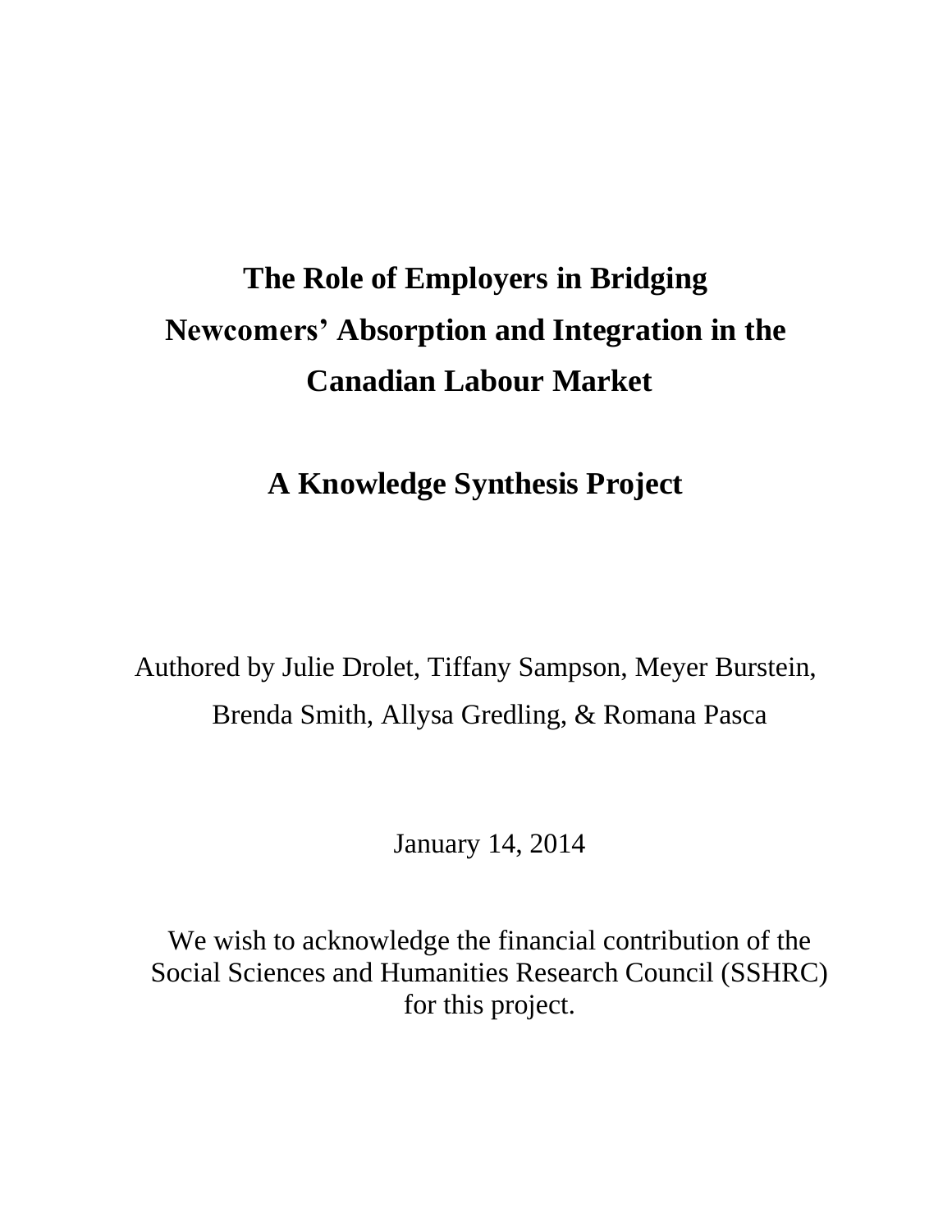# The Role of Employers in Bridging Newcomers' Absorption and Integration in the Canadian Labour Market

## A Knowledge Synthesis Project

Authored by Julie Drolet, Tiffany Sampson, Meyer Burstein, Brenda Smith, Allysa Gredling, & Romana Pasca

January 14, 2014

We wish to acknowledge the financial contribution of the Social Sciences and Humanities Research Council (SSHRC) for this project.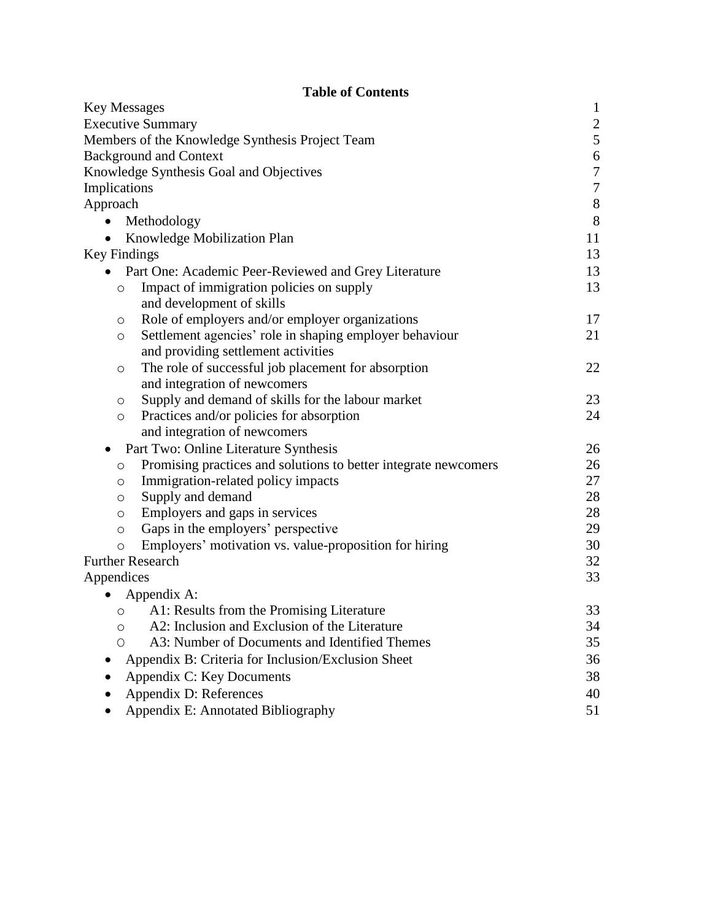## Table of Contents

| | |
|---|---|
| Key Messages | 1 |
| Executive Summary | 2 |
| Members of the Knowledge Synthesis Project Team | 5 |
| Background and Context | 6 |
| Knowledge Synthesis Goal and Objectives | 7 |
| Implications | 7 |
| Approach | 8 |
| • Methodology | 8 |
| • Knowledge Mobilization Plan | 11 |
| Key Findings | 13 |
| • Part One: Academic Peer-Reviewed and Grey Literature | 13 |
| ○ Impact of immigration policies on supply and development of skills | 13 |
| ○ Role of employers and/or employer organizations | 17 |
| ○ Settlement agencies' role in shaping employer behaviour and providing settlement activities | 21 |
| ○ The role of successful job placement for absorption and integration of newcomers | 22 |
| ○ Supply and demand of skills for the labour market | 23 |
| ○ Practices and/or policies for absorption and integration of newcomers | 24 |
| • Part Two: Online Literature Synthesis | 26 |
| ○ Promising practices and solutions to better integrate newcomers | 26 |
| ○ Immigration-related policy impacts | 27 |
| ○ Supply and demand | 28 |
| ○ Employers and gaps in services | 28 |
| ○ Gaps in the employers' perspective | 29 |
| ○ Employers' motivation vs. value-proposition for hiring | 30 |
| Further Research | 32 |
| Appendices | 33 |
| • Appendix A: | |
| ○ A1: Results from the Promising Literature | 33 |
| ○ A2: Inclusion and Exclusion of the Literature | 34 |
| ○ A3: Number of Documents and Identified Themes | 35 |
| • Appendix B: Criteria for Inclusion/Exclusion Sheet | 36 |
| • Appendix C: Key Documents | 38 |
| • Appendix D: References | 40 |
| • Appendix E: Annotated Bibliography | 51 |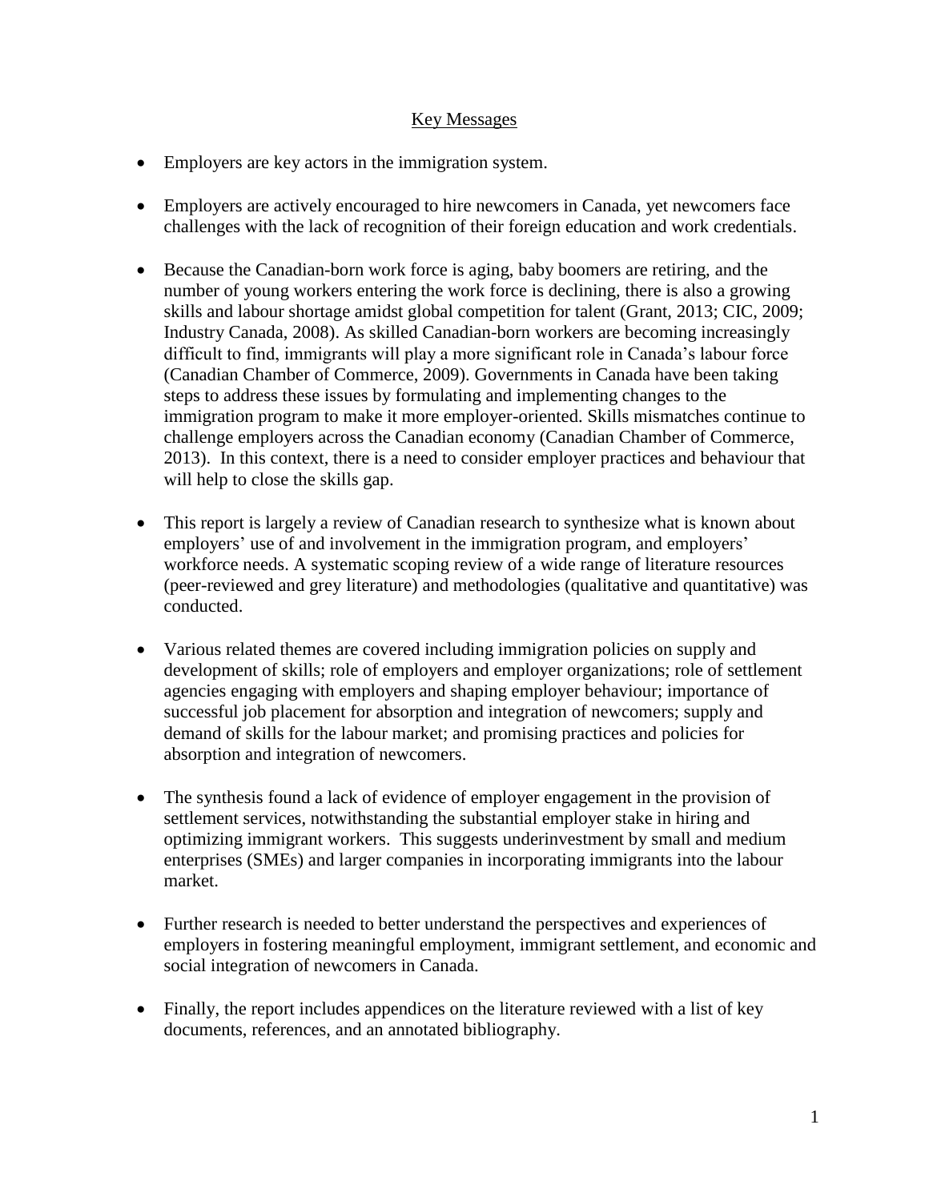## Key Messages

- Employers are key actors in the immigration system.
- Employers are actively encouraged to hire newcomers in Canada, yet newcomers face challenges with the lack of recognition of their foreign education and work credentials.
- Because the Canadian-born work force is aging, baby boomers are retiring, and the number of young workers entering the work force is declining, there is also a growing skills and labour shortage amidst global competition for talent (Grant, 2013; CIC, 2009; Industry Canada, 2008). As skilled Canadian-born workers are becoming increasingly difficult to find, immigrants will play a more significant role in Canada's labour force (Canadian Chamber of Commerce, 2009). Governments in Canada have been taking steps to address these issues by formulating and implementing changes to the immigration program to make it more employer-oriented. Skills mismatches continue to challenge employers across the Canadian economy (Canadian Chamber of Commerce, 2013). In this context, there is a need to consider employer practices and behaviour that will help to close the skills gap.
- This report is largely a review of Canadian research to synthesize what is known about employers' use of and involvement in the immigration program, and employers' workforce needs. A systematic scoping review of a wide range of literature resources (peer-reviewed and grey literature) and methodologies (qualitative and quantitative) was conducted.
- Various related themes are covered including immigration policies on supply and development of skills; role of employers and employer organizations; role of settlement agencies engaging with employers and shaping employer behaviour; importance of successful job placement for absorption and integration of newcomers; supply and demand of skills for the labour market; and promising practices and policies for absorption and integration of newcomers.
- The synthesis found a lack of evidence of employer engagement in the provision of settlement services, notwithstanding the substantial employer stake in hiring and optimizing immigrant workers. This suggests underinvestment by small and medium enterprises (SMEs) and larger companies in incorporating immigrants into the labour market.
- Further research is needed to better understand the perspectives and experiences of employers in fostering meaningful employment, immigrant settlement, and economic and social integration of newcomers in Canada.
- Finally, the report includes appendices on the literature reviewed with a list of key documents, references, and an annotated bibliography.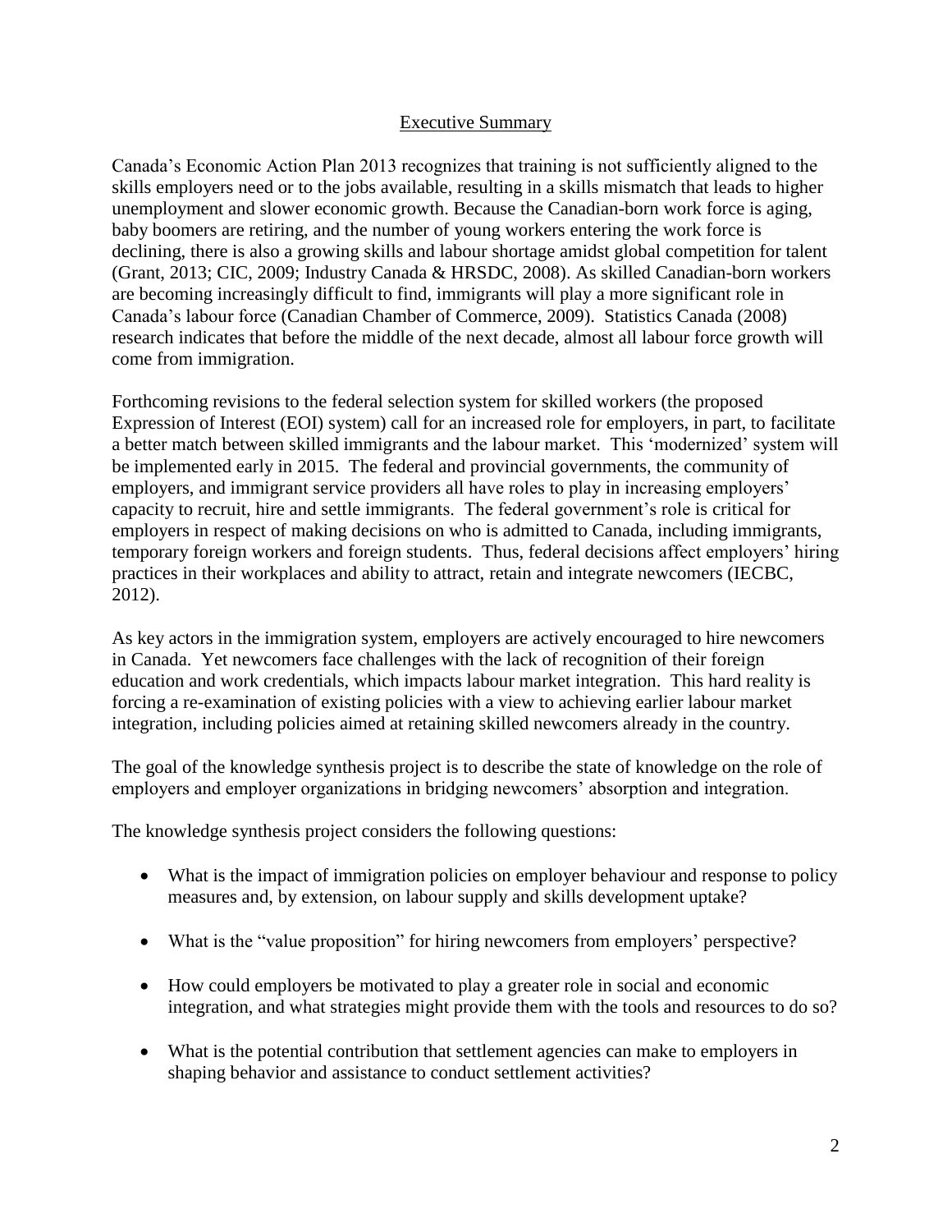## Executive Summary

Canada's Economic Action Plan 2013 recognizes that training is not sufficiently aligned to the skills employers need or to the jobs available, resulting in a skills mismatch that leads to higher unemployment and slower economic growth. Because the Canadian-born work force is aging, baby boomers are retiring, and the number of young workers entering the work force is declining, there is also a growing skills and labour shortage amidst global competition for talent (Grant, 2013; CIC, 2009; Industry Canada & HRSDC, 2008). As skilled Canadian-born workers are becoming increasingly difficult to find, immigrants will play a more significant role in Canada's labour force (Canadian Chamber of Commerce, 2009). Statistics Canada (2008) research indicates that before the middle of the next decade, almost all labour force growth will come from immigration.

Forthcoming revisions to the federal selection system for skilled workers (the proposed Expression of Interest (EOI) system) call for an increased role for employers, in part, to facilitate a better match between skilled immigrants and the labour market. This 'modernized' system will be implemented early in 2015. The federal and provincial governments, the community of employers, and immigrant service providers all have roles to play in increasing employers' capacity to recruit, hire and settle immigrants. The federal government's role is critical for employers in respect of making decisions on who is admitted to Canada, including immigrants, temporary foreign workers and foreign students. Thus, federal decisions affect employers' hiring practices in their workplaces and ability to attract, retain and integrate newcomers (IECBC, 2012).

As key actors in the immigration system, employers are actively encouraged to hire newcomers in Canada. Yet newcomers face challenges with the lack of recognition of their foreign education and work credentials, which impacts labour market integration. This hard reality is forcing a re-examination of existing policies with a view to achieving earlier labour market integration, including policies aimed at retaining skilled newcomers already in the country.

The goal of the knowledge synthesis project is to describe the state of knowledge on the role of employers and employer organizations in bridging newcomers' absorption and integration.

The knowledge synthesis project considers the following questions:

- What is the impact of immigration policies on employer behaviour and response to policy measures and, by extension, on labour supply and skills development uptake?
- What is the "value proposition" for hiring newcomers from employers' perspective?
- How could employers be motivated to play a greater role in social and economic integration, and what strategies might provide them with the tools and resources to do so?
- What is the potential contribution that settlement agencies can make to employers in shaping behavior and assistance to conduct settlement activities?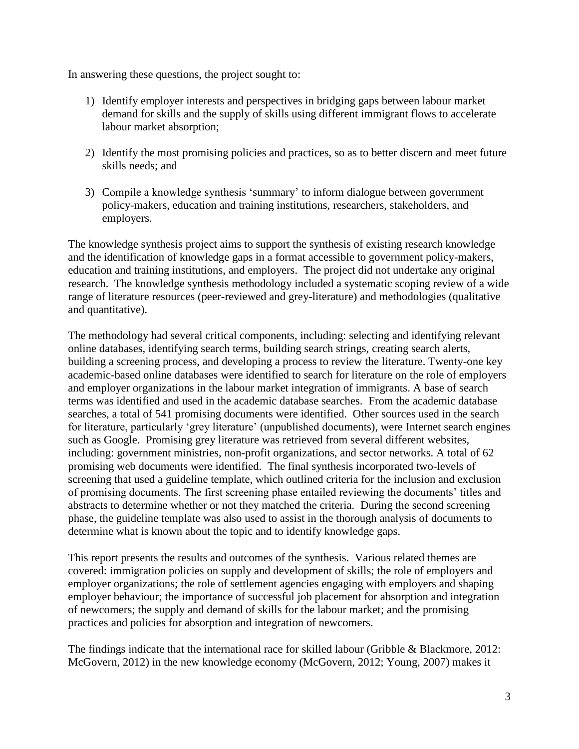In answering these questions, the project sought to:

1) Identify employer interests and perspectives in bridging gaps between labour market demand for skills and the supply of skills using different immigrant flows to accelerate labour market absorption;

2) Identify the most promising policies and practices, so as to better discern and meet future skills needs; and

3) Compile a knowledge synthesis 'summary' to inform dialogue between government policy-makers, education and training institutions, researchers, stakeholders, and employers.

The knowledge synthesis project aims to support the synthesis of existing research knowledge and the identification of knowledge gaps in a format accessible to government policy-makers, education and training institutions, and employers. The project did not undertake any original research. The knowledge synthesis methodology included a systematic scoping review of a wide range of literature resources (peer-reviewed and grey-literature) and methodologies (qualitative and quantitative).

The methodology had several critical components, including: selecting and identifying relevant online databases, identifying search terms, building search strings, creating search alerts, building a screening process, and developing a process to review the literature. Twenty-one key academic-based online databases were identified to search for literature on the role of employers and employer organizations in the labour market integration of immigrants. A base of search terms was identified and used in the academic database searches. From the academic database searches, a total of 541 promising documents were identified. Other sources used in the search for literature, particularly 'grey literature' (unpublished documents), were Internet search engines such as Google. Promising grey literature was retrieved from several different websites, including: government ministries, non-profit organizations, and sector networks. A total of 62 promising web documents were identified. The final synthesis incorporated two-levels of screening that used a guideline template, which outlined criteria for the inclusion and exclusion of promising documents. The first screening phase entailed reviewing the documents' titles and abstracts to determine whether or not they matched the criteria. During the second screening phase, the guideline template was also used to assist in the thorough analysis of documents to determine what is known about the topic and to identify knowledge gaps.

This report presents the results and outcomes of the synthesis. Various related themes are covered: immigration policies on supply and development of skills; the role of employers and employer organizations; the role of settlement agencies engaging with employers and shaping employer behaviour; the importance of successful job placement for absorption and integration of newcomers; the supply and demand of skills for the labour market; and the promising practices and policies for absorption and integration of newcomers.

The findings indicate that the international race for skilled labour (Gribble & Blackmore, 2012: McGovern, 2012) in the new knowledge economy (McGovern, 2012; Young, 2007) makes it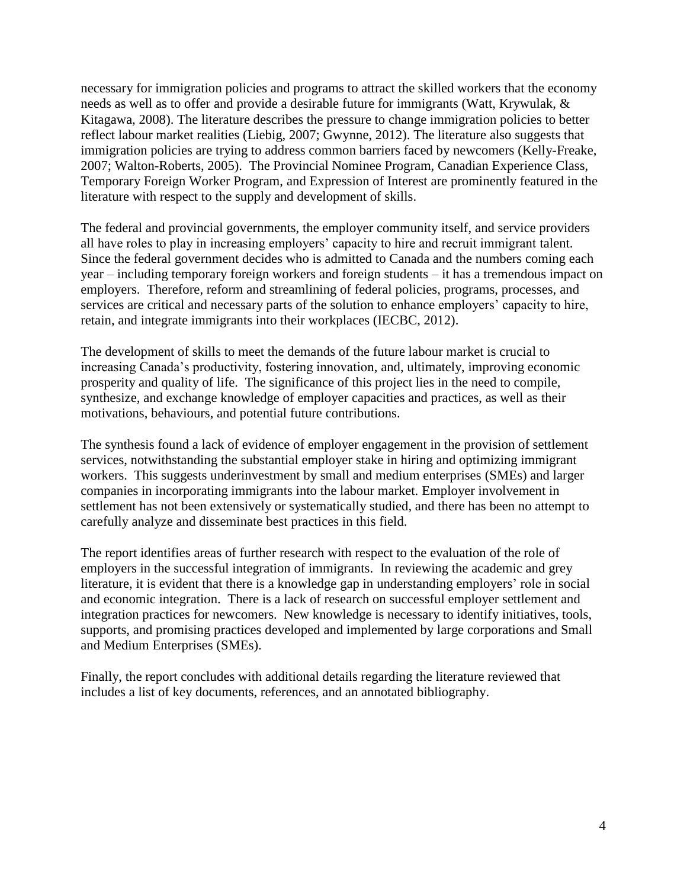necessary for immigration policies and programs to attract the skilled workers that the economy needs as well as to offer and provide a desirable future for immigrants (Watt, Krywulak, & Kitagawa, 2008). The literature describes the pressure to change immigration policies to better reflect labour market realities (Liebig, 2007; Gwynne, 2012). The literature also suggests that immigration policies are trying to address common barriers faced by newcomers (Kelly-Freake, 2007; Walton-Roberts, 2005). The Provincial Nominee Program, Canadian Experience Class, Temporary Foreign Worker Program, and Expression of Interest are prominently featured in the literature with respect to the supply and development of skills.

The federal and provincial governments, the employer community itself, and service providers all have roles to play in increasing employers' capacity to hire and recruit immigrant talent. Since the federal government decides who is admitted to Canada and the numbers coming each year – including temporary foreign workers and foreign students – it has a tremendous impact on employers. Therefore, reform and streamlining of federal policies, programs, processes, and services are critical and necessary parts of the solution to enhance employers' capacity to hire, retain, and integrate immigrants into their workplaces (IECBC, 2012).

The development of skills to meet the demands of the future labour market is crucial to increasing Canada's productivity, fostering innovation, and, ultimately, improving economic prosperity and quality of life. The significance of this project lies in the need to compile, synthesize, and exchange knowledge of employer capacities and practices, as well as their motivations, behaviours, and potential future contributions.

The synthesis found a lack of evidence of employer engagement in the provision of settlement services, notwithstanding the substantial employer stake in hiring and optimizing immigrant workers. This suggests underinvestment by small and medium enterprises (SMEs) and larger companies in incorporating immigrants into the labour market. Employer involvement in settlement has not been extensively or systematically studied, and there has been no attempt to carefully analyze and disseminate best practices in this field.

The report identifies areas of further research with respect to the evaluation of the role of employers in the successful integration of immigrants. In reviewing the academic and grey literature, it is evident that there is a knowledge gap in understanding employers' role in social and economic integration. There is a lack of research on successful employer settlement and integration practices for newcomers. New knowledge is necessary to identify initiatives, tools, supports, and promising practices developed and implemented by large corporations and Small and Medium Enterprises (SMEs).

Finally, the report concludes with additional details regarding the literature reviewed that includes a list of key documents, references, and an annotated bibliography.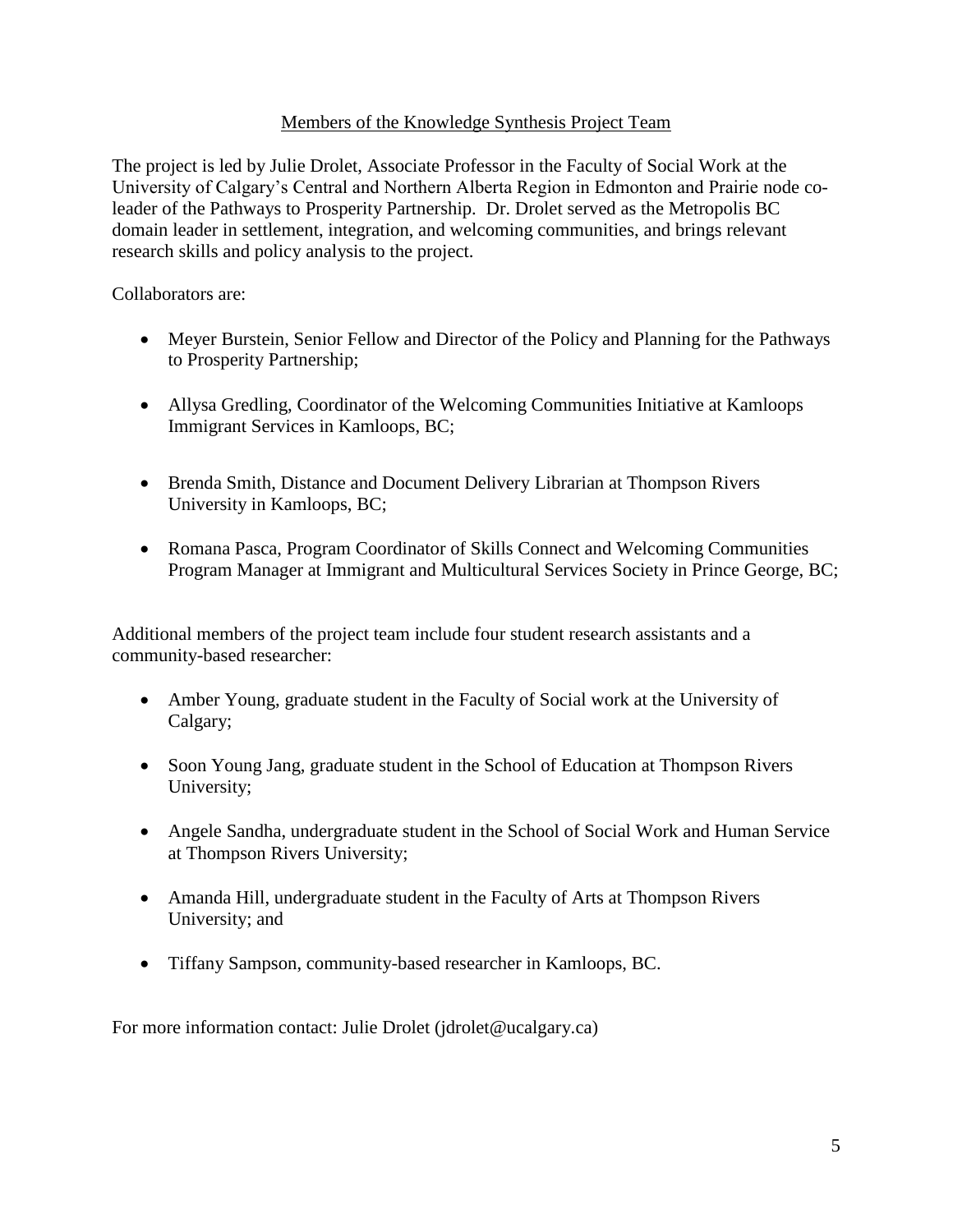## Members of the Knowledge Synthesis Project Team

The project is led by Julie Drolet, Associate Professor in the Faculty of Social Work at the University of Calgary's Central and Northern Alberta Region in Edmonton and Prairie node co-leader of the Pathways to Prosperity Partnership. Dr. Drolet served as the Metropolis BC domain leader in settlement, integration, and welcoming communities, and brings relevant research skills and policy analysis to the project.

Collaborators are:

- Meyer Burstein, Senior Fellow and Director of the Policy and Planning for the Pathways to Prosperity Partnership;
- Allysa Gredling, Coordinator of the Welcoming Communities Initiative at Kamloops Immigrant Services in Kamloops, BC;
- Brenda Smith, Distance and Document Delivery Librarian at Thompson Rivers University in Kamloops, BC;
- Romana Pasca, Program Coordinator of Skills Connect and Welcoming Communities Program Manager at Immigrant and Multicultural Services Society in Prince George, BC;

Additional members of the project team include four student research assistants and a community-based researcher:

- Amber Young, graduate student in the Faculty of Social work at the University of Calgary;
- Soon Young Jang, graduate student in the School of Education at Thompson Rivers University;
- Angele Sandha, undergraduate student in the School of Social Work and Human Service at Thompson Rivers University;
- Amanda Hill, undergraduate student in the Faculty of Arts at Thompson Rivers University; and
- Tiffany Sampson, community-based researcher in Kamloops, BC.

For more information contact: Julie Drolet (jdrolet@ucalgary.ca)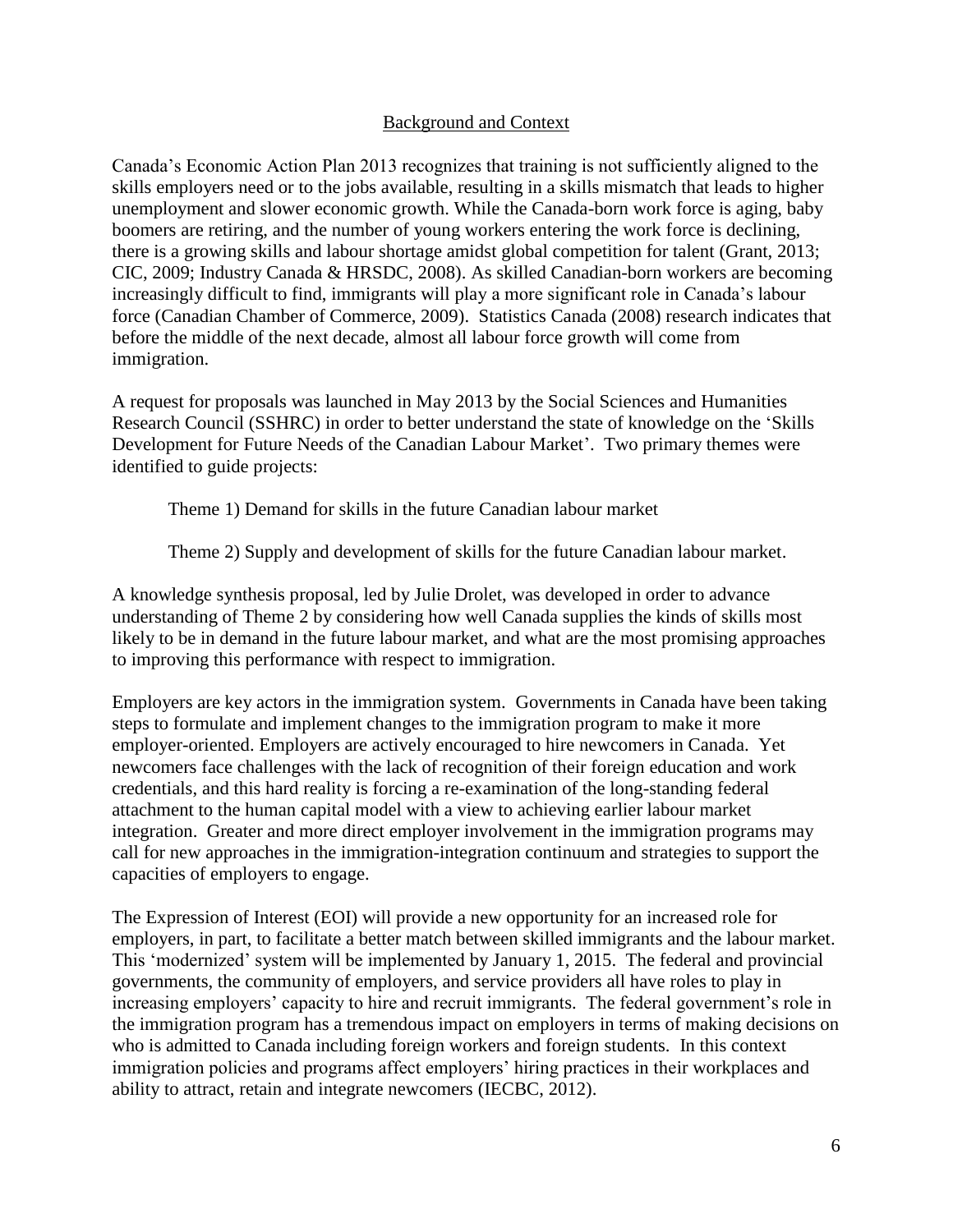## Background and Context

Canada's Economic Action Plan 2013 recognizes that training is not sufficiently aligned to the skills employers need or to the jobs available, resulting in a skills mismatch that leads to higher unemployment and slower economic growth. While the Canada-born work force is aging, baby boomers are retiring, and the number of young workers entering the work force is declining, there is a growing skills and labour shortage amidst global competition for talent (Grant, 2013; CIC, 2009; Industry Canada & HRSDC, 2008). As skilled Canadian-born workers are becoming increasingly difficult to find, immigrants will play a more significant role in Canada's labour force (Canadian Chamber of Commerce, 2009). Statistics Canada (2008) research indicates that before the middle of the next decade, almost all labour force growth will come from immigration.

A request for proposals was launched in May 2013 by the Social Sciences and Humanities Research Council (SSHRC) in order to better understand the state of knowledge on the 'Skills Development for Future Needs of the Canadian Labour Market'. Two primary themes were identified to guide projects:

Theme 1) Demand for skills in the future Canadian labour market

Theme 2) Supply and development of skills for the future Canadian labour market.

A knowledge synthesis proposal, led by Julie Drolet, was developed in order to advance understanding of Theme 2 by considering how well Canada supplies the kinds of skills most likely to be in demand in the future labour market, and what are the most promising approaches to improving this performance with respect to immigration.

Employers are key actors in the immigration system. Governments in Canada have been taking steps to formulate and implement changes to the immigration program to make it more employer-oriented. Employers are actively encouraged to hire newcomers in Canada. Yet newcomers face challenges with the lack of recognition of their foreign education and work credentials, and this hard reality is forcing a re-examination of the long-standing federal attachment to the human capital model with a view to achieving earlier labour market integration. Greater and more direct employer involvement in the immigration programs may call for new approaches in the immigration-integration continuum and strategies to support the capacities of employers to engage.

The Expression of Interest (EOI) will provide a new opportunity for an increased role for employers, in part, to facilitate a better match between skilled immigrants and the labour market. This 'modernized' system will be implemented by January 1, 2015. The federal and provincial governments, the community of employers, and service providers all have roles to play in increasing employers' capacity to hire and recruit immigrants. The federal government's role in the immigration program has a tremendous impact on employers in terms of making decisions on who is admitted to Canada including foreign workers and foreign students. In this context immigration policies and programs affect employers' hiring practices in their workplaces and ability to attract, retain and integrate newcomers (IECBC, 2012).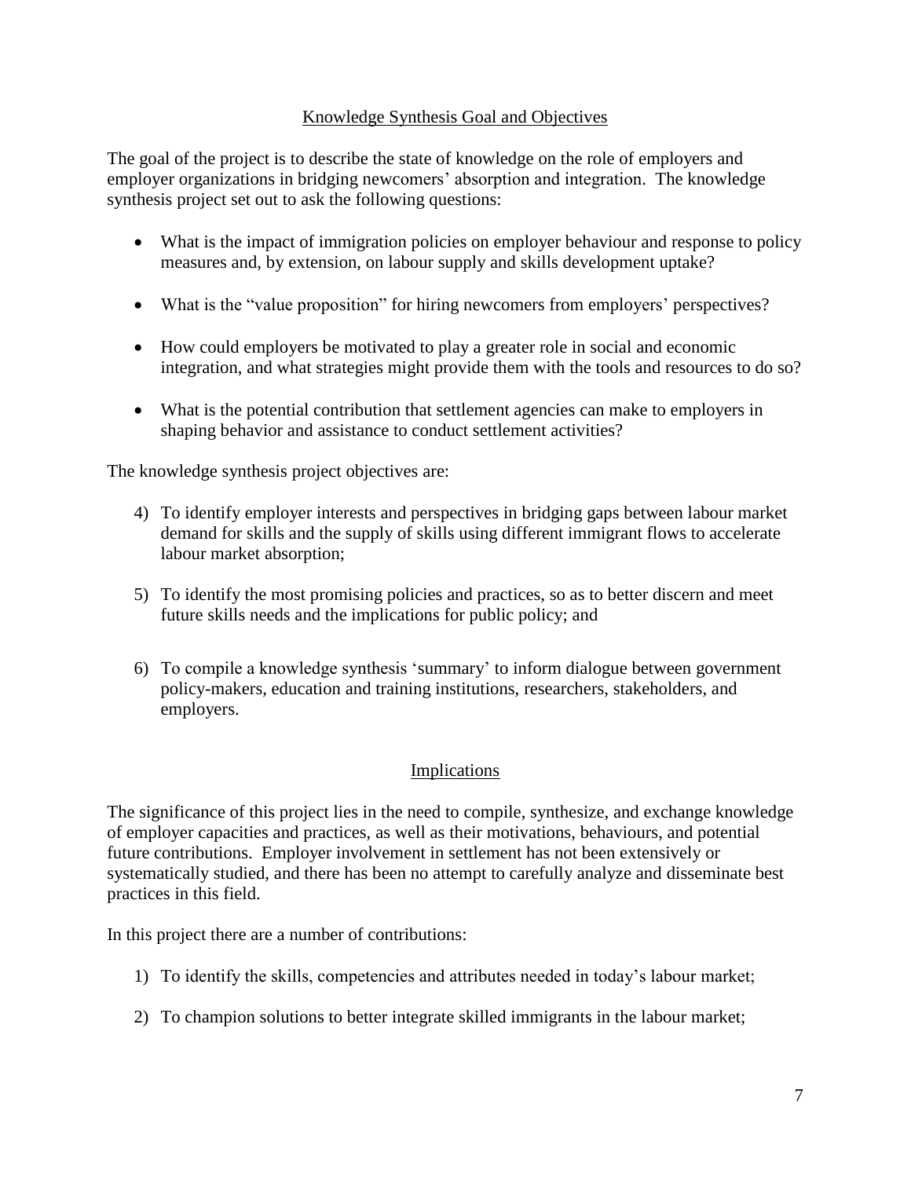## Knowledge Synthesis Goal and Objectives

The goal of the project is to describe the state of knowledge on the role of employers and employer organizations in bridging newcomers' absorption and integration. The knowledge synthesis project set out to ask the following questions:

- What is the impact of immigration policies on employer behaviour and response to policy measures and, by extension, on labour supply and skills development uptake?
- What is the "value proposition" for hiring newcomers from employers' perspectives?
- How could employers be motivated to play a greater role in social and economic integration, and what strategies might provide them with the tools and resources to do so?
- What is the potential contribution that settlement agencies can make to employers in shaping behavior and assistance to conduct settlement activities?

The knowledge synthesis project objectives are:

4) To identify employer interests and perspectives in bridging gaps between labour market demand for skills and the supply of skills using different immigrant flows to accelerate labour market absorption;

5) To identify the most promising policies and practices, so as to better discern and meet future skills needs and the implications for public policy; and

6) To compile a knowledge synthesis 'summary' to inform dialogue between government policy-makers, education and training institutions, researchers, stakeholders, and employers.

## Implications

The significance of this project lies in the need to compile, synthesize, and exchange knowledge of employer capacities and practices, as well as their motivations, behaviours, and potential future contributions. Employer involvement in settlement has not been extensively or systematically studied, and there has been no attempt to carefully analyze and disseminate best practices in this field.

In this project there are a number of contributions:

1) To identify the skills, competencies and attributes needed in today's labour market;

2) To champion solutions to better integrate skilled immigrants in the labour market;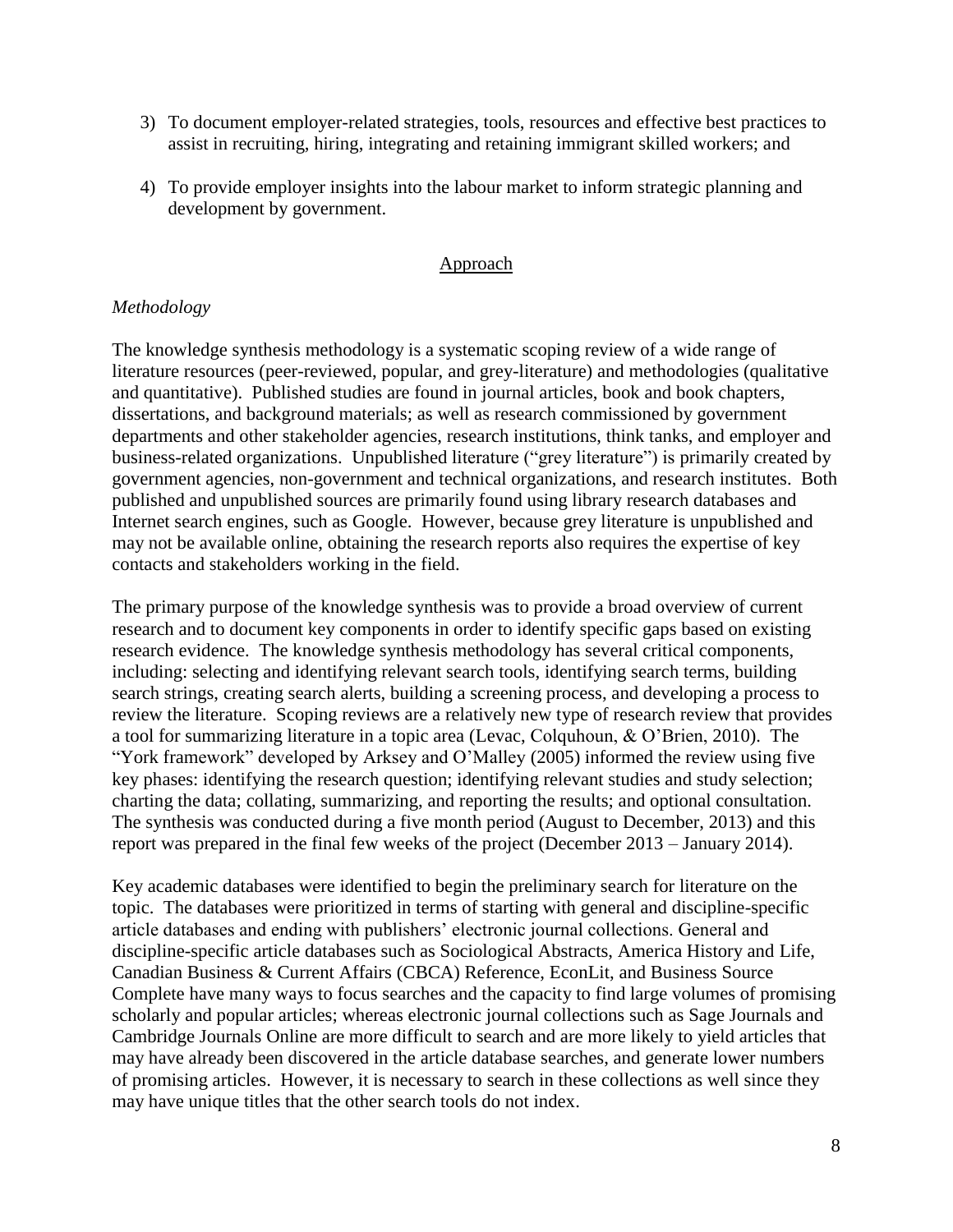3) To document employer-related strategies, tools, resources and effective best practices to assist in recruiting, hiring, integrating and retaining immigrant skilled workers; and

4) To provide employer insights into the labour market to inform strategic planning and development by government.

## Approach

### *Methodology*

The knowledge synthesis methodology is a systematic scoping review of a wide range of literature resources (peer-reviewed, popular, and grey-literature) and methodologies (qualitative and quantitative). Published studies are found in journal articles, book and book chapters, dissertations, and background materials; as well as research commissioned by government departments and other stakeholder agencies, research institutions, think tanks, and employer and business-related organizations. Unpublished literature ("grey literature") is primarily created by government agencies, non-government and technical organizations, and research institutes. Both published and unpublished sources are primarily found using library research databases and Internet search engines, such as Google. However, because grey literature is unpublished and may not be available online, obtaining the research reports also requires the expertise of key contacts and stakeholders working in the field.

The primary purpose of the knowledge synthesis was to provide a broad overview of current research and to document key components in order to identify specific gaps based on existing research evidence. The knowledge synthesis methodology has several critical components, including: selecting and identifying relevant search tools, identifying search terms, building search strings, creating search alerts, building a screening process, and developing a process to review the literature. Scoping reviews are a relatively new type of research review that provides a tool for summarizing literature in a topic area (Levac, Colquhoun, & O'Brien, 2010). The "York framework" developed by Arksey and O'Malley (2005) informed the review using five key phases: identifying the research question; identifying relevant studies and study selection; charting the data; collating, summarizing, and reporting the results; and optional consultation. The synthesis was conducted during a five month period (August to December, 2013) and this report was prepared in the final few weeks of the project (December 2013 – January 2014).

Key academic databases were identified to begin the preliminary search for literature on the topic. The databases were prioritized in terms of starting with general and discipline-specific article databases and ending with publishers' electronic journal collections. General and discipline-specific article databases such as Sociological Abstracts, America History and Life, Canadian Business & Current Affairs (CBCA) Reference, EconLit, and Business Source Complete have many ways to focus searches and the capacity to find large volumes of promising scholarly and popular articles; whereas electronic journal collections such as Sage Journals and Cambridge Journals Online are more difficult to search and are more likely to yield articles that may have already been discovered in the article database searches, and generate lower numbers of promising articles. However, it is necessary to search in these collections as well since they may have unique titles that the other search tools do not index.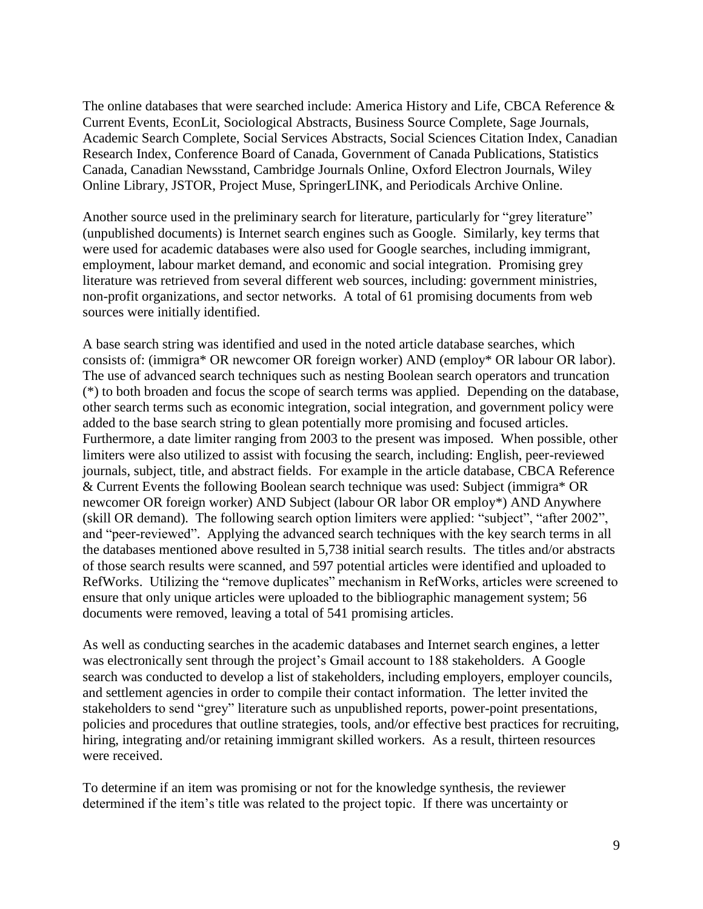The online databases that were searched include: America History and Life, CBCA Reference & Current Events, EconLit, Sociological Abstracts, Business Source Complete, Sage Journals, Academic Search Complete, Social Services Abstracts, Social Sciences Citation Index, Canadian Research Index, Conference Board of Canada, Government of Canada Publications, Statistics Canada, Canadian Newsstand, Cambridge Journals Online, Oxford Electron Journals, Wiley Online Library, JSTOR, Project Muse, SpringerLINK, and Periodicals Archive Online.

Another source used in the preliminary search for literature, particularly for "grey literature" (unpublished documents) is Internet search engines such as Google. Similarly, key terms that were used for academic databases were also used for Google searches, including immigrant, employment, labour market demand, and economic and social integration. Promising grey literature was retrieved from several different web sources, including: government ministries, non-profit organizations, and sector networks. A total of 61 promising documents from web sources were initially identified.

A base search string was identified and used in the noted article database searches, which consists of: (immigra* OR newcomer OR foreign worker) AND (employ* OR labour OR labor). The use of advanced search techniques such as nesting Boolean search operators and truncation (*) to both broaden and focus the scope of search terms was applied. Depending on the database, other search terms such as economic integration, social integration, and government policy were added to the base search string to glean potentially more promising and focused articles. Furthermore, a date limiter ranging from 2003 to the present was imposed. When possible, other limiters were also utilized to assist with focusing the search, including: English, peer-reviewed journals, subject, title, and abstract fields. For example in the article database, CBCA Reference & Current Events the following Boolean search technique was used: Subject (immigra* OR newcomer OR foreign worker) AND Subject (labour OR labor OR employ*) AND Anywhere (skill OR demand). The following search option limiters were applied: "subject", "after 2002", and "peer-reviewed". Applying the advanced search techniques with the key search terms in all the databases mentioned above resulted in 5,738 initial search results. The titles and/or abstracts of those search results were scanned, and 597 potential articles were identified and uploaded to RefWorks. Utilizing the "remove duplicates" mechanism in RefWorks, articles were screened to ensure that only unique articles were uploaded to the bibliographic management system; 56 documents were removed, leaving a total of 541 promising articles.

As well as conducting searches in the academic databases and Internet search engines, a letter was electronically sent through the project's Gmail account to 188 stakeholders. A Google search was conducted to develop a list of stakeholders, including employers, employer councils, and settlement agencies in order to compile their contact information. The letter invited the stakeholders to send "grey" literature such as unpublished reports, power-point presentations, policies and procedures that outline strategies, tools, and/or effective best practices for recruiting, hiring, integrating and/or retaining immigrant skilled workers. As a result, thirteen resources were received.

To determine if an item was promising or not for the knowledge synthesis, the reviewer determined if the item's title was related to the project topic. If there was uncertainty or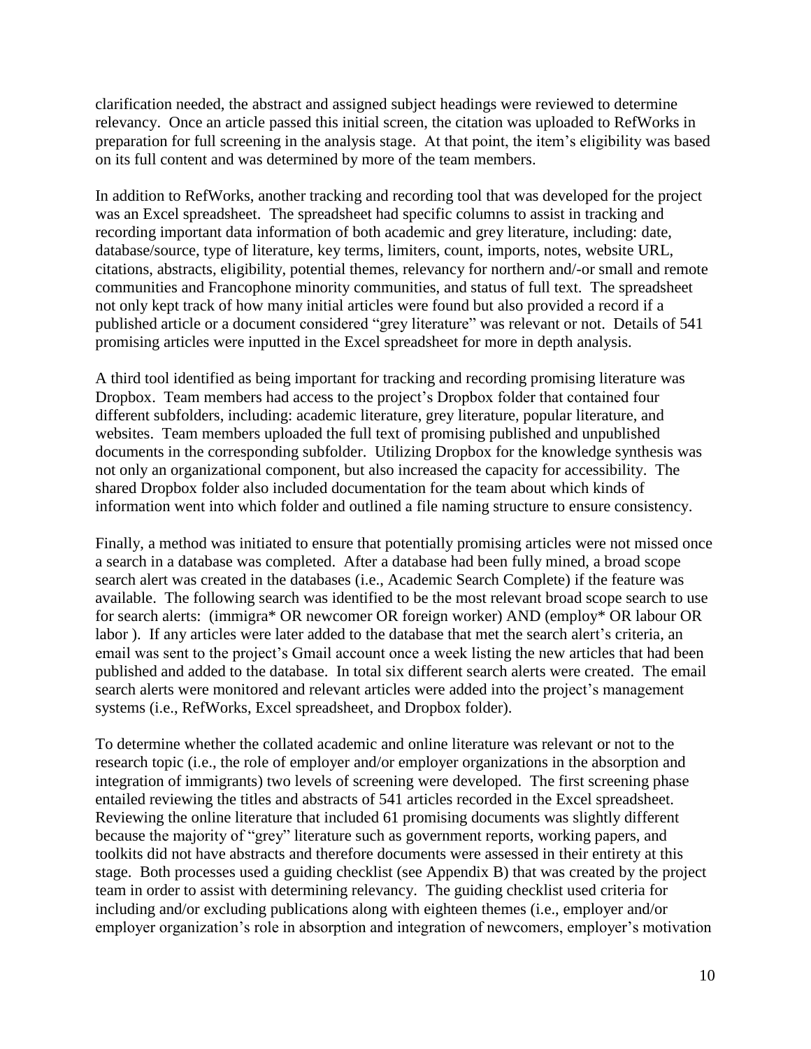clarification needed, the abstract and assigned subject headings were reviewed to determine relevancy. Once an article passed this initial screen, the citation was uploaded to RefWorks in preparation for full screening in the analysis stage. At that point, the item's eligibility was based on its full content and was determined by more of the team members.

In addition to RefWorks, another tracking and recording tool that was developed for the project was an Excel spreadsheet. The spreadsheet had specific columns to assist in tracking and recording important data information of both academic and grey literature, including: date, database/source, type of literature, key terms, limiters, count, imports, notes, website URL, citations, abstracts, eligibility, potential themes, relevancy for northern and/-or small and remote communities and Francophone minority communities, and status of full text. The spreadsheet not only kept track of how many initial articles were found but also provided a record if a published article or a document considered "grey literature" was relevant or not. Details of 541 promising articles were inputted in the Excel spreadsheet for more in depth analysis.

A third tool identified as being important for tracking and recording promising literature was Dropbox. Team members had access to the project's Dropbox folder that contained four different subfolders, including: academic literature, grey literature, popular literature, and websites. Team members uploaded the full text of promising published and unpublished documents in the corresponding subfolder. Utilizing Dropbox for the knowledge synthesis was not only an organizational component, but also increased the capacity for accessibility. The shared Dropbox folder also included documentation for the team about which kinds of information went into which folder and outlined a file naming structure to ensure consistency.

Finally, a method was initiated to ensure that potentially promising articles were not missed once a search in a database was completed. After a database had been fully mined, a broad scope search alert was created in the databases (i.e., Academic Search Complete) if the feature was available. The following search was identified to be the most relevant broad scope search to use for search alerts: (immigra* OR newcomer OR foreign worker) AND (employ* OR labour OR labor ). If any articles were later added to the database that met the search alert's criteria, an email was sent to the project's Gmail account once a week listing the new articles that had been published and added to the database. In total six different search alerts were created. The email search alerts were monitored and relevant articles were added into the project's management systems (i.e., RefWorks, Excel spreadsheet, and Dropbox folder).

To determine whether the collated academic and online literature was relevant or not to the research topic (i.e., the role of employer and/or employer organizations in the absorption and integration of immigrants) two levels of screening were developed. The first screening phase entailed reviewing the titles and abstracts of 541 articles recorded in the Excel spreadsheet. Reviewing the online literature that included 61 promising documents was slightly different because the majority of "grey" literature such as government reports, working papers, and toolkits did not have abstracts and therefore documents were assessed in their entirety at this stage. Both processes used a guiding checklist (see Appendix B) that was created by the project team in order to assist with determining relevancy. The guiding checklist used criteria for including and/or excluding publications along with eighteen themes (i.e., employer and/or employer organization's role in absorption and integration of newcomers, employer's motivation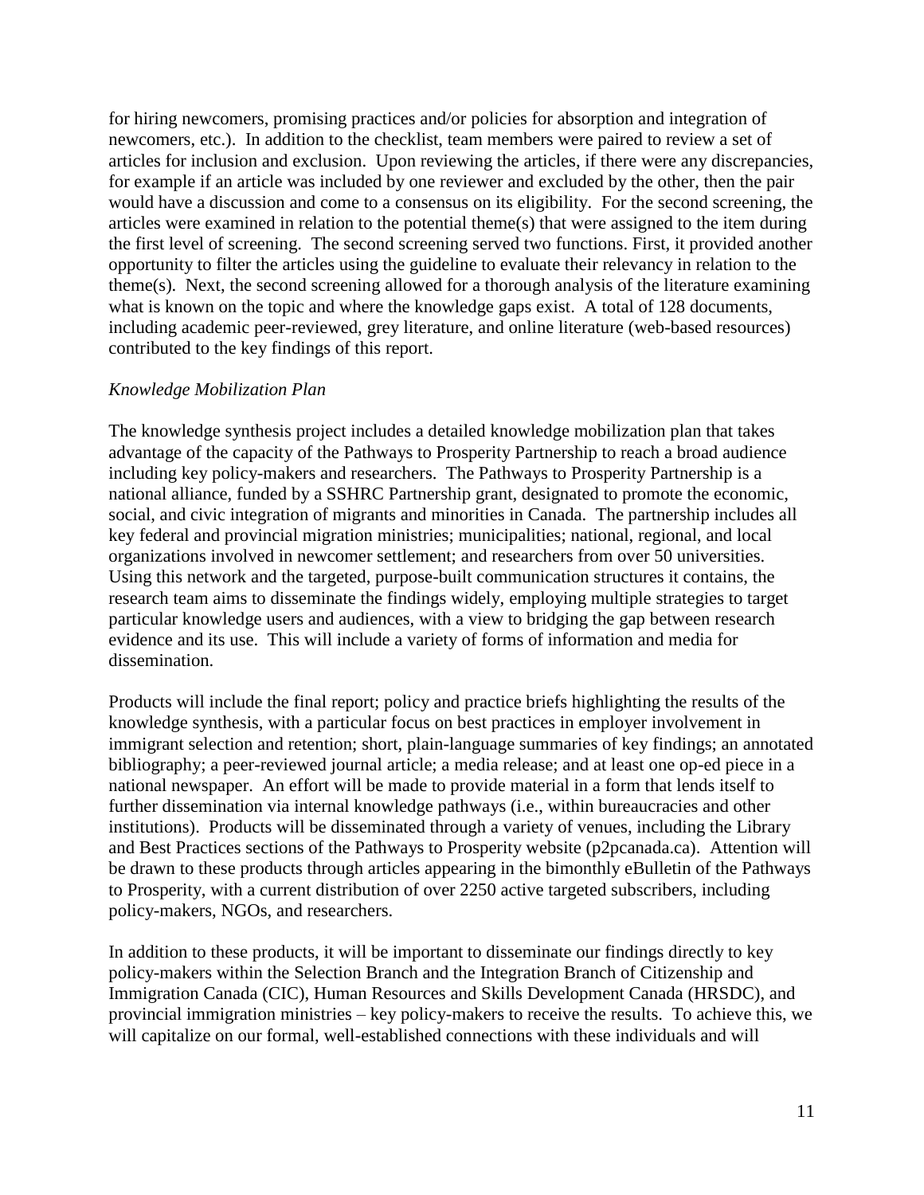for hiring newcomers, promising practices and/or policies for absorption and integration of newcomers, etc.). In addition to the checklist, team members were paired to review a set of articles for inclusion and exclusion. Upon reviewing the articles, if there were any discrepancies, for example if an article was included by one reviewer and excluded by the other, then the pair would have a discussion and come to a consensus on its eligibility. For the second screening, the articles were examined in relation to the potential theme(s) that were assigned to the item during the first level of screening. The second screening served two functions. First, it provided another opportunity to filter the articles using the guideline to evaluate their relevancy in relation to the theme(s). Next, the second screening allowed for a thorough analysis of the literature examining what is known on the topic and where the knowledge gaps exist. A total of 128 documents, including academic peer-reviewed, grey literature, and online literature (web-based resources) contributed to the key findings of this report.

*Knowledge Mobilization Plan*

The knowledge synthesis project includes a detailed knowledge mobilization plan that takes advantage of the capacity of the Pathways to Prosperity Partnership to reach a broad audience including key policy-makers and researchers. The Pathways to Prosperity Partnership is a national alliance, funded by a SSHRC Partnership grant, designated to promote the economic, social, and civic integration of migrants and minorities in Canada. The partnership includes all key federal and provincial migration ministries; municipalities; national, regional, and local organizations involved in newcomer settlement; and researchers from over 50 universities. Using this network and the targeted, purpose-built communication structures it contains, the research team aims to disseminate the findings widely, employing multiple strategies to target particular knowledge users and audiences, with a view to bridging the gap between research evidence and its use. This will include a variety of forms of information and media for dissemination.

Products will include the final report; policy and practice briefs highlighting the results of the knowledge synthesis, with a particular focus on best practices in employer involvement in immigrant selection and retention; short, plain-language summaries of key findings; an annotated bibliography; a peer-reviewed journal article; a media release; and at least one op-ed piece in a national newspaper. An effort will be made to provide material in a form that lends itself to further dissemination via internal knowledge pathways (i.e., within bureaucracies and other institutions). Products will be disseminated through a variety of venues, including the Library and Best Practices sections of the Pathways to Prosperity website (p2pcanada.ca). Attention will be drawn to these products through articles appearing in the bimonthly eBulletin of the Pathways to Prosperity, with a current distribution of over 2250 active targeted subscribers, including policy-makers, NGOs, and researchers.

In addition to these products, it will be important to disseminate our findings directly to key policy-makers within the Selection Branch and the Integration Branch of Citizenship and Immigration Canada (CIC), Human Resources and Skills Development Canada (HRSDC), and provincial immigration ministries – key policy-makers to receive the results. To achieve this, we will capitalize on our formal, well-established connections with these individuals and will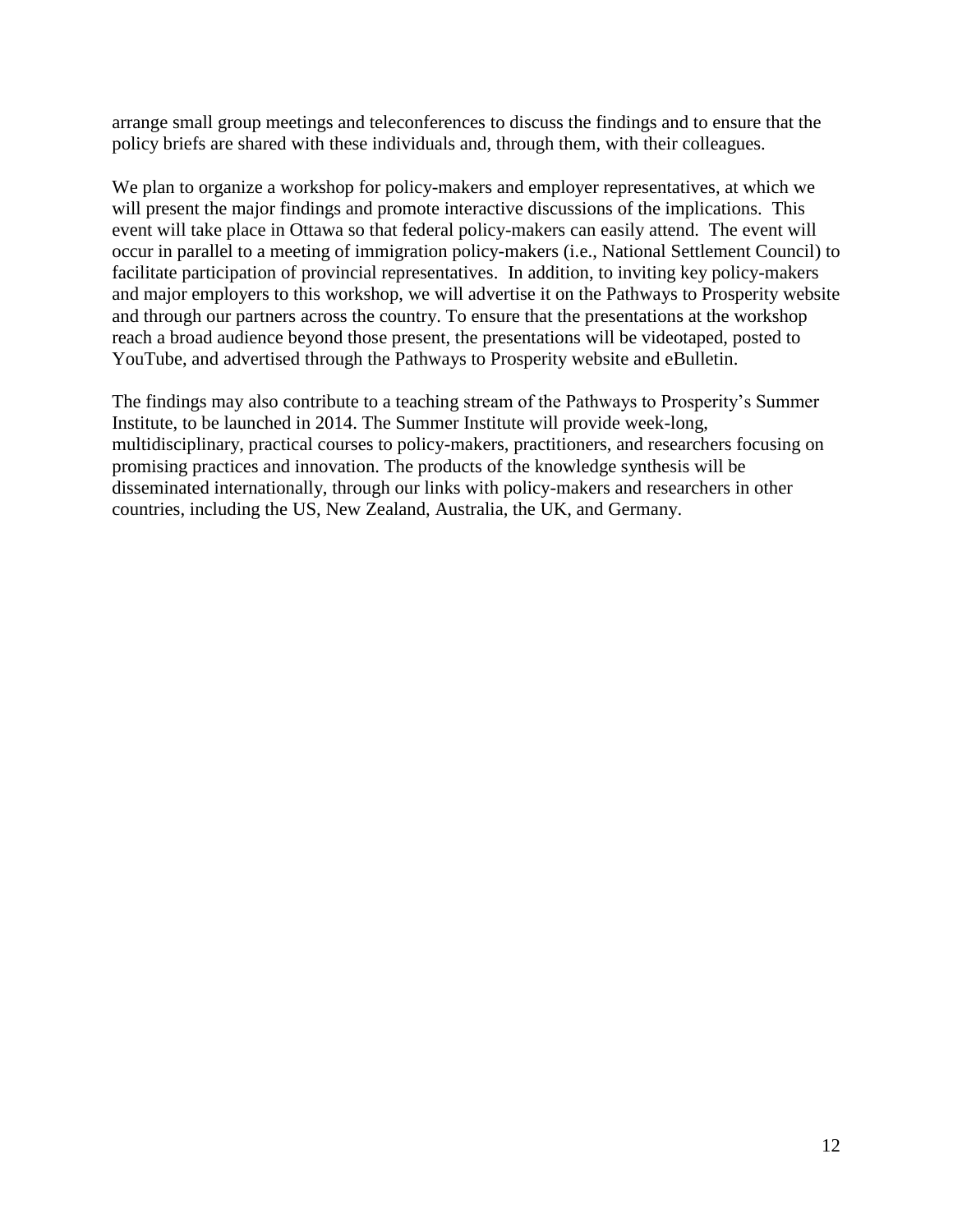arrange small group meetings and teleconferences to discuss the findings and to ensure that the policy briefs are shared with these individuals and, through them, with their colleagues.

We plan to organize a workshop for policy-makers and employer representatives, at which we will present the major findings and promote interactive discussions of the implications. This event will take place in Ottawa so that federal policy-makers can easily attend. The event will occur in parallel to a meeting of immigration policy-makers (i.e., National Settlement Council) to facilitate participation of provincial representatives. In addition, to inviting key policy-makers and major employers to this workshop, we will advertise it on the Pathways to Prosperity website and through our partners across the country. To ensure that the presentations at the workshop reach a broad audience beyond those present, the presentations will be videotaped, posted to YouTube, and advertised through the Pathways to Prosperity website and eBulletin.

The findings may also contribute to a teaching stream of the Pathways to Prosperity's Summer Institute, to be launched in 2014. The Summer Institute will provide week-long, multidisciplinary, practical courses to policy-makers, practitioners, and researchers focusing on promising practices and innovation. The products of the knowledge synthesis will be disseminated internationally, through our links with policy-makers and researchers in other countries, including the US, New Zealand, Australia, the UK, and Germany.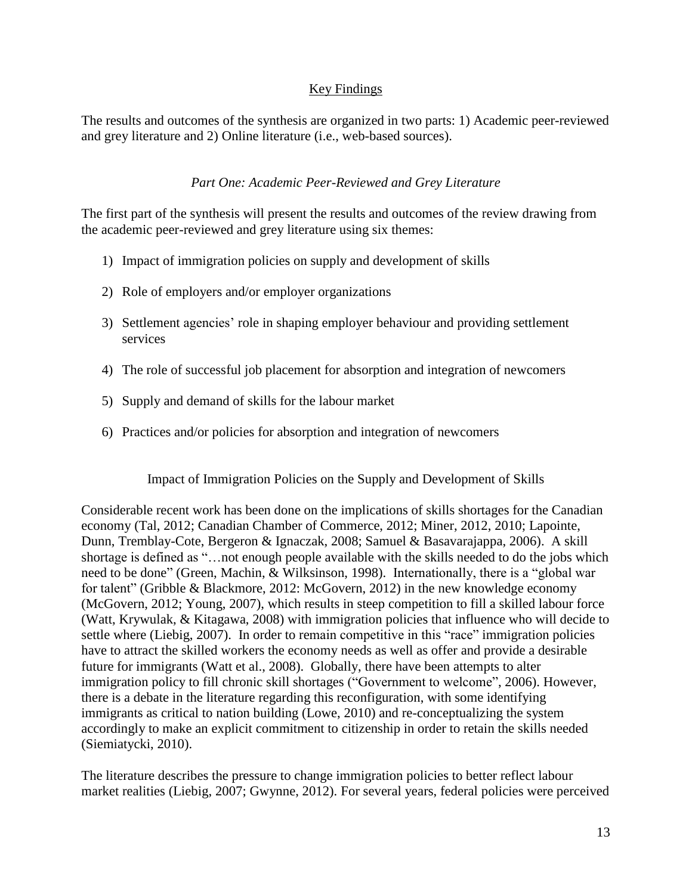## Key Findings

The results and outcomes of the synthesis are organized in two parts: 1) Academic peer-reviewed and grey literature and 2) Online literature (i.e., web-based sources).

### *Part One: Academic Peer-Reviewed and Grey Literature*

The first part of the synthesis will present the results and outcomes of the review drawing from the academic peer-reviewed and grey literature using six themes:

1) Impact of immigration policies on supply and development of skills
2) Role of employers and/or employer organizations
3) Settlement agencies' role in shaping employer behaviour and providing settlement services
4) The role of successful job placement for absorption and integration of newcomers
5) Supply and demand of skills for the labour market
6) Practices and/or policies for absorption and integration of newcomers

#### Impact of Immigration Policies on the Supply and Development of Skills

Considerable recent work has been done on the implications of skills shortages for the Canadian economy (Tal, 2012; Canadian Chamber of Commerce, 2012; Miner, 2012, 2010; Lapointe, Dunn, Tremblay-Cote, Bergeron & Ignaczak, 2008; Samuel & Basavarajappa, 2006). A skill shortage is defined as "…not enough people available with the skills needed to do the jobs which need to be done" (Green, Machin, & Wilksinson, 1998). Internationally, there is a "global war for talent" (Gribble & Blackmore, 2012: McGovern, 2012) in the new knowledge economy (McGovern, 2012; Young, 2007), which results in steep competition to fill a skilled labour force (Watt, Krywulak, & Kitagawa, 2008) with immigration policies that influence who will decide to settle where (Liebig, 2007). In order to remain competitive in this "race" immigration policies have to attract the skilled workers the economy needs as well as offer and provide a desirable future for immigrants (Watt et al., 2008). Globally, there have been attempts to alter immigration policy to fill chronic skill shortages ("Government to welcome", 2006). However, there is a debate in the literature regarding this reconfiguration, with some identifying immigrants as critical to nation building (Lowe, 2010) and re-conceptualizing the system accordingly to make an explicit commitment to citizenship in order to retain the skills needed (Siemiatycki, 2010).

The literature describes the pressure to change immigration policies to better reflect labour market realities (Liebig, 2007; Gwynne, 2012). For several years, federal policies were perceived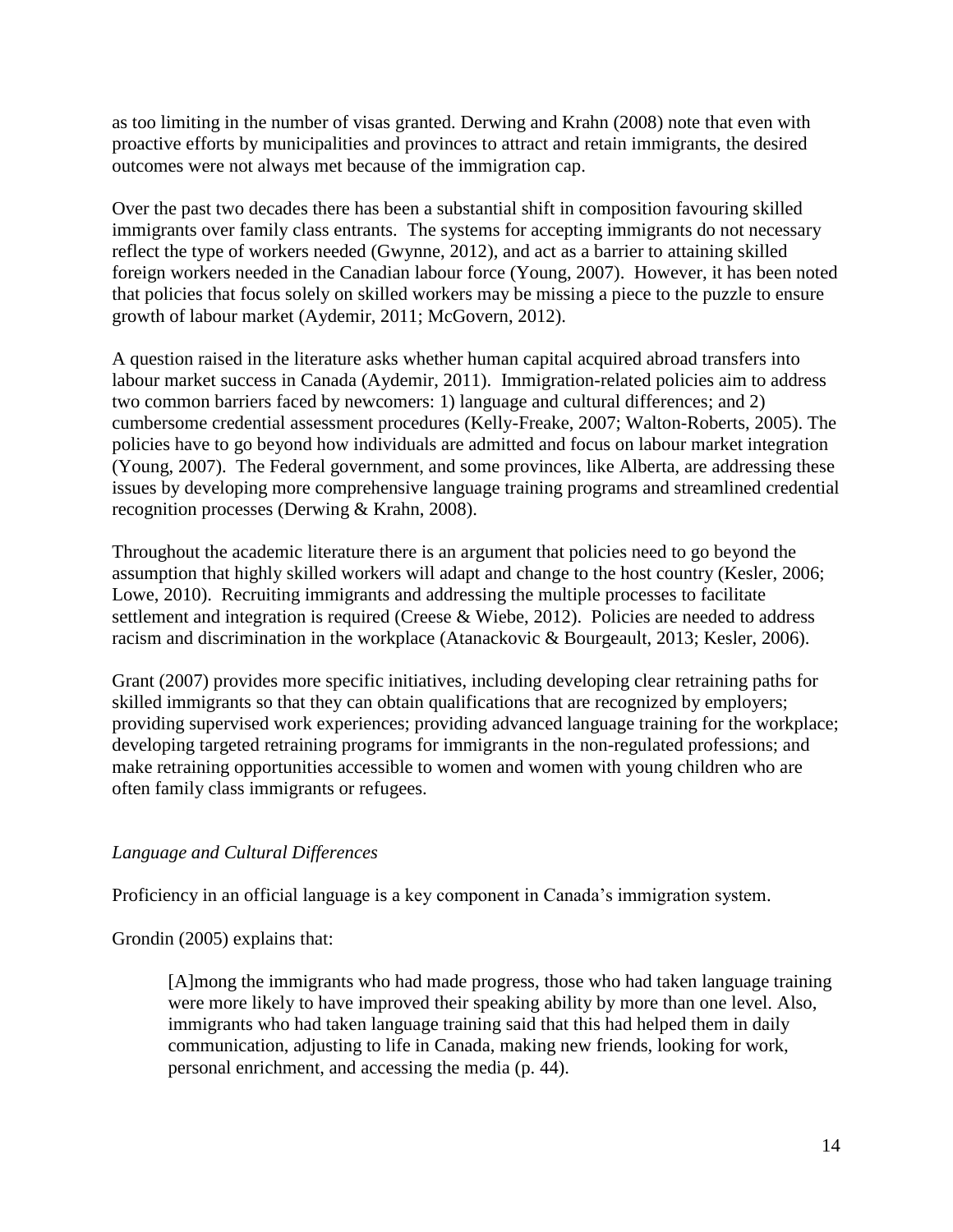as too limiting in the number of visas granted. Derwing and Krahn (2008) note that even with proactive efforts by municipalities and provinces to attract and retain immigrants, the desired outcomes were not always met because of the immigration cap.

Over the past two decades there has been a substantial shift in composition favouring skilled immigrants over family class entrants. The systems for accepting immigrants do not necessary reflect the type of workers needed (Gwynne, 2012), and act as a barrier to attaining skilled foreign workers needed in the Canadian labour force (Young, 2007). However, it has been noted that policies that focus solely on skilled workers may be missing a piece to the puzzle to ensure growth of labour market (Aydemir, 2011; McGovern, 2012).

A question raised in the literature asks whether human capital acquired abroad transfers into labour market success in Canada (Aydemir, 2011). Immigration-related policies aim to address two common barriers faced by newcomers: 1) language and cultural differences; and 2) cumbersome credential assessment procedures (Kelly-Freake, 2007; Walton-Roberts, 2005). The policies have to go beyond how individuals are admitted and focus on labour market integration (Young, 2007). The Federal government, and some provinces, like Alberta, are addressing these issues by developing more comprehensive language training programs and streamlined credential recognition processes (Derwing & Krahn, 2008).

Throughout the academic literature there is an argument that policies need to go beyond the assumption that highly skilled workers will adapt and change to the host country (Kesler, 2006; Lowe, 2010). Recruiting immigrants and addressing the multiple processes to facilitate settlement and integration is required (Creese & Wiebe, 2012). Policies are needed to address racism and discrimination in the workplace (Atanackovic & Bourgeault, 2013; Kesler, 2006).

Grant (2007) provides more specific initiatives, including developing clear retraining paths for skilled immigrants so that they can obtain qualifications that are recognized by employers; providing supervised work experiences; providing advanced language training for the workplace; developing targeted retraining programs for immigrants in the non-regulated professions; and make retraining opportunities accessible to women and women with young children who are often family class immigrants or refugees.

*Language and Cultural Differences*

Proficiency in an official language is a key component in Canada's immigration system.

Grondin (2005) explains that:

> [A]mong the immigrants who had made progress, those who had taken language training were more likely to have improved their speaking ability by more than one level. Also, immigrants who had taken language training said that this had helped them in daily communication, adjusting to life in Canada, making new friends, looking for work, personal enrichment, and accessing the media (p. 44).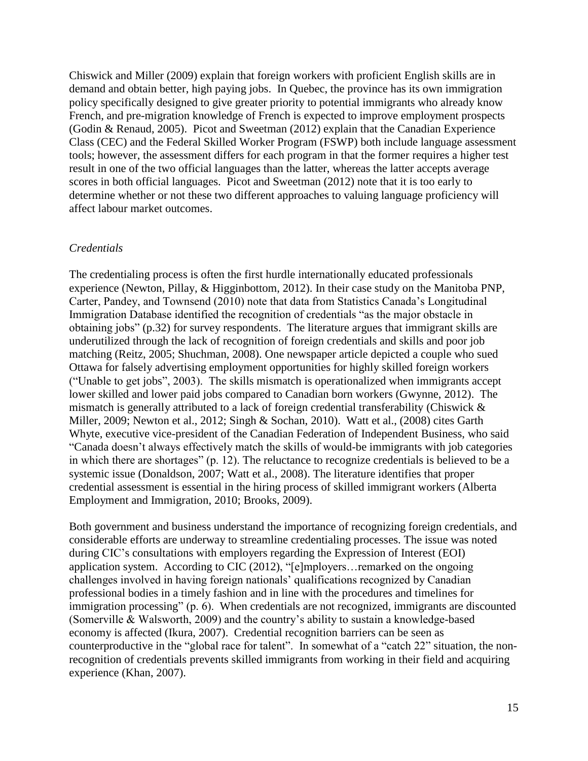Chiswick and Miller (2009) explain that foreign workers with proficient English skills are in demand and obtain better, high paying jobs. In Quebec, the province has its own immigration policy specifically designed to give greater priority to potential immigrants who already know French, and pre-migration knowledge of French is expected to improve employment prospects (Godin & Renaud, 2005). Picot and Sweetman (2012) explain that the Canadian Experience Class (CEC) and the Federal Skilled Worker Program (FSWP) both include language assessment tools; however, the assessment differs for each program in that the former requires a higher test result in one of the two official languages than the latter, whereas the latter accepts average scores in both official languages. Picot and Sweetman (2012) note that it is too early to determine whether or not these two different approaches to valuing language proficiency will affect labour market outcomes.

### *Credentials*

The credentialing process is often the first hurdle internationally educated professionals experience (Newton, Pillay, & Higginbottom, 2012). In their case study on the Manitoba PNP, Carter, Pandey, and Townsend (2010) note that data from Statistics Canada's Longitudinal Immigration Database identified the recognition of credentials "as the major obstacle in obtaining jobs" (p.32) for survey respondents. The literature argues that immigrant skills are underutilized through the lack of recognition of foreign credentials and skills and poor job matching (Reitz, 2005; Shuchman, 2008). One newspaper article depicted a couple who sued Ottawa for falsely advertising employment opportunities for highly skilled foreign workers ("Unable to get jobs", 2003). The skills mismatch is operationalized when immigrants accept lower skilled and lower paid jobs compared to Canadian born workers (Gwynne, 2012). The mismatch is generally attributed to a lack of foreign credential transferability (Chiswick & Miller, 2009; Newton et al., 2012; Singh & Sochan, 2010). Watt et al., (2008) cites Garth Whyte, executive vice-president of the Canadian Federation of Independent Business, who said "Canada doesn't always effectively match the skills of would-be immigrants with job categories in which there are shortages" (p. 12). The reluctance to recognize credentials is believed to be a systemic issue (Donaldson, 2007; Watt et al., 2008). The literature identifies that proper credential assessment is essential in the hiring process of skilled immigrant workers (Alberta Employment and Immigration, 2010; Brooks, 2009).

Both government and business understand the importance of recognizing foreign credentials, and considerable efforts are underway to streamline credentialing processes. The issue was noted during CIC's consultations with employers regarding the Expression of Interest (EOI) application system. According to CIC (2012), "[e]mployers…remarked on the ongoing challenges involved in having foreign nationals' qualifications recognized by Canadian professional bodies in a timely fashion and in line with the procedures and timelines for immigration processing" (p. 6). When credentials are not recognized, immigrants are discounted (Somerville & Walsworth, 2009) and the country's ability to sustain a knowledge-based economy is affected (Ikura, 2007). Credential recognition barriers can be seen as counterproductive in the "global race for talent". In somewhat of a "catch 22" situation, the non-recognition of credentials prevents skilled immigrants from working in their field and acquiring experience (Khan, 2007).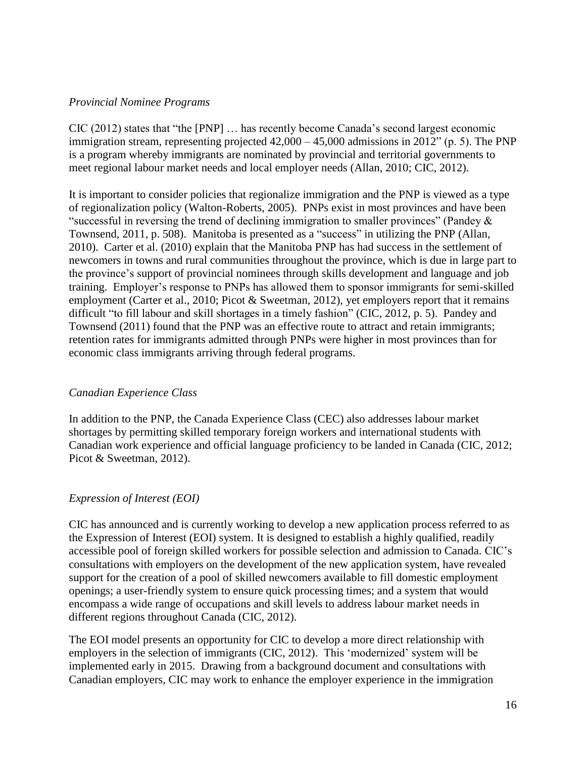### *Provincial Nominee Programs*

CIC (2012) states that "the [PNP] … has recently become Canada's second largest economic immigration stream, representing projected 42,000 – 45,000 admissions in 2012" (p. 5). The PNP is a program whereby immigrants are nominated by provincial and territorial governments to meet regional labour market needs and local employer needs (Allan, 2010; CIC, 2012).

It is important to consider policies that regionalize immigration and the PNP is viewed as a type of regionalization policy (Walton-Roberts, 2005). PNPs exist in most provinces and have been "successful in reversing the trend of declining immigration to smaller provinces" (Pandey & Townsend, 2011, p. 508). Manitoba is presented as a "success" in utilizing the PNP (Allan, 2010). Carter et al. (2010) explain that the Manitoba PNP has had success in the settlement of newcomers in towns and rural communities throughout the province, which is due in large part to the province's support of provincial nominees through skills development and language and job training. Employer's response to PNPs has allowed them to sponsor immigrants for semi-skilled employment (Carter et al., 2010; Picot & Sweetman, 2012), yet employers report that it remains difficult "to fill labour and skill shortages in a timely fashion" (CIC, 2012, p. 5). Pandey and Townsend (2011) found that the PNP was an effective route to attract and retain immigrants; retention rates for immigrants admitted through PNPs were higher in most provinces than for economic class immigrants arriving through federal programs.

### *Canadian Experience Class*

In addition to the PNP, the Canada Experience Class (CEC) also addresses labour market shortages by permitting skilled temporary foreign workers and international students with Canadian work experience and official language proficiency to be landed in Canada (CIC, 2012; Picot & Sweetman, 2012).

### *Expression of Interest (EOI)*

CIC has announced and is currently working to develop a new application process referred to as the Expression of Interest (EOI) system. It is designed to establish a highly qualified, readily accessible pool of foreign skilled workers for possible selection and admission to Canada. CIC's consultations with employers on the development of the new application system, have revealed support for the creation of a pool of skilled newcomers available to fill domestic employment openings; a user-friendly system to ensure quick processing times; and a system that would encompass a wide range of occupations and skill levels to address labour market needs in different regions throughout Canada (CIC, 2012).

The EOI model presents an opportunity for CIC to develop a more direct relationship with employers in the selection of immigrants (CIC, 2012). This 'modernized' system will be implemented early in 2015. Drawing from a background document and consultations with Canadian employers, CIC may work to enhance the employer experience in the immigration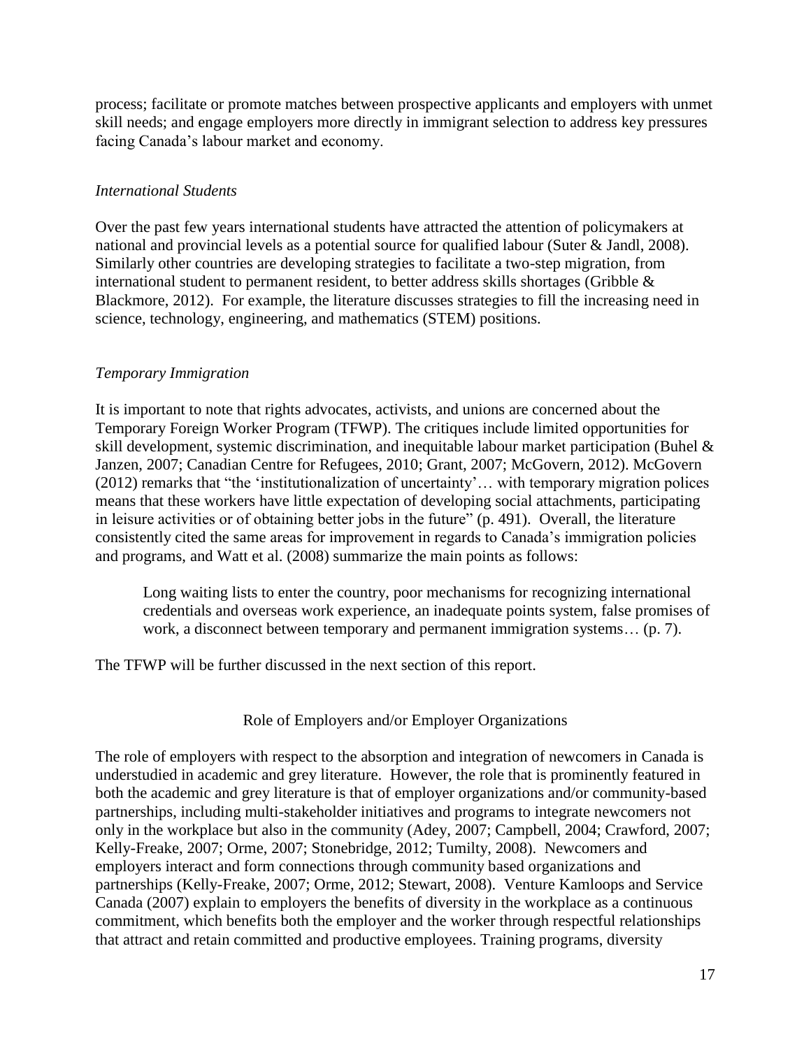process; facilitate or promote matches between prospective applicants and employers with unmet skill needs; and engage employers more directly in immigrant selection to address key pressures facing Canada's labour market and economy.

### *International Students*

Over the past few years international students have attracted the attention of policymakers at national and provincial levels as a potential source for qualified labour (Suter & Jandl, 2008). Similarly other countries are developing strategies to facilitate a two-step migration, from international student to permanent resident, to better address skills shortages (Gribble & Blackmore, 2012). For example, the literature discusses strategies to fill the increasing need in science, technology, engineering, and mathematics (STEM) positions.

### *Temporary Immigration*

It is important to note that rights advocates, activists, and unions are concerned about the Temporary Foreign Worker Program (TFWP). The critiques include limited opportunities for skill development, systemic discrimination, and inequitable labour market participation (Buhel & Janzen, 2007; Canadian Centre for Refugees, 2010; Grant, 2007; McGovern, 2012). McGovern (2012) remarks that "the 'institutionalization of uncertainty'… with temporary migration polices means that these workers have little expectation of developing social attachments, participating in leisure activities or of obtaining better jobs in the future" (p. 491). Overall, the literature consistently cited the same areas for improvement in regards to Canada's immigration policies and programs, and Watt et al. (2008) summarize the main points as follows:

> Long waiting lists to enter the country, poor mechanisms for recognizing international credentials and overseas work experience, an inadequate points system, false promises of work, a disconnect between temporary and permanent immigration systems… (p. 7).

The TFWP will be further discussed in the next section of this report.

## Role of Employers and/or Employer Organizations

The role of employers with respect to the absorption and integration of newcomers in Canada is understudied in academic and grey literature. However, the role that is prominently featured in both the academic and grey literature is that of employer organizations and/or community-based partnerships, including multi-stakeholder initiatives and programs to integrate newcomers not only in the workplace but also in the community (Adey, 2007; Campbell, 2004; Crawford, 2007; Kelly-Freake, 2007; Orme, 2007; Stonebridge, 2012; Tumilty, 2008). Newcomers and employers interact and form connections through community based organizations and partnerships (Kelly-Freake, 2007; Orme, 2012; Stewart, 2008). Venture Kamloops and Service Canada (2007) explain to employers the benefits of diversity in the workplace as a continuous commitment, which benefits both the employer and the worker through respectful relationships that attract and retain committed and productive employees. Training programs, diversity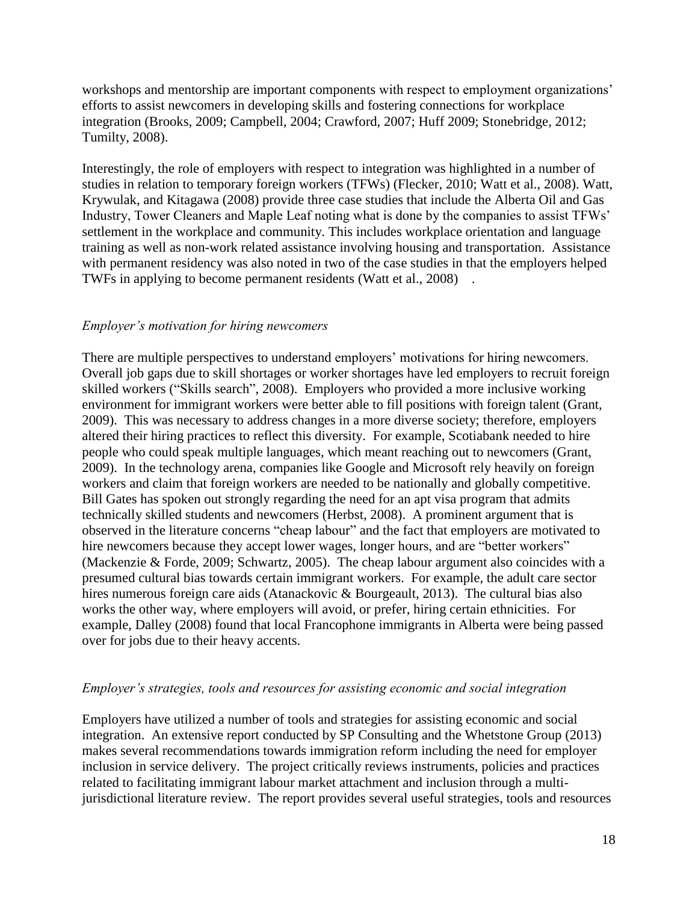workshops and mentorship are important components with respect to employment organizations' efforts to assist newcomers in developing skills and fostering connections for workplace integration (Brooks, 2009; Campbell, 2004; Crawford, 2007; Huff 2009; Stonebridge, 2012; Tumilty, 2008).

Interestingly, the role of employers with respect to integration was highlighted in a number of studies in relation to temporary foreign workers (TFWs) (Flecker, 2010; Watt et al., 2008). Watt, Krywulak, and Kitagawa (2008) provide three case studies that include the Alberta Oil and Gas Industry, Tower Cleaners and Maple Leaf noting what is done by the companies to assist TFWs' settlement in the workplace and community. This includes workplace orientation and language training as well as non-work related assistance involving housing and transportation. Assistance with permanent residency was also noted in two of the case studies in that the employers helped TWFs in applying to become permanent residents (Watt et al., 2008) .

*Employer's motivation for hiring newcomers*

There are multiple perspectives to understand employers' motivations for hiring newcomers. Overall job gaps due to skill shortages or worker shortages have led employers to recruit foreign skilled workers ("Skills search", 2008). Employers who provided a more inclusive working environment for immigrant workers were better able to fill positions with foreign talent (Grant, 2009). This was necessary to address changes in a more diverse society; therefore, employers altered their hiring practices to reflect this diversity. For example, Scotiabank needed to hire people who could speak multiple languages, which meant reaching out to newcomers (Grant, 2009). In the technology arena, companies like Google and Microsoft rely heavily on foreign workers and claim that foreign workers are needed to be nationally and globally competitive. Bill Gates has spoken out strongly regarding the need for an apt visa program that admits technically skilled students and newcomers (Herbst, 2008). A prominent argument that is observed in the literature concerns "cheap labour" and the fact that employers are motivated to hire newcomers because they accept lower wages, longer hours, and are "better workers" (Mackenzie & Forde, 2009; Schwartz, 2005). The cheap labour argument also coincides with a presumed cultural bias towards certain immigrant workers. For example, the adult care sector hires numerous foreign care aids (Atanackovic & Bourgeault, 2013). The cultural bias also works the other way, where employers will avoid, or prefer, hiring certain ethnicities. For example, Dalley (2008) found that local Francophone immigrants in Alberta were being passed over for jobs due to their heavy accents.

*Employer's strategies, tools and resources for assisting economic and social integration*

Employers have utilized a number of tools and strategies for assisting economic and social integration. An extensive report conducted by SP Consulting and the Whetstone Group (2013) makes several recommendations towards immigration reform including the need for employer inclusion in service delivery. The project critically reviews instruments, policies and practices related to facilitating immigrant labour market attachment and inclusion through a multi-jurisdictional literature review. The report provides several useful strategies, tools and resources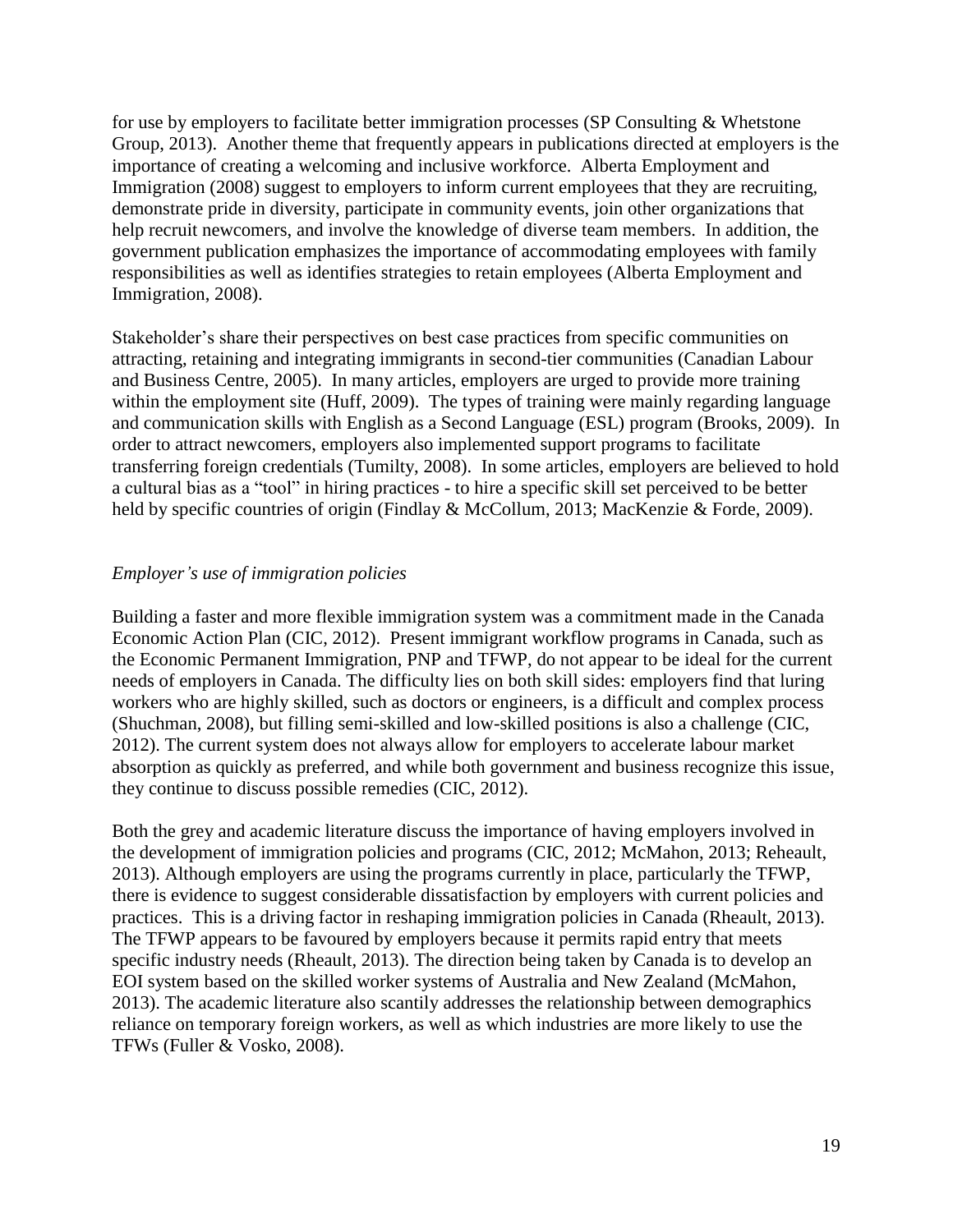for use by employers to facilitate better immigration processes (SP Consulting & Whetstone Group, 2013). Another theme that frequently appears in publications directed at employers is the importance of creating a welcoming and inclusive workforce. Alberta Employment and Immigration (2008) suggest to employers to inform current employees that they are recruiting, demonstrate pride in diversity, participate in community events, join other organizations that help recruit newcomers, and involve the knowledge of diverse team members. In addition, the government publication emphasizes the importance of accommodating employees with family responsibilities as well as identifies strategies to retain employees (Alberta Employment and Immigration, 2008).

Stakeholder's share their perspectives on best case practices from specific communities on attracting, retaining and integrating immigrants in second-tier communities (Canadian Labour and Business Centre, 2005). In many articles, employers are urged to provide more training within the employment site (Huff, 2009). The types of training were mainly regarding language and communication skills with English as a Second Language (ESL) program (Brooks, 2009). In order to attract newcomers, employers also implemented support programs to facilitate transferring foreign credentials (Tumilty, 2008). In some articles, employers are believed to hold a cultural bias as a "tool" in hiring practices - to hire a specific skill set perceived to be better held by specific countries of origin (Findlay & McCollum, 2013; MacKenzie & Forde, 2009).

*Employer's use of immigration policies*

Building a faster and more flexible immigration system was a commitment made in the Canada Economic Action Plan (CIC, 2012). Present immigrant workflow programs in Canada, such as the Economic Permanent Immigration, PNP and TFWP, do not appear to be ideal for the current needs of employers in Canada. The difficulty lies on both skill sides: employers find that luring workers who are highly skilled, such as doctors or engineers, is a difficult and complex process (Shuchman, 2008), but filling semi-skilled and low-skilled positions is also a challenge (CIC, 2012). The current system does not always allow for employers to accelerate labour market absorption as quickly as preferred, and while both government and business recognize this issue, they continue to discuss possible remedies (CIC, 2012).

Both the grey and academic literature discuss the importance of having employers involved in the development of immigration policies and programs (CIC, 2012; McMahon, 2013; Reheault, 2013). Although employers are using the programs currently in place, particularly the TFWP, there is evidence to suggest considerable dissatisfaction by employers with current policies and practices. This is a driving factor in reshaping immigration policies in Canada (Rheault, 2013). The TFWP appears to be favoured by employers because it permits rapid entry that meets specific industry needs (Rheault, 2013). The direction being taken by Canada is to develop an EOI system based on the skilled worker systems of Australia and New Zealand (McMahon, 2013). The academic literature also scantily addresses the relationship between demographics reliance on temporary foreign workers, as well as which industries are more likely to use the TFWs (Fuller & Vosko, 2008).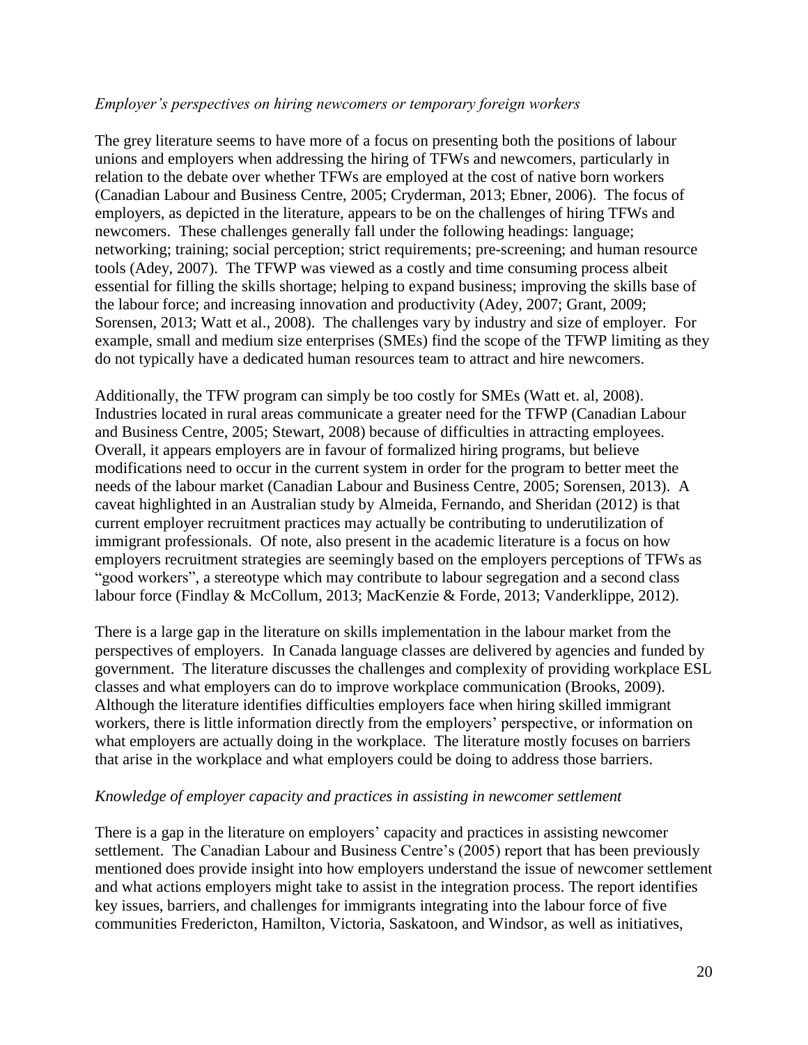*Employer's perspectives on hiring newcomers or temporary foreign workers*

The grey literature seems to have more of a focus on presenting both the positions of labour unions and employers when addressing the hiring of TFWs and newcomers, particularly in relation to the debate over whether TFWs are employed at the cost of native born workers (Canadian Labour and Business Centre, 2005; Cryderman, 2013; Ebner, 2006). The focus of employers, as depicted in the literature, appears to be on the challenges of hiring TFWs and newcomers. These challenges generally fall under the following headings: language; networking; training; social perception; strict requirements; pre-screening; and human resource tools (Adey, 2007). The TFWP was viewed as a costly and time consuming process albeit essential for filling the skills shortage; helping to expand business; improving the skills base of the labour force; and increasing innovation and productivity (Adey, 2007; Grant, 2009; Sorensen, 2013; Watt et al., 2008). The challenges vary by industry and size of employer. For example, small and medium size enterprises (SMEs) find the scope of the TFWP limiting as they do not typically have a dedicated human resources team to attract and hire newcomers.

Additionally, the TFW program can simply be too costly for SMEs (Watt et. al, 2008). Industries located in rural areas communicate a greater need for the TFWP (Canadian Labour and Business Centre, 2005; Stewart, 2008) because of difficulties in attracting employees. Overall, it appears employers are in favour of formalized hiring programs, but believe modifications need to occur in the current system in order for the program to better meet the needs of the labour market (Canadian Labour and Business Centre, 2005; Sorensen, 2013). A caveat highlighted in an Australian study by Almeida, Fernando, and Sheridan (2012) is that current employer recruitment practices may actually be contributing to underutilization of immigrant professionals. Of note, also present in the academic literature is a focus on how employers recruitment strategies are seemingly based on the employers perceptions of TFWs as "good workers", a stereotype which may contribute to labour segregation and a second class labour force (Findlay & McCollum, 2013; MacKenzie & Forde, 2013; Vanderklippe, 2012).

There is a large gap in the literature on skills implementation in the labour market from the perspectives of employers. In Canada language classes are delivered by agencies and funded by government. The literature discusses the challenges and complexity of providing workplace ESL classes and what employers can do to improve workplace communication (Brooks, 2009). Although the literature identifies difficulties employers face when hiring skilled immigrant workers, there is little information directly from the employers' perspective, or information on what employers are actually doing in the workplace. The literature mostly focuses on barriers that arise in the workplace and what employers could be doing to address those barriers.

*Knowledge of employer capacity and practices in assisting in newcomer settlement*

There is a gap in the literature on employers' capacity and practices in assisting newcomer settlement. The Canadian Labour and Business Centre's (2005) report that has been previously mentioned does provide insight into how employers understand the issue of newcomer settlement and what actions employers might take to assist in the integration process. The report identifies key issues, barriers, and challenges for immigrants integrating into the labour force of five communities Fredericton, Hamilton, Victoria, Saskatoon, and Windsor, as well as initiatives,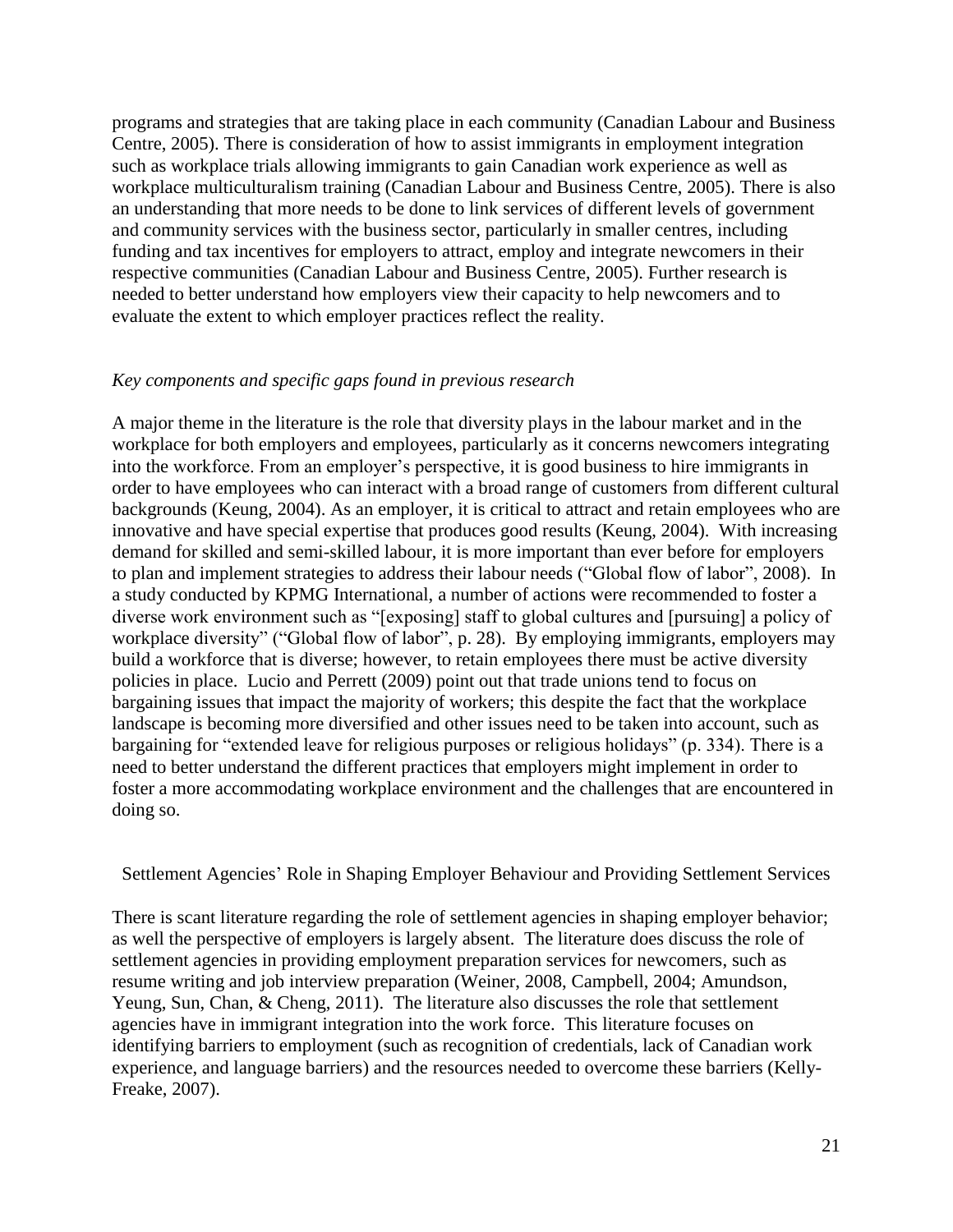programs and strategies that are taking place in each community (Canadian Labour and Business Centre, 2005). There is consideration of how to assist immigrants in employment integration such as workplace trials allowing immigrants to gain Canadian work experience as well as workplace multiculturalism training (Canadian Labour and Business Centre, 2005). There is also an understanding that more needs to be done to link services of different levels of government and community services with the business sector, particularly in smaller centres, including funding and tax incentives for employers to attract, employ and integrate newcomers in their respective communities (Canadian Labour and Business Centre, 2005). Further research is needed to better understand how employers view their capacity to help newcomers and to evaluate the extent to which employer practices reflect the reality.

### *Key components and specific gaps found in previous research*

A major theme in the literature is the role that diversity plays in the labour market and in the workplace for both employers and employees, particularly as it concerns newcomers integrating into the workforce. From an employer's perspective, it is good business to hire immigrants in order to have employees who can interact with a broad range of customers from different cultural backgrounds (Keung, 2004). As an employer, it is critical to attract and retain employees who are innovative and have special expertise that produces good results (Keung, 2004). With increasing demand for skilled and semi-skilled labour, it is more important than ever before for employers to plan and implement strategies to address their labour needs ("Global flow of labor", 2008). In a study conducted by KPMG International, a number of actions were recommended to foster a diverse work environment such as "[exposing] staff to global cultures and [pursuing] a policy of workplace diversity" ("Global flow of labor", p. 28). By employing immigrants, employers may build a workforce that is diverse; however, to retain employees there must be active diversity policies in place. Lucio and Perrett (2009) point out that trade unions tend to focus on bargaining issues that impact the majority of workers; this despite the fact that the workplace landscape is becoming more diversified and other issues need to be taken into account, such as bargaining for "extended leave for religious purposes or religious holidays" (p. 334). There is a need to better understand the different practices that employers might implement in order to foster a more accommodating workplace environment and the challenges that are encountered in doing so.

## Settlement Agencies' Role in Shaping Employer Behaviour and Providing Settlement Services

There is scant literature regarding the role of settlement agencies in shaping employer behavior; as well the perspective of employers is largely absent. The literature does discuss the role of settlement agencies in providing employment preparation services for newcomers, such as resume writing and job interview preparation (Weiner, 2008, Campbell, 2004; Amundson, Yeung, Sun, Chan, & Cheng, 2011). The literature also discusses the role that settlement agencies have in immigrant integration into the work force. This literature focuses on identifying barriers to employment (such as recognition of credentials, lack of Canadian work experience, and language barriers) and the resources needed to overcome these barriers (Kelly-Freake, 2007).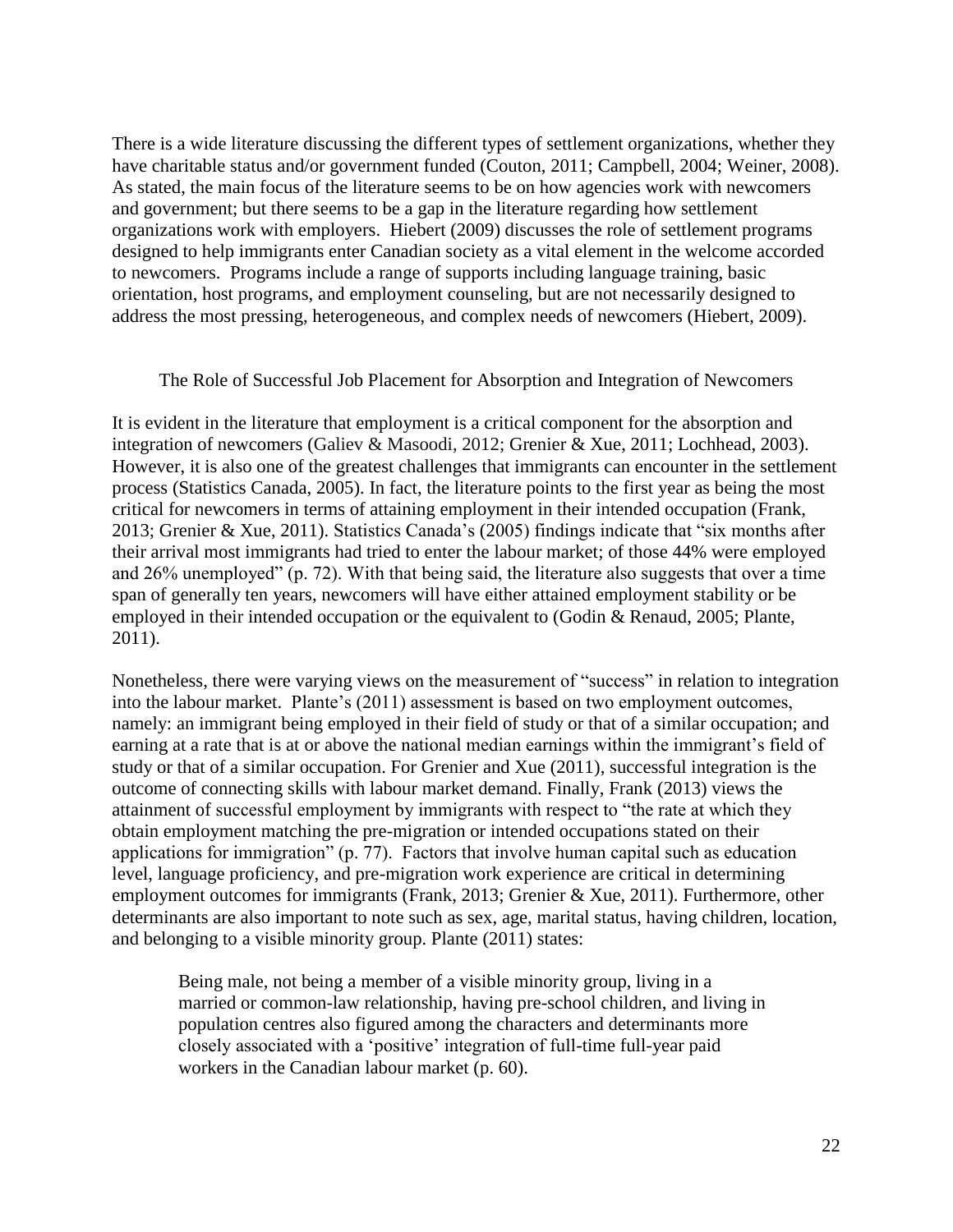There is a wide literature discussing the different types of settlement organizations, whether they have charitable status and/or government funded (Couton, 2011; Campbell, 2004; Weiner, 2008). As stated, the main focus of the literature seems to be on how agencies work with newcomers and government; but there seems to be a gap in the literature regarding how settlement organizations work with employers. Hiebert (2009) discusses the role of settlement programs designed to help immigrants enter Canadian society as a vital element in the welcome accorded to newcomers. Programs include a range of supports including language training, basic orientation, host programs, and employment counseling, but are not necessarily designed to address the most pressing, heterogeneous, and complex needs of newcomers (Hiebert, 2009).

## The Role of Successful Job Placement for Absorption and Integration of Newcomers

It is evident in the literature that employment is a critical component for the absorption and integration of newcomers (Galiev & Masoodi, 2012; Grenier & Xue, 2011; Lochhead, 2003). However, it is also one of the greatest challenges that immigrants can encounter in the settlement process (Statistics Canada, 2005). In fact, the literature points to the first year as being the most critical for newcomers in terms of attaining employment in their intended occupation (Frank, 2013; Grenier & Xue, 2011). Statistics Canada's (2005) findings indicate that "six months after their arrival most immigrants had tried to enter the labour market; of those 44% were employed and 26% unemployed" (p. 72). With that being said, the literature also suggests that over a time span of generally ten years, newcomers will have either attained employment stability or be employed in their intended occupation or the equivalent to (Godin & Renaud, 2005; Plante, 2011).

Nonetheless, there were varying views on the measurement of "success" in relation to integration into the labour market. Plante's (2011) assessment is based on two employment outcomes, namely: an immigrant being employed in their field of study or that of a similar occupation; and earning at a rate that is at or above the national median earnings within the immigrant's field of study or that of a similar occupation. For Grenier and Xue (2011), successful integration is the outcome of connecting skills with labour market demand. Finally, Frank (2013) views the attainment of successful employment by immigrants with respect to "the rate at which they obtain employment matching the pre-migration or intended occupations stated on their applications for immigration" (p. 77). Factors that involve human capital such as education level, language proficiency, and pre-migration work experience are critical in determining employment outcomes for immigrants (Frank, 2013; Grenier & Xue, 2011). Furthermore, other determinants are also important to note such as sex, age, marital status, having children, location, and belonging to a visible minority group. Plante (2011) states:

> Being male, not being a member of a visible minority group, living in a married or common-law relationship, having pre-school children, and living in population centres also figured among the characters and determinants more closely associated with a 'positive' integration of full-time full-year paid workers in the Canadian labour market (p. 60).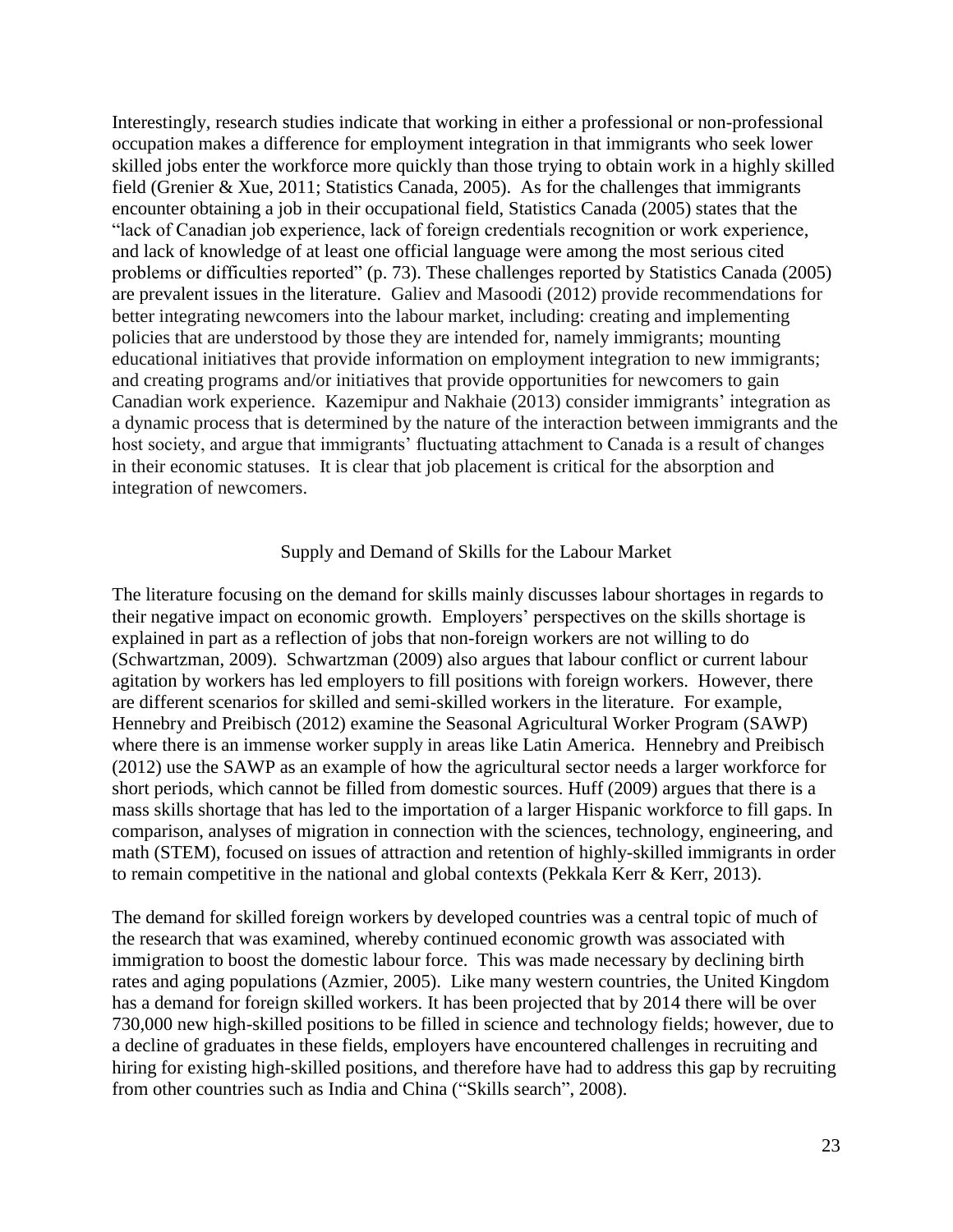Interestingly, research studies indicate that working in either a professional or non-professional occupation makes a difference for employment integration in that immigrants who seek lower skilled jobs enter the workforce more quickly than those trying to obtain work in a highly skilled field (Grenier & Xue, 2011; Statistics Canada, 2005). As for the challenges that immigrants encounter obtaining a job in their occupational field, Statistics Canada (2005) states that the "lack of Canadian job experience, lack of foreign credentials recognition or work experience, and lack of knowledge of at least one official language were among the most serious cited problems or difficulties reported" (p. 73). These challenges reported by Statistics Canada (2005) are prevalent issues in the literature. Galiev and Masoodi (2012) provide recommendations for better integrating newcomers into the labour market, including: creating and implementing policies that are understood by those they are intended for, namely immigrants; mounting educational initiatives that provide information on employment integration to new immigrants; and creating programs and/or initiatives that provide opportunities for newcomers to gain Canadian work experience. Kazemipur and Nakhaie (2013) consider immigrants' integration as a dynamic process that is determined by the nature of the interaction between immigrants and the host society, and argue that immigrants' fluctuating attachment to Canada is a result of changes in their economic statuses. It is clear that job placement is critical for the absorption and integration of newcomers.

## Supply and Demand of Skills for the Labour Market

The literature focusing on the demand for skills mainly discusses labour shortages in regards to their negative impact on economic growth. Employers' perspectives on the skills shortage is explained in part as a reflection of jobs that non-foreign workers are not willing to do (Schwartzman, 2009). Schwartzman (2009) also argues that labour conflict or current labour agitation by workers has led employers to fill positions with foreign workers. However, there are different scenarios for skilled and semi-skilled workers in the literature. For example, Hennebry and Preibisch (2012) examine the Seasonal Agricultural Worker Program (SAWP) where there is an immense worker supply in areas like Latin America. Hennebry and Preibisch (2012) use the SAWP as an example of how the agricultural sector needs a larger workforce for short periods, which cannot be filled from domestic sources. Huff (2009) argues that there is a mass skills shortage that has led to the importation of a larger Hispanic workforce to fill gaps. In comparison, analyses of migration in connection with the sciences, technology, engineering, and math (STEM), focused on issues of attraction and retention of highly-skilled immigrants in order to remain competitive in the national and global contexts (Pekkala Kerr & Kerr, 2013).

The demand for skilled foreign workers by developed countries was a central topic of much of the research that was examined, whereby continued economic growth was associated with immigration to boost the domestic labour force. This was made necessary by declining birth rates and aging populations (Azmier, 2005). Like many western countries, the United Kingdom has a demand for foreign skilled workers. It has been projected that by 2014 there will be over 730,000 new high-skilled positions to be filled in science and technology fields; however, due to a decline of graduates in these fields, employers have encountered challenges in recruiting and hiring for existing high-skilled positions, and therefore have had to address this gap by recruiting from other countries such as India and China ("Skills search", 2008).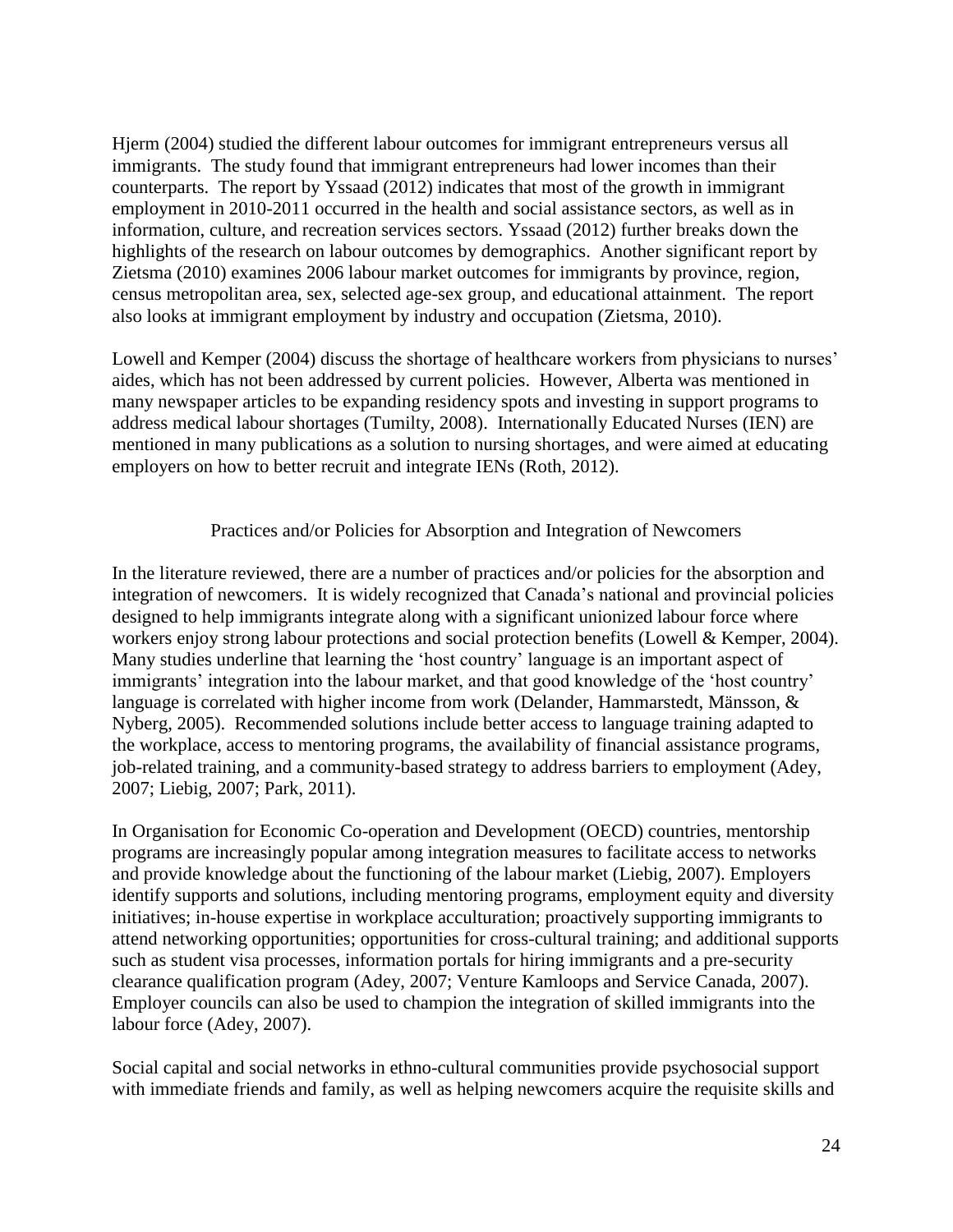Hjerm (2004) studied the different labour outcomes for immigrant entrepreneurs versus all immigrants. The study found that immigrant entrepreneurs had lower incomes than their counterparts. The report by Yssaad (2012) indicates that most of the growth in immigrant employment in 2010-2011 occurred in the health and social assistance sectors, as well as in information, culture, and recreation services sectors. Yssaad (2012) further breaks down the highlights of the research on labour outcomes by demographics. Another significant report by Zietsma (2010) examines 2006 labour market outcomes for immigrants by province, region, census metropolitan area, sex, selected age-sex group, and educational attainment. The report also looks at immigrant employment by industry and occupation (Zietsma, 2010).

Lowell and Kemper (2004) discuss the shortage of healthcare workers from physicians to nurses' aides, which has not been addressed by current policies. However, Alberta was mentioned in many newspaper articles to be expanding residency spots and investing in support programs to address medical labour shortages (Tumilty, 2008). Internationally Educated Nurses (IEN) are mentioned in many publications as a solution to nursing shortages, and were aimed at educating employers on how to better recruit and integrate IENs (Roth, 2012).

## Practices and/or Policies for Absorption and Integration of Newcomers

In the literature reviewed, there are a number of practices and/or policies for the absorption and integration of newcomers. It is widely recognized that Canada's national and provincial policies designed to help immigrants integrate along with a significant unionized labour force where workers enjoy strong labour protections and social protection benefits (Lowell & Kemper, 2004). Many studies underline that learning the 'host country' language is an important aspect of immigrants' integration into the labour market, and that good knowledge of the 'host country' language is correlated with higher income from work (Delander, Hammarstedt, Mänsson, & Nyberg, 2005). Recommended solutions include better access to language training adapted to the workplace, access to mentoring programs, the availability of financial assistance programs, job-related training, and a community-based strategy to address barriers to employment (Adey, 2007; Liebig, 2007; Park, 2011).

In Organisation for Economic Co-operation and Development (OECD) countries, mentorship programs are increasingly popular among integration measures to facilitate access to networks and provide knowledge about the functioning of the labour market (Liebig, 2007). Employers identify supports and solutions, including mentoring programs, employment equity and diversity initiatives; in-house expertise in workplace acculturation; proactively supporting immigrants to attend networking opportunities; opportunities for cross-cultural training; and additional supports such as student visa processes, information portals for hiring immigrants and a pre-security clearance qualification program (Adey, 2007; Venture Kamloops and Service Canada, 2007). Employer councils can also be used to champion the integration of skilled immigrants into the labour force (Adey, 2007).

Social capital and social networks in ethno-cultural communities provide psychosocial support with immediate friends and family, as well as helping newcomers acquire the requisite skills and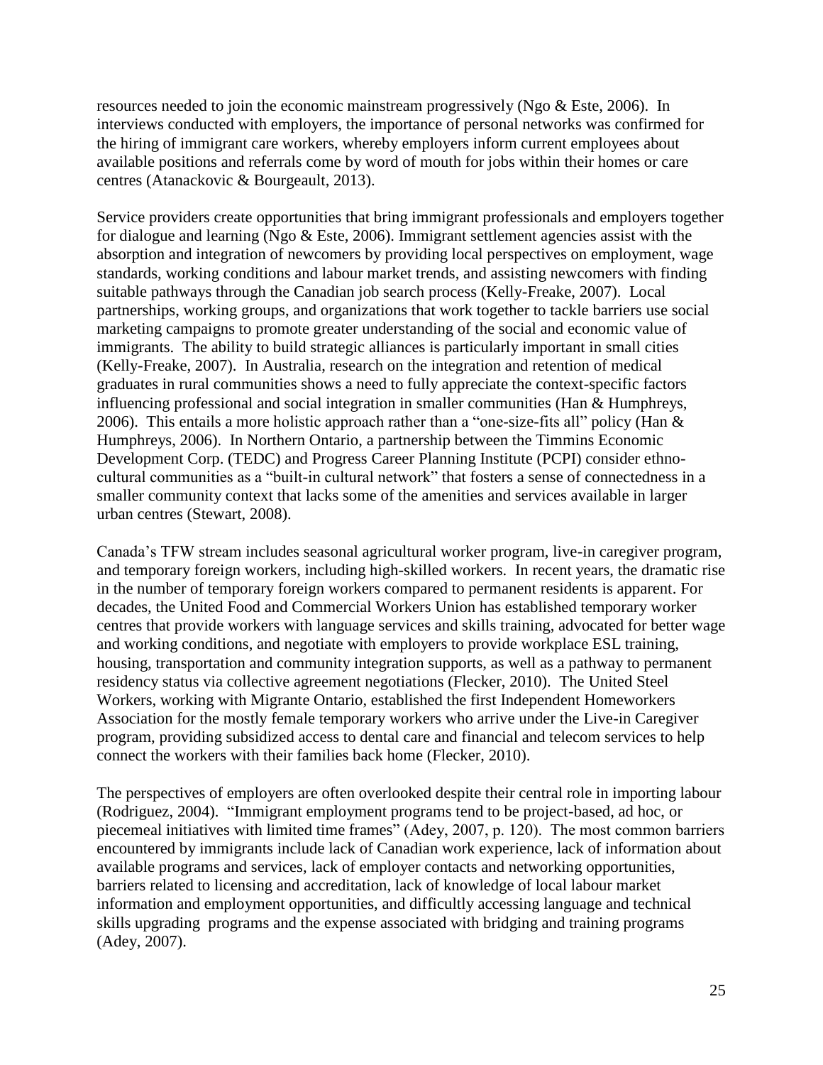resources needed to join the economic mainstream progressively (Ngo & Este, 2006). In interviews conducted with employers, the importance of personal networks was confirmed for the hiring of immigrant care workers, whereby employers inform current employees about available positions and referrals come by word of mouth for jobs within their homes or care centres (Atanackovic & Bourgeault, 2013).

Service providers create opportunities that bring immigrant professionals and employers together for dialogue and learning (Ngo & Este, 2006). Immigrant settlement agencies assist with the absorption and integration of newcomers by providing local perspectives on employment, wage standards, working conditions and labour market trends, and assisting newcomers with finding suitable pathways through the Canadian job search process (Kelly-Freake, 2007). Local partnerships, working groups, and organizations that work together to tackle barriers use social marketing campaigns to promote greater understanding of the social and economic value of immigrants. The ability to build strategic alliances is particularly important in small cities (Kelly-Freake, 2007). In Australia, research on the integration and retention of medical graduates in rural communities shows a need to fully appreciate the context-specific factors influencing professional and social integration in smaller communities (Han & Humphreys, 2006). This entails a more holistic approach rather than a "one-size-fits all" policy (Han & Humphreys, 2006). In Northern Ontario, a partnership between the Timmins Economic Development Corp. (TEDC) and Progress Career Planning Institute (PCPI) consider ethno-cultural communities as a "built-in cultural network" that fosters a sense of connectedness in a smaller community context that lacks some of the amenities and services available in larger urban centres (Stewart, 2008).

Canada's TFW stream includes seasonal agricultural worker program, live-in caregiver program, and temporary foreign workers, including high-skilled workers. In recent years, the dramatic rise in the number of temporary foreign workers compared to permanent residents is apparent. For decades, the United Food and Commercial Workers Union has established temporary worker centres that provide workers with language services and skills training, advocated for better wage and working conditions, and negotiate with employers to provide workplace ESL training, housing, transportation and community integration supports, as well as a pathway to permanent residency status via collective agreement negotiations (Flecker, 2010). The United Steel Workers, working with Migrante Ontario, established the first Independent Homeworkers Association for the mostly female temporary workers who arrive under the Live-in Caregiver program, providing subsidized access to dental care and financial and telecom services to help connect the workers with their families back home (Flecker, 2010).

The perspectives of employers are often overlooked despite their central role in importing labour (Rodriguez, 2004). "Immigrant employment programs tend to be project-based, ad hoc, or piecemeal initiatives with limited time frames" (Adey, 2007, p. 120). The most common barriers encountered by immigrants include lack of Canadian work experience, lack of information about available programs and services, lack of employer contacts and networking opportunities, barriers related to licensing and accreditation, lack of knowledge of local labour market information and employment opportunities, and difficultly accessing language and technical skills upgrading programs and the expense associated with bridging and training programs (Adey, 2007).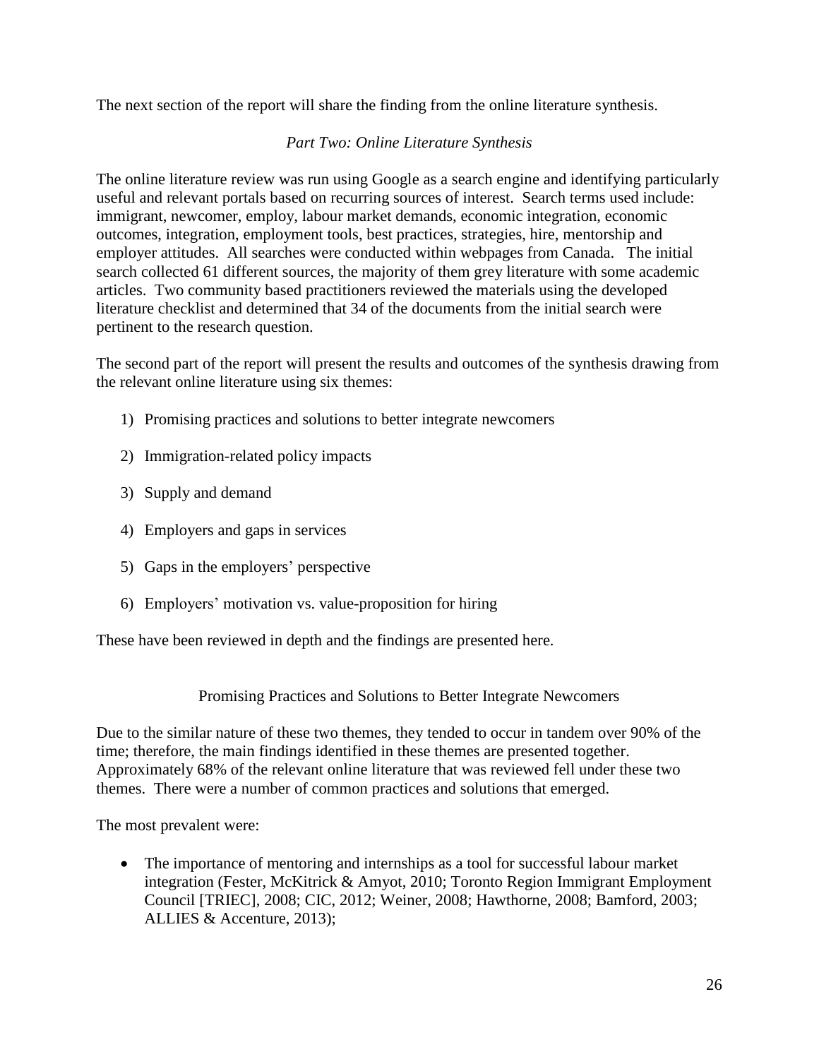The next section of the report will share the finding from the online literature synthesis.

## *Part Two: Online Literature Synthesis*

The online literature review was run using Google as a search engine and identifying particularly useful and relevant portals based on recurring sources of interest. Search terms used include: immigrant, newcomer, employ, labour market demands, economic integration, economic outcomes, integration, employment tools, best practices, strategies, hire, mentorship and employer attitudes. All searches were conducted within webpages from Canada. The initial search collected 61 different sources, the majority of them grey literature with some academic articles. Two community based practitioners reviewed the materials using the developed literature checklist and determined that 34 of the documents from the initial search were pertinent to the research question.

The second part of the report will present the results and outcomes of the synthesis drawing from the relevant online literature using six themes:

1) Promising practices and solutions to better integrate newcomers
2) Immigration-related policy impacts
3) Supply and demand
4) Employers and gaps in services
5) Gaps in the employers' perspective
6) Employers' motivation vs. value-proposition for hiring

These have been reviewed in depth and the findings are presented here.

### Promising Practices and Solutions to Better Integrate Newcomers

Due to the similar nature of these two themes, they tended to occur in tandem over 90% of the time; therefore, the main findings identified in these themes are presented together. Approximately 68% of the relevant online literature that was reviewed fell under these two themes. There were a number of common practices and solutions that emerged.

The most prevalent were:

- The importance of mentoring and internships as a tool for successful labour market integration (Fester, McKitrick & Amyot, 2010; Toronto Region Immigrant Employment Council [TRIEC], 2008; CIC, 2012; Weiner, 2008; Hawthorne, 2008; Bamford, 2003; ALLIES & Accenture, 2013);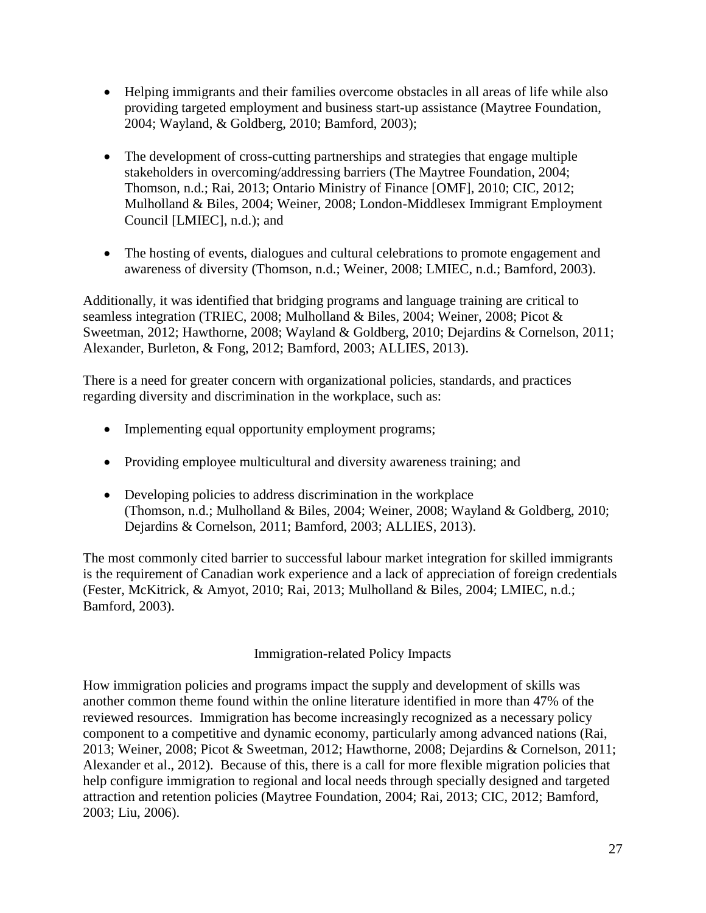- Helping immigrants and their families overcome obstacles in all areas of life while also providing targeted employment and business start-up assistance (Maytree Foundation, 2004; Wayland, & Goldberg, 2010; Bamford, 2003);

- The development of cross-cutting partnerships and strategies that engage multiple stakeholders in overcoming/addressing barriers (The Maytree Foundation, 2004; Thomson, n.d.; Rai, 2013; Ontario Ministry of Finance [OMF], 2010; CIC, 2012; Mulholland & Biles, 2004; Weiner, 2008; London-Middlesex Immigrant Employment Council [LMIEC], n.d.); and

- The hosting of events, dialogues and cultural celebrations to promote engagement and awareness of diversity (Thomson, n.d.; Weiner, 2008; LMIEC, n.d.; Bamford, 2003).

Additionally, it was identified that bridging programs and language training are critical to seamless integration (TRIEC, 2008; Mulholland & Biles, 2004; Weiner, 2008; Picot & Sweetman, 2012; Hawthorne, 2008; Wayland & Goldberg, 2010; Dejardins & Cornelson, 2011; Alexander, Burleton, & Fong, 2012; Bamford, 2003; ALLIES, 2013).

There is a need for greater concern with organizational policies, standards, and practices regarding diversity and discrimination in the workplace, such as:

- Implementing equal opportunity employment programs;

- Providing employee multicultural and diversity awareness training; and

- Developing policies to address discrimination in the workplace (Thomson, n.d.; Mulholland & Biles, 2004; Weiner, 2008; Wayland & Goldberg, 2010; Dejardins & Cornelson, 2011; Bamford, 2003; ALLIES, 2013).

The most commonly cited barrier to successful labour market integration for skilled immigrants is the requirement of Canadian work experience and a lack of appreciation of foreign credentials (Fester, McKitrick, & Amyot, 2010; Rai, 2013; Mulholland & Biles, 2004; LMIEC, n.d.; Bamford, 2003).

## Immigration-related Policy Impacts

How immigration policies and programs impact the supply and development of skills was another common theme found within the online literature identified in more than 47% of the reviewed resources. Immigration has become increasingly recognized as a necessary policy component to a competitive and dynamic economy, particularly among advanced nations (Rai, 2013; Weiner, 2008; Picot & Sweetman, 2012; Hawthorne, 2008; Dejardins & Cornelson, 2011; Alexander et al., 2012). Because of this, there is a call for more flexible migration policies that help configure immigration to regional and local needs through specially designed and targeted attraction and retention policies (Maytree Foundation, 2004; Rai, 2013; CIC, 2012; Bamford, 2003; Liu, 2006).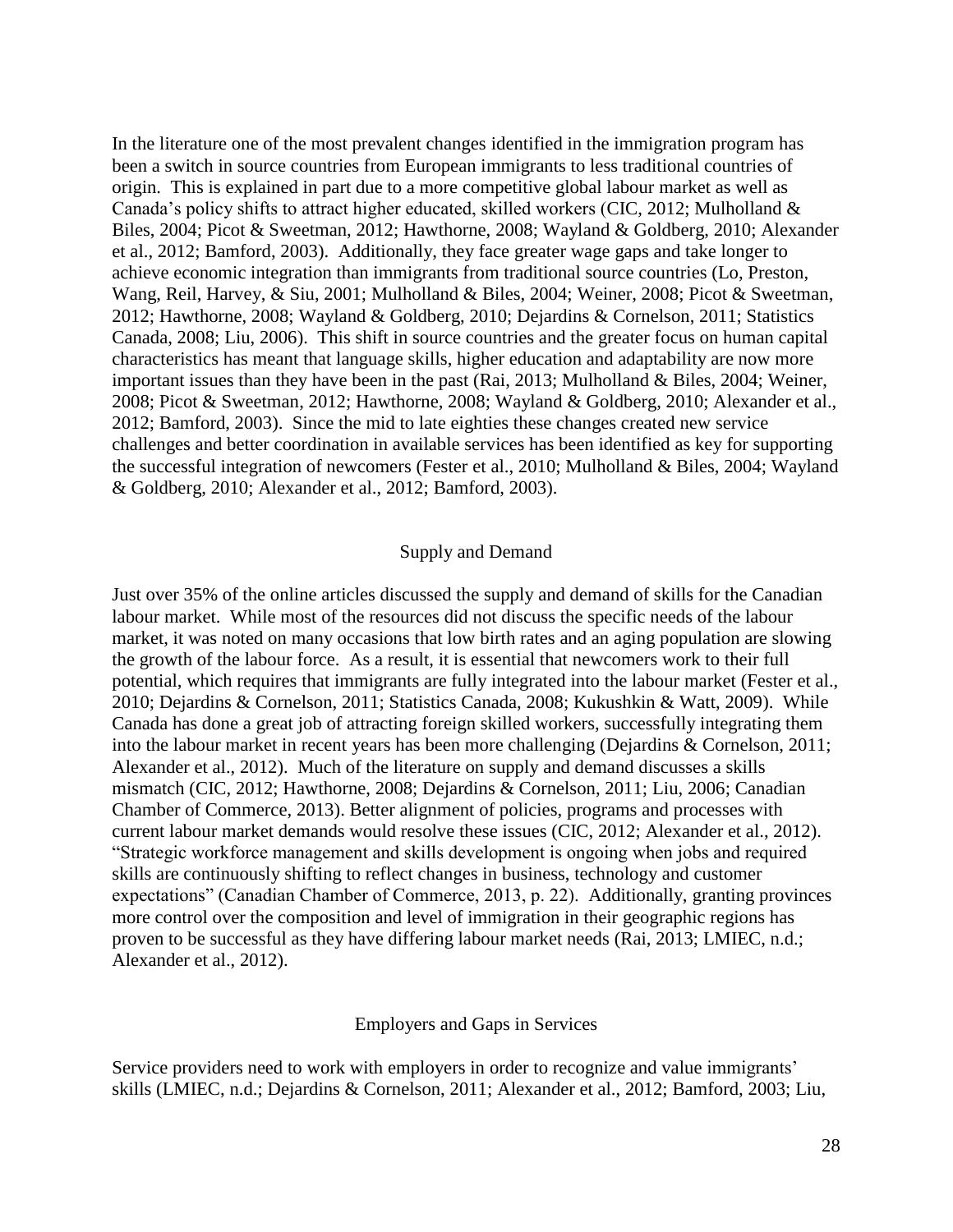In the literature one of the most prevalent changes identified in the immigration program has been a switch in source countries from European immigrants to less traditional countries of origin. This is explained in part due to a more competitive global labour market as well as Canada's policy shifts to attract higher educated, skilled workers (CIC, 2012; Mulholland & Biles, 2004; Picot & Sweetman, 2012; Hawthorne, 2008; Wayland & Goldberg, 2010; Alexander et al., 2012; Bamford, 2003). Additionally, they face greater wage gaps and take longer to achieve economic integration than immigrants from traditional source countries (Lo, Preston, Wang, Reil, Harvey, & Siu, 2001; Mulholland & Biles, 2004; Weiner, 2008; Picot & Sweetman, 2012; Hawthorne, 2008; Wayland & Goldberg, 2010; Dejardins & Cornelson, 2011; Statistics Canada, 2008; Liu, 2006). This shift in source countries and the greater focus on human capital characteristics has meant that language skills, higher education and adaptability are now more important issues than they have been in the past (Rai, 2013; Mulholland & Biles, 2004; Weiner, 2008; Picot & Sweetman, 2012; Hawthorne, 2008; Wayland & Goldberg, 2010; Alexander et al., 2012; Bamford, 2003). Since the mid to late eighties these changes created new service challenges and better coordination in available services has been identified as key for supporting the successful integration of newcomers (Fester et al., 2010; Mulholland & Biles, 2004; Wayland & Goldberg, 2010; Alexander et al., 2012; Bamford, 2003).

## Supply and Demand

Just over 35% of the online articles discussed the supply and demand of skills for the Canadian labour market. While most of the resources did not discuss the specific needs of the labour market, it was noted on many occasions that low birth rates and an aging population are slowing the growth of the labour force. As a result, it is essential that newcomers work to their full potential, which requires that immigrants are fully integrated into the labour market (Fester et al., 2010; Dejardins & Cornelson, 2011; Statistics Canada, 2008; Kukushkin & Watt, 2009). While Canada has done a great job of attracting foreign skilled workers, successfully integrating them into the labour market in recent years has been more challenging (Dejardins & Cornelson, 2011; Alexander et al., 2012). Much of the literature on supply and demand discusses a skills mismatch (CIC, 2012; Hawthorne, 2008; Dejardins & Cornelson, 2011; Liu, 2006; Canadian Chamber of Commerce, 2013). Better alignment of policies, programs and processes with current labour market demands would resolve these issues (CIC, 2012; Alexander et al., 2012). "Strategic workforce management and skills development is ongoing when jobs and required skills are continuously shifting to reflect changes in business, technology and customer expectations" (Canadian Chamber of Commerce, 2013, p. 22). Additionally, granting provinces more control over the composition and level of immigration in their geographic regions has proven to be successful as they have differing labour market needs (Rai, 2013; LMIEC, n.d.; Alexander et al., 2012).

## Employers and Gaps in Services

Service providers need to work with employers in order to recognize and value immigrants' skills (LMIEC, n.d.; Dejardins & Cornelson, 2011; Alexander et al., 2012; Bamford, 2003; Liu,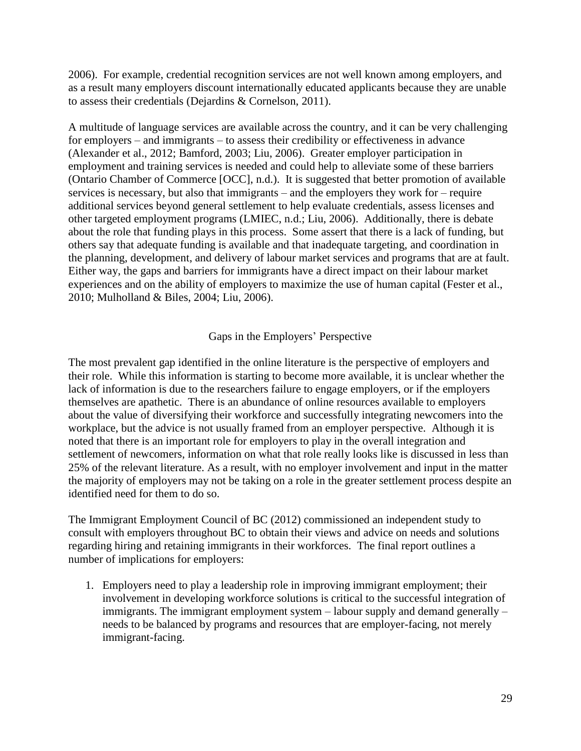2006). For example, credential recognition services are not well known among employers, and as a result many employers discount internationally educated applicants because they are unable to assess their credentials (Dejardins & Cornelson, 2011).

A multitude of language services are available across the country, and it can be very challenging for employers – and immigrants – to assess their credibility or effectiveness in advance (Alexander et al., 2012; Bamford, 2003; Liu, 2006). Greater employer participation in employment and training services is needed and could help to alleviate some of these barriers (Ontario Chamber of Commerce [OCC], n.d.). It is suggested that better promotion of available services is necessary, but also that immigrants – and the employers they work for – require additional services beyond general settlement to help evaluate credentials, assess licenses and other targeted employment programs (LMIEC, n.d.; Liu, 2006). Additionally, there is debate about the role that funding plays in this process. Some assert that there is a lack of funding, but others say that adequate funding is available and that inadequate targeting, and coordination in the planning, development, and delivery of labour market services and programs that are at fault. Either way, the gaps and barriers for immigrants have a direct impact on their labour market experiences and on the ability of employers to maximize the use of human capital (Fester et al., 2010; Mulholland & Biles, 2004; Liu, 2006).

## Gaps in the Employers' Perspective

The most prevalent gap identified in the online literature is the perspective of employers and their role. While this information is starting to become more available, it is unclear whether the lack of information is due to the researchers failure to engage employers, or if the employers themselves are apathetic. There is an abundance of online resources available to employers about the value of diversifying their workforce and successfully integrating newcomers into the workplace, but the advice is not usually framed from an employer perspective. Although it is noted that there is an important role for employers to play in the overall integration and settlement of newcomers, information on what that role really looks like is discussed in less than 25% of the relevant literature. As a result, with no employer involvement and input in the matter the majority of employers may not be taking on a role in the greater settlement process despite an identified need for them to do so.

The Immigrant Employment Council of BC (2012) commissioned an independent study to consult with employers throughout BC to obtain their views and advice on needs and solutions regarding hiring and retaining immigrants in their workforces. The final report outlines a number of implications for employers:

1. Employers need to play a leadership role in improving immigrant employment; their involvement in developing workforce solutions is critical to the successful integration of immigrants. The immigrant employment system – labour supply and demand generally – needs to be balanced by programs and resources that are employer-facing, not merely immigrant-facing.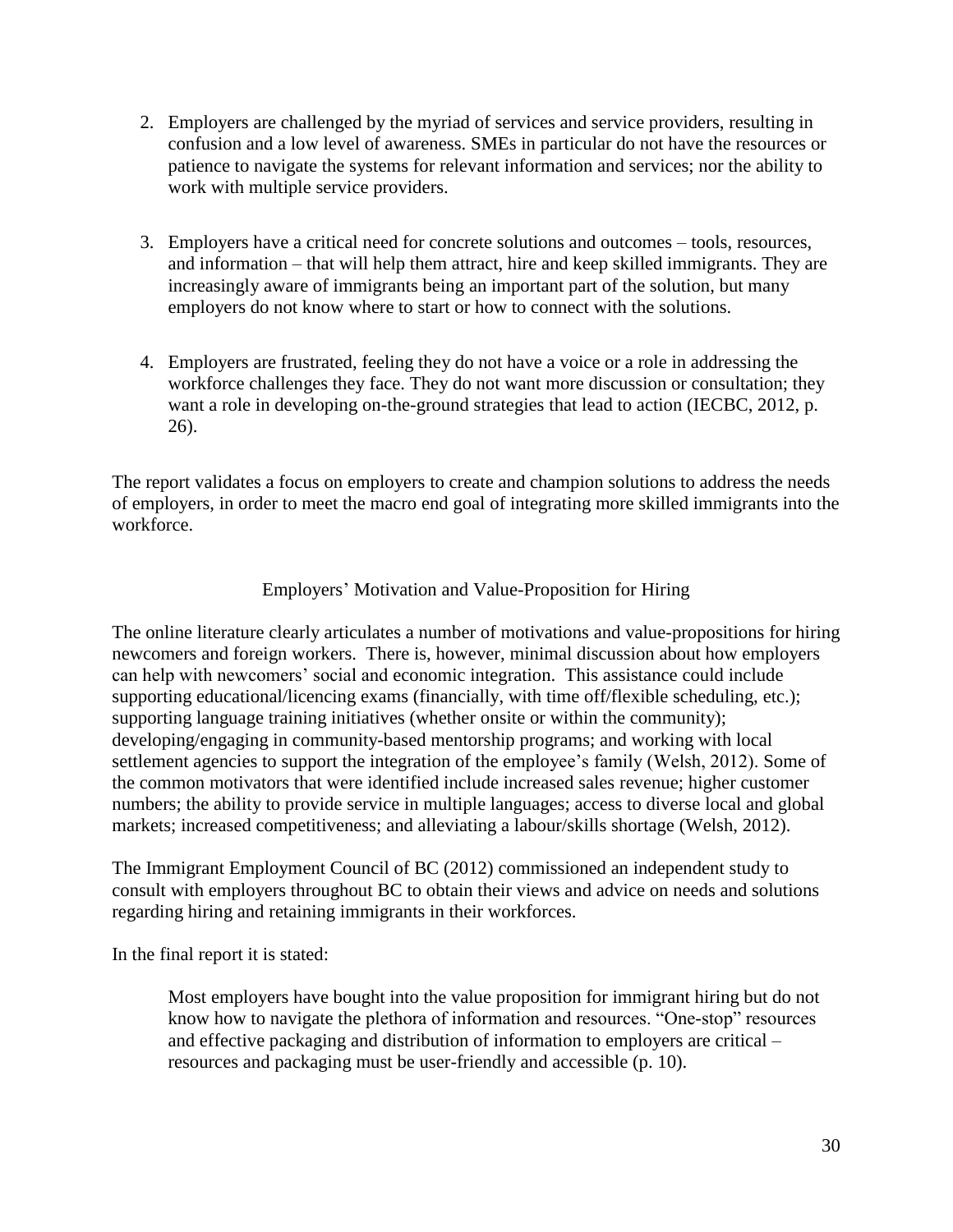2. Employers are challenged by the myriad of services and service providers, resulting in confusion and a low level of awareness. SMEs in particular do not have the resources or patience to navigate the systems for relevant information and services; nor the ability to work with multiple service providers.

3. Employers have a critical need for concrete solutions and outcomes – tools, resources, and information – that will help them attract, hire and keep skilled immigrants. They are increasingly aware of immigrants being an important part of the solution, but many employers do not know where to start or how to connect with the solutions.

4. Employers are frustrated, feeling they do not have a voice or a role in addressing the workforce challenges they face. They do not want more discussion or consultation; they want a role in developing on-the-ground strategies that lead to action (IECBC, 2012, p. 26).

The report validates a focus on employers to create and champion solutions to address the needs of employers, in order to meet the macro end goal of integrating more skilled immigrants into the workforce.

## Employers' Motivation and Value-Proposition for Hiring

The online literature clearly articulates a number of motivations and value-propositions for hiring newcomers and foreign workers. There is, however, minimal discussion about how employers can help with newcomers' social and economic integration. This assistance could include supporting educational/licencing exams (financially, with time off/flexible scheduling, etc.); supporting language training initiatives (whether onsite or within the community); developing/engaging in community-based mentorship programs; and working with local settlement agencies to support the integration of the employee's family (Welsh, 2012). Some of the common motivators that were identified include increased sales revenue; higher customer numbers; the ability to provide service in multiple languages; access to diverse local and global markets; increased competitiveness; and alleviating a labour/skills shortage (Welsh, 2012).

The Immigrant Employment Council of BC (2012) commissioned an independent study to consult with employers throughout BC to obtain their views and advice on needs and solutions regarding hiring and retaining immigrants in their workforces.

In the final report it is stated:

> Most employers have bought into the value proposition for immigrant hiring but do not know how to navigate the plethora of information and resources. "One-stop" resources and effective packaging and distribution of information to employers are critical – resources and packaging must be user-friendly and accessible (p. 10).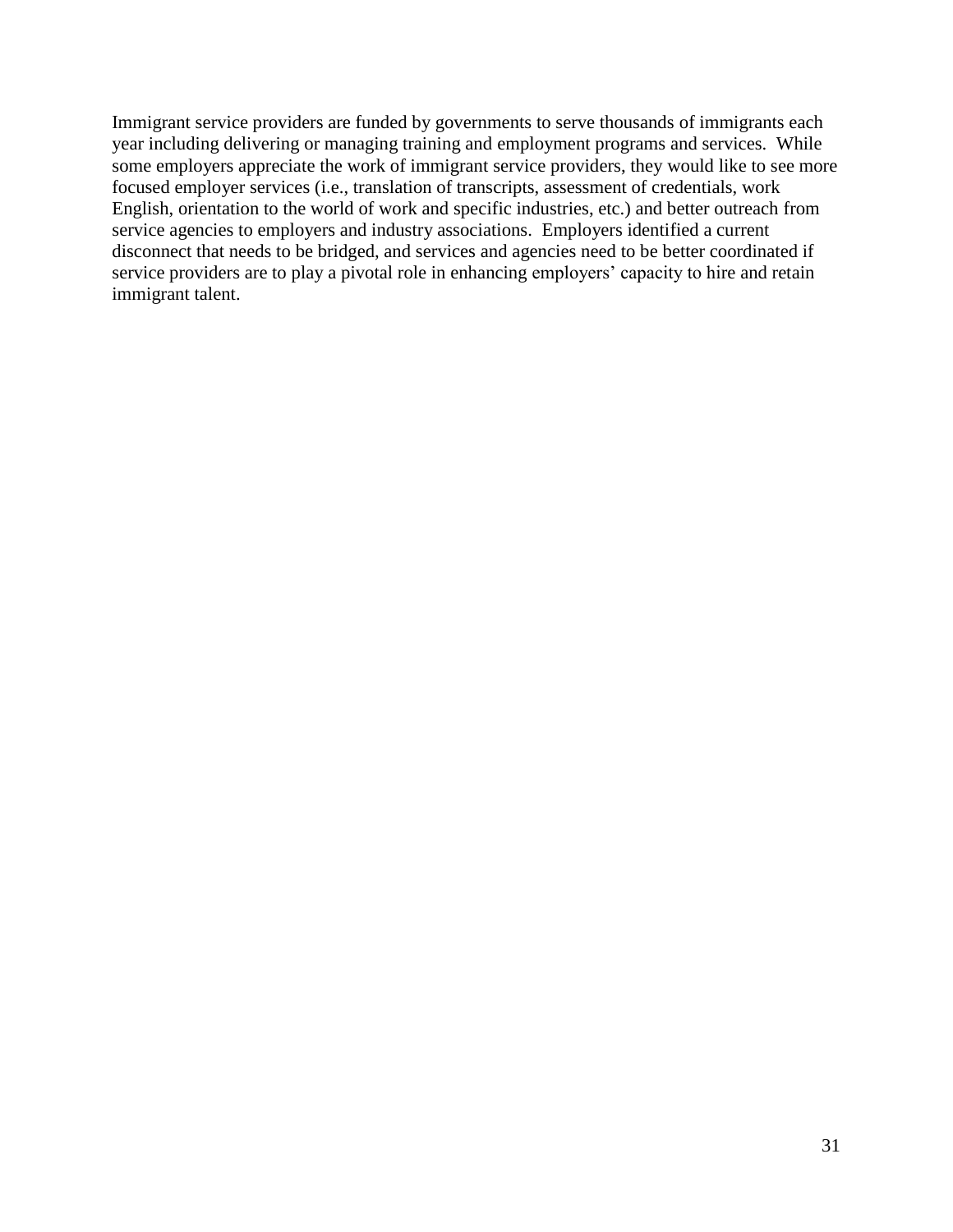Immigrant service providers are funded by governments to serve thousands of immigrants each year including delivering or managing training and employment programs and services. While some employers appreciate the work of immigrant service providers, they would like to see more focused employer services (i.e., translation of transcripts, assessment of credentials, work English, orientation to the world of work and specific industries, etc.) and better outreach from service agencies to employers and industry associations. Employers identified a current disconnect that needs to be bridged, and services and agencies need to be better coordinated if service providers are to play a pivotal role in enhancing employers' capacity to hire and retain immigrant talent.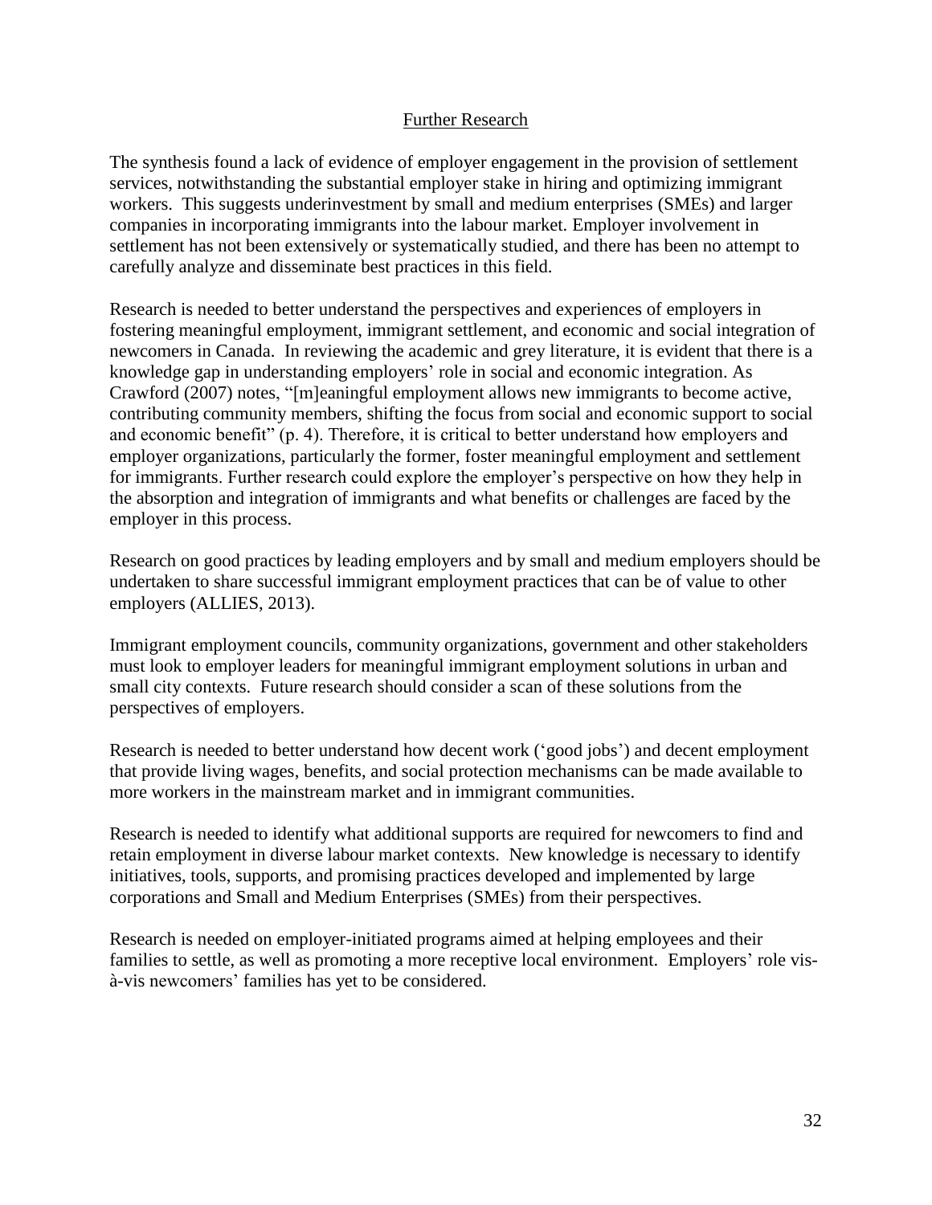## Further Research

The synthesis found a lack of evidence of employer engagement in the provision of settlement services, notwithstanding the substantial employer stake in hiring and optimizing immigrant workers. This suggests underinvestment by small and medium enterprises (SMEs) and larger companies in incorporating immigrants into the labour market. Employer involvement in settlement has not been extensively or systematically studied, and there has been no attempt to carefully analyze and disseminate best practices in this field.

Research is needed to better understand the perspectives and experiences of employers in fostering meaningful employment, immigrant settlement, and economic and social integration of newcomers in Canada. In reviewing the academic and grey literature, it is evident that there is a knowledge gap in understanding employers' role in social and economic integration. As Crawford (2007) notes, "[m]eaningful employment allows new immigrants to become active, contributing community members, shifting the focus from social and economic support to social and economic benefit" (p. 4). Therefore, it is critical to better understand how employers and employer organizations, particularly the former, foster meaningful employment and settlement for immigrants. Further research could explore the employer's perspective on how they help in the absorption and integration of immigrants and what benefits or challenges are faced by the employer in this process.

Research on good practices by leading employers and by small and medium employers should be undertaken to share successful immigrant employment practices that can be of value to other employers (ALLIES, 2013).

Immigrant employment councils, community organizations, government and other stakeholders must look to employer leaders for meaningful immigrant employment solutions in urban and small city contexts. Future research should consider a scan of these solutions from the perspectives of employers.

Research is needed to better understand how decent work ('good jobs') and decent employment that provide living wages, benefits, and social protection mechanisms can be made available to more workers in the mainstream market and in immigrant communities.

Research is needed to identify what additional supports are required for newcomers to find and retain employment in diverse labour market contexts. New knowledge is necessary to identify initiatives, tools, supports, and promising practices developed and implemented by large corporations and Small and Medium Enterprises (SMEs) from their perspectives.

Research is needed on employer-initiated programs aimed at helping employees and their families to settle, as well as promoting a more receptive local environment. Employers' role vis-à-vis newcomers' families has yet to be considered.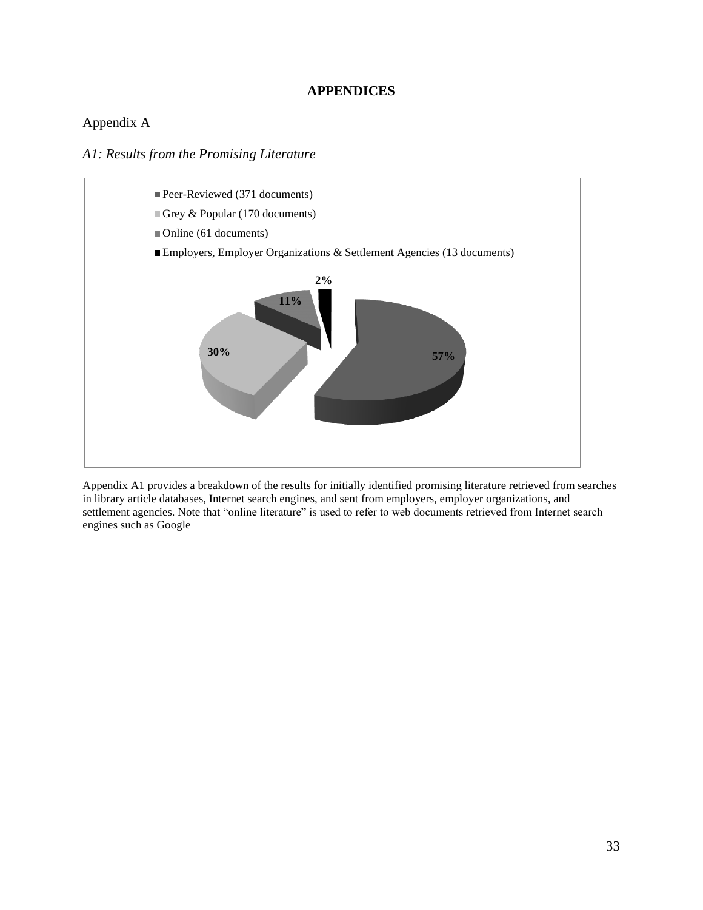# APPENDICES

## Appendix A

### *A1: Results from the Promising Literature*

- Peer-Reviewed (371 documents)
- Grey & Popular (170 documents)
- Online (61 documents)
- Employers, Employer Organizations & Settlement Agencies (13 documents)

57%

30%

11%

2%

Appendix A1 provides a breakdown of the results for initially identified promising literature retrieved from searches in library article databases, Internet search engines, and sent from employers, employer organizations, and settlement agencies. Note that "online literature" is used to refer to web documents retrieved from Internet search engines such as Google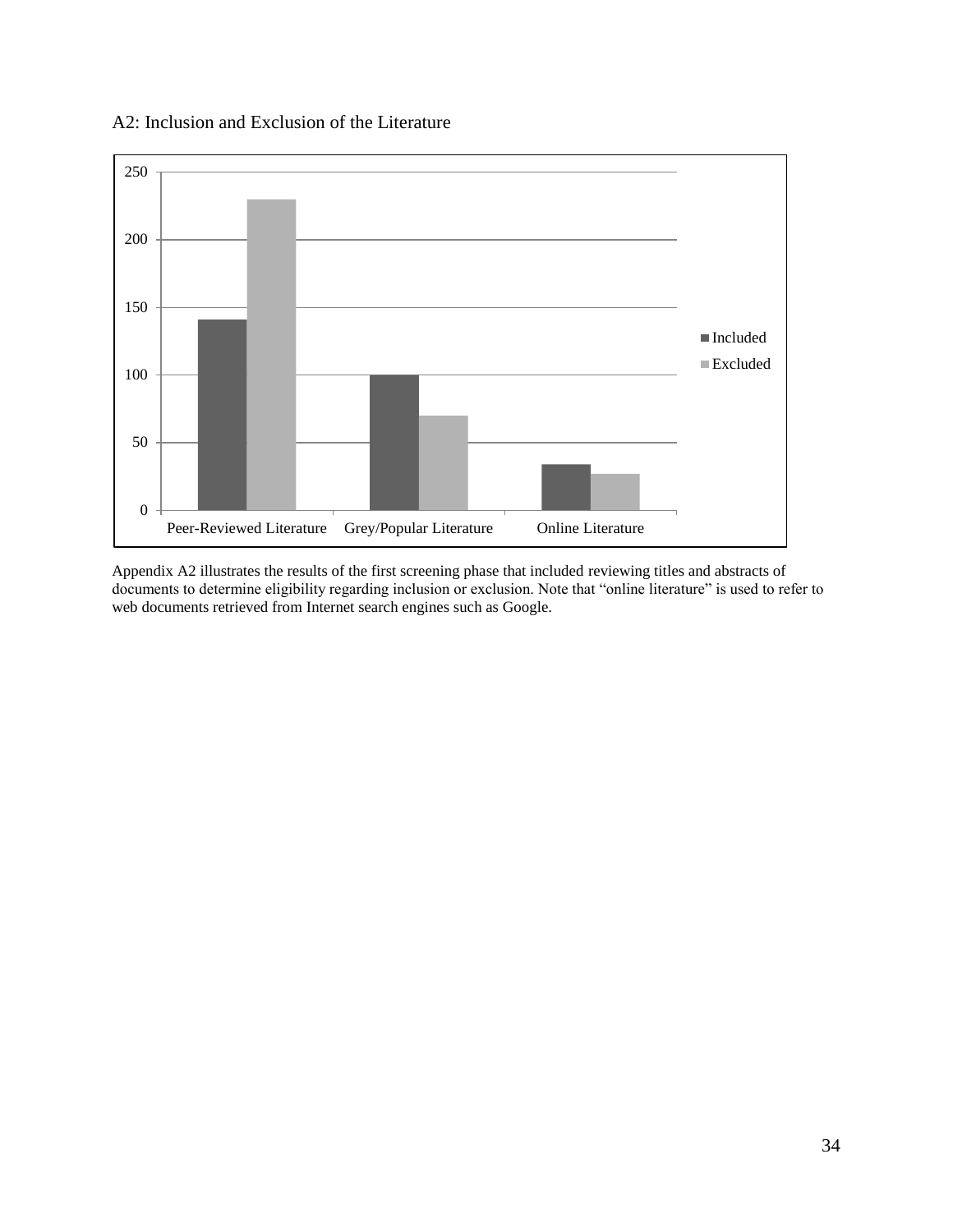A2: Inclusion and Exclusion of the Literature

Appendix A2 illustrates the results of the first screening phase that included reviewing titles and abstracts of documents to determine eligibility regarding inclusion or exclusion. Note that "online literature" is used to refer to web documents retrieved from Internet search engines such as Google.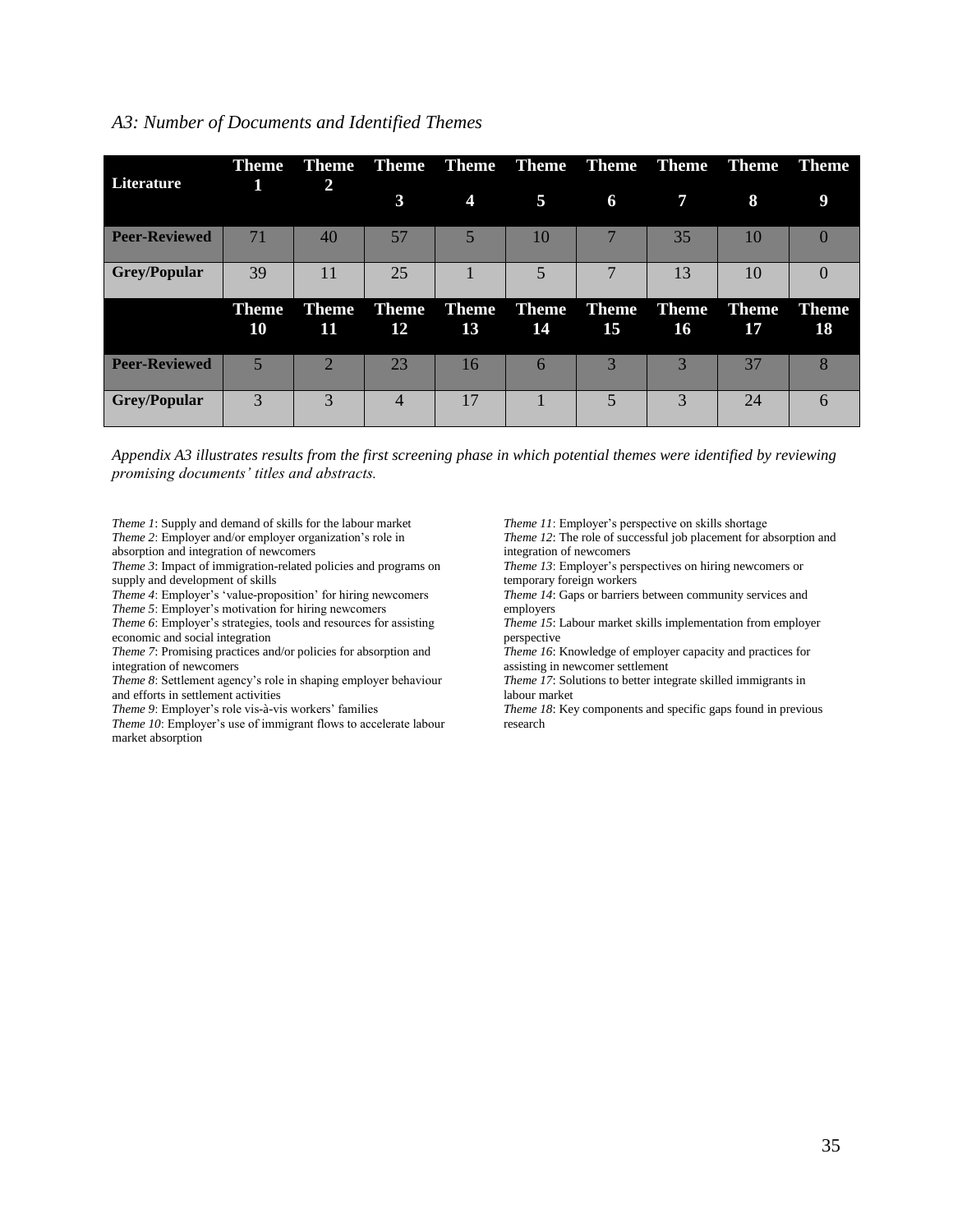*A3: Number of Documents and Identified Themes*

| Literature | Theme 1 | Theme 2 | Theme 3 | Theme 4 | Theme 5 | Theme 6 | Theme 7 | Theme 8 | Theme 9 |
|---|---|---|---|---|---|---|---|---|---|
| **Peer-Reviewed** | 71 | 40 | 57 | 5 | 10 | 7 | 35 | 10 | 0 |
| **Grey/Popular** | 39 | 11 | 25 | 1 | 5 | 7 | 13 | 10 | 0 |
| | **Theme 10** | **Theme 11** | **Theme 12** | **Theme 13** | **Theme 14** | **Theme 15** | **Theme 16** | **Theme 17** | **Theme 18** |
| **Peer-Reviewed** | 5 | 2 | 23 | 16 | 6 | 3 | 3 | 37 | 8 |
| **Grey/Popular** | 3 | 3 | 4 | 17 | 1 | 5 | 3 | 24 | 6 |

*Appendix A3 illustrates results from the first screening phase in which potential themes were identified by reviewing promising documents' titles and abstracts.*

*Theme 1*: Supply and demand of skills for the labour market
*Theme 2*: Employer and/or employer organization's role in absorption and integration of newcomers
*Theme 3*: Impact of immigration-related policies and programs on supply and development of skills
*Theme 4*: Employer's 'value-proposition' for hiring newcomers
*Theme 5*: Employer's motivation for hiring newcomers
*Theme 6*: Employer's strategies, tools and resources for assisting economic and social integration
*Theme 7*: Promising practices and/or policies for absorption and integration of newcomers
*Theme 8*: Settlement agency's role in shaping employer behaviour and efforts in settlement activities
*Theme 9*: Employer's role vis-à-vis workers' families
*Theme 10*: Employer's use of immigrant flows to accelerate labour market absorption
*Theme 11*: Employer's perspective on skills shortage
*Theme 12*: The role of successful job placement for absorption and integration of newcomers
*Theme 13*: Employer's perspectives on hiring newcomers or temporary foreign workers
*Theme 14*: Gaps or barriers between community services and employers
*Theme 15*: Labour market skills implementation from employer perspective
*Theme 16*: Knowledge of employer capacity and practices for assisting in newcomer settlement
*Theme 17*: Solutions to better integrate skilled immigrants in labour market
*Theme 18*: Key components and specific gaps found in previous research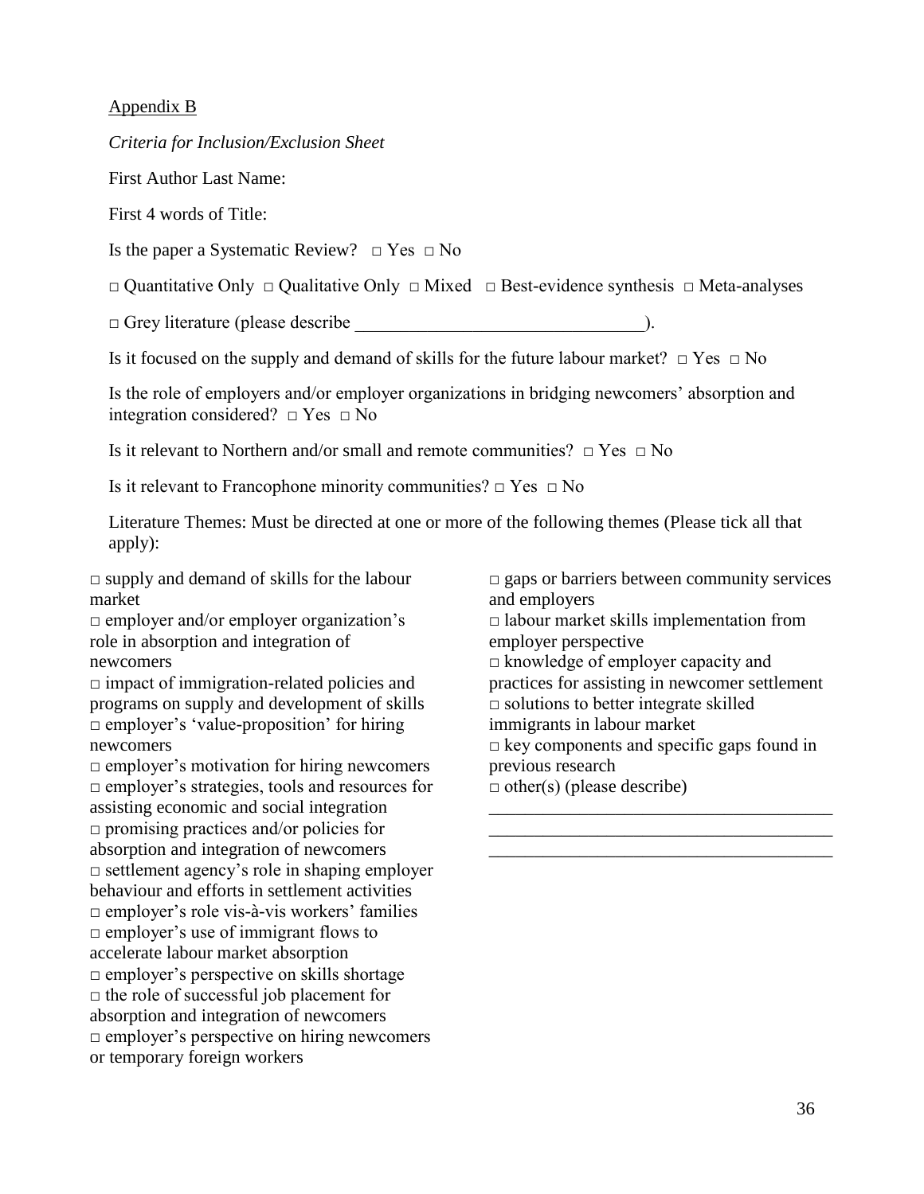Appendix B

*Criteria for Inclusion/Exclusion Sheet*

First Author Last Name:

First 4 words of Title:

Is the paper a Systematic Review? □ Yes □ No

□ Quantitative Only □ Qualitative Only □ Mixed □ Best-evidence synthesis □ Meta-analyses

□ Grey literature (please describe ________________________________).

Is it focused on the supply and demand of skills for the future labour market? □ Yes □ No

Is the role of employers and/or employer organizations in bridging newcomers' absorption and integration considered? □ Yes □ No

Is it relevant to Northern and/or small and remote communities? □ Yes □ No

Is it relevant to Francophone minority communities? □ Yes □ No

Literature Themes: Must be directed at one or more of the following themes (Please tick all that apply):

□ supply and demand of skills for the labour market
□ employer and/or employer organization's role in absorption and integration of newcomers
□ impact of immigration-related policies and programs on supply and development of skills
□ employer's 'value-proposition' for hiring newcomers
□ employer's motivation for hiring newcomers
□ employer's strategies, tools and resources for assisting economic and social integration
□ promising practices and/or policies for absorption and integration of newcomers
□ settlement agency's role in shaping employer behaviour and efforts in settlement activities
□ employer's role vis-à-vis workers' families
□ employer's use of immigrant flows to accelerate labour market absorption
□ employer's perspective on skills shortage
□ the role of successful job placement for absorption and integration of newcomers
□ employer's perspective on hiring newcomers or temporary foreign workers
□ gaps or barriers between community services and employers
□ labour market skills implementation from employer perspective
□ knowledge of employer capacity and practices for assisting in newcomer settlement
□ solutions to better integrate skilled immigrants in labour market
□ key components and specific gaps found in previous research
□ other(s) (please describe)

______________________________________
______________________________________
______________________________________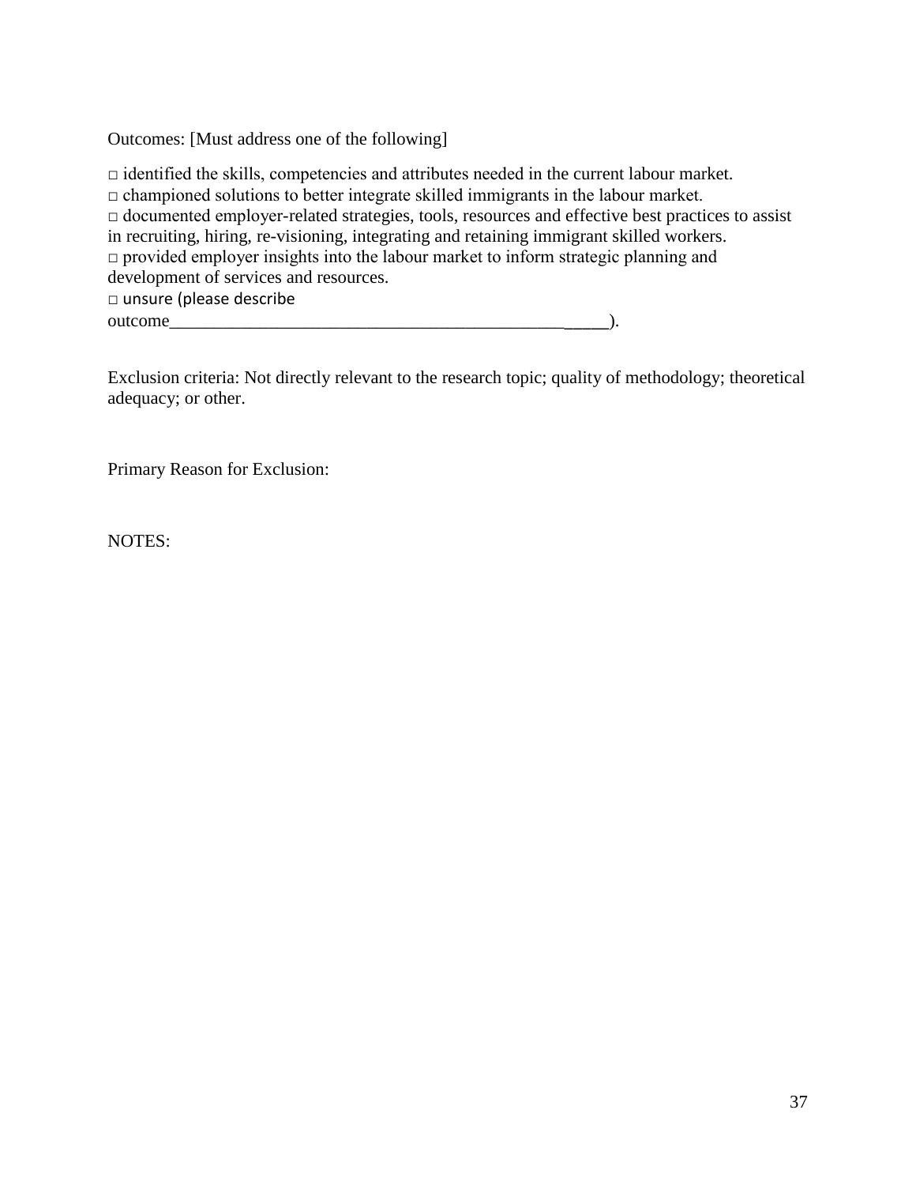Outcomes: [Must address one of the following]

□ identified the skills, competencies and attributes needed in the current labour market.
□ championed solutions to better integrate skilled immigrants in the labour market.
□ documented employer-related strategies, tools, resources and effective best practices to assist in recruiting, hiring, re-visioning, integrating and retaining immigrant skilled workers.
□ provided employer insights into the labour market to inform strategic planning and development of services and resources.
□ unsure (please describe outcome_____________________________________________________).

Exclusion criteria: Not directly relevant to the research topic; quality of methodology; theoretical adequacy; or other.

Primary Reason for Exclusion:

NOTES: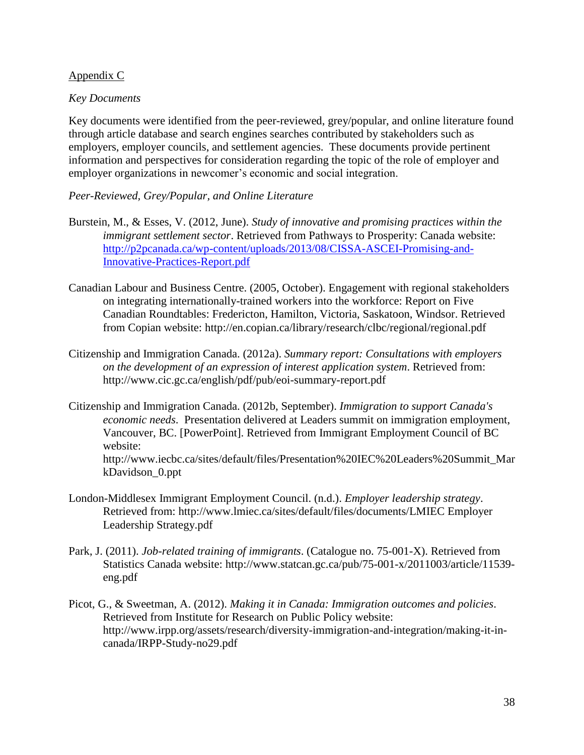Appendix C

*Key Documents*

Key documents were identified from the peer-reviewed, grey/popular, and online literature found through article database and search engines searches contributed by stakeholders such as employers, employer councils, and settlement agencies. These documents provide pertinent information and perspectives for consideration regarding the topic of the role of employer and employer organizations in newcomer's economic and social integration.

*Peer-Reviewed, Grey/Popular, and Online Literature*

Burstein, M., & Esses, V. (2012, June). *Study of innovative and promising practices within the immigrant settlement sector*. Retrieved from Pathways to Prosperity: Canada website: http://p2pcanada.ca/wp-content/uploads/2013/08/CISSA-ASCEI-Promising-and-Innovative-Practices-Report.pdf

Canadian Labour and Business Centre. (2005, October). Engagement with regional stakeholders on integrating internationally-trained workers into the workforce: Report on Five Canadian Roundtables: Fredericton, Hamilton, Victoria, Saskatoon, Windsor. Retrieved from Copian website: http://en.copian.ca/library/research/clbc/regional/regional.pdf

Citizenship and Immigration Canada. (2012a). *Summary report: Consultations with employers on the development of an expression of interest application system*. Retrieved from: http://www.cic.gc.ca/english/pdf/pub/eoi-summary-report.pdf

Citizenship and Immigration Canada. (2012b, September). *Immigration to support Canada's economic needs*. Presentation delivered at Leaders summit on immigration employment, Vancouver, BC. [PowerPoint]. Retrieved from Immigrant Employment Council of BC website: http://www.iecbc.ca/sites/default/files/Presentation%20IEC%20Leaders%20Summit_MarkDavidson_0.ppt

London-Middlesex Immigrant Employment Council. (n.d.). *Employer leadership strategy*. Retrieved from: http://www.lmiec.ca/sites/default/files/documents/LMIEC Employer Leadership Strategy.pdf

Park, J. (2011). *Job-related training of immigrants*. (Catalogue no. 75-001-X). Retrieved from Statistics Canada website: http://www.statcan.gc.ca/pub/75-001-x/2011003/article/11539-eng.pdf

Picot, G., & Sweetman, A. (2012). *Making it in Canada: Immigration outcomes and policies*. Retrieved from Institute for Research on Public Policy website: http://www.irpp.org/assets/research/diversity-immigration-and-integration/making-it-in-canada/IRPP-Study-no29.pdf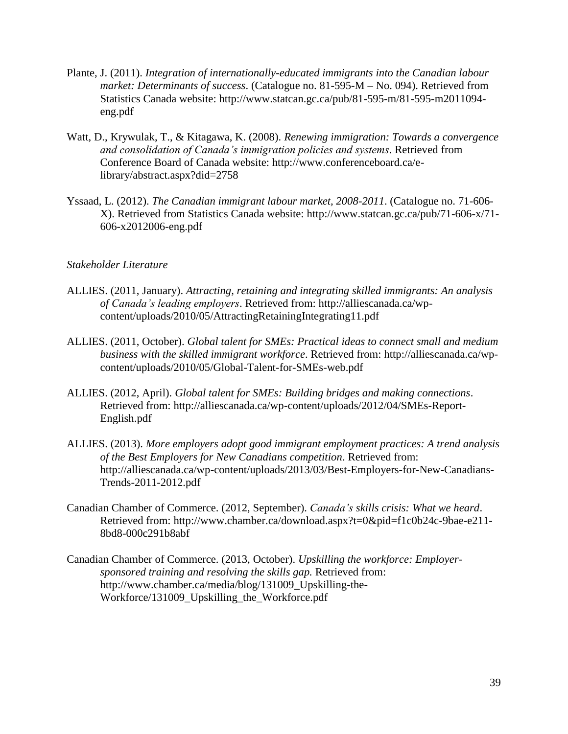Plante, J. (2011). *Integration of internationally-educated immigrants into the Canadian labour market: Determinants of success*. (Catalogue no. 81-595-M – No. 094). Retrieved from Statistics Canada website: http://www.statcan.gc.ca/pub/81-595-m/81-595-m2011094-eng.pdf

Watt, D., Krywulak, T., & Kitagawa, K. (2008). *Renewing immigration: Towards a convergence and consolidation of Canada's immigration policies and systems*. Retrieved from Conference Board of Canada website: http://www.conferenceboard.ca/e-library/abstract.aspx?did=2758

Yssaad, L. (2012). *The Canadian immigrant labour market, 2008-2011*. (Catalogue no. 71-606-X). Retrieved from Statistics Canada website: http://www.statcan.gc.ca/pub/71-606-x/71-606-x2012006-eng.pdf

*Stakeholder Literature*

ALLIES. (2011, January). *Attracting, retaining and integrating skilled immigrants: An analysis of Canada's leading employers*. Retrieved from: http://alliescanada.ca/wp-content/uploads/2010/05/AttractingRetainingIntegrating11.pdf

ALLIES. (2011, October). *Global talent for SMEs: Practical ideas to connect small and medium business with the skilled immigrant workforce*. Retrieved from: http://alliescanada.ca/wp-content/uploads/2010/05/Global-Talent-for-SMEs-web.pdf

ALLIES. (2012, April). *Global talent for SMEs: Building bridges and making connections*. Retrieved from: http://alliescanada.ca/wp-content/uploads/2012/04/SMEs-Report-English.pdf

ALLIES. (2013). *More employers adopt good immigrant employment practices: A trend analysis of the Best Employers for New Canadians competition*. Retrieved from: http://alliescanada.ca/wp-content/uploads/2013/03/Best-Employers-for-New-Canadians-Trends-2011-2012.pdf

Canadian Chamber of Commerce. (2012, September). *Canada's skills crisis: What we heard*. Retrieved from: http://www.chamber.ca/download.aspx?t=0&pid=f1c0b24c-9bae-e211-8bd8-000c291b8abf

Canadian Chamber of Commerce. (2013, October). *Upskilling the workforce: Employer-sponsored training and resolving the skills gap.* Retrieved from: http://www.chamber.ca/media/blog/131009_Upskilling-the-Workforce/131009_Upskilling_the_Workforce.pdf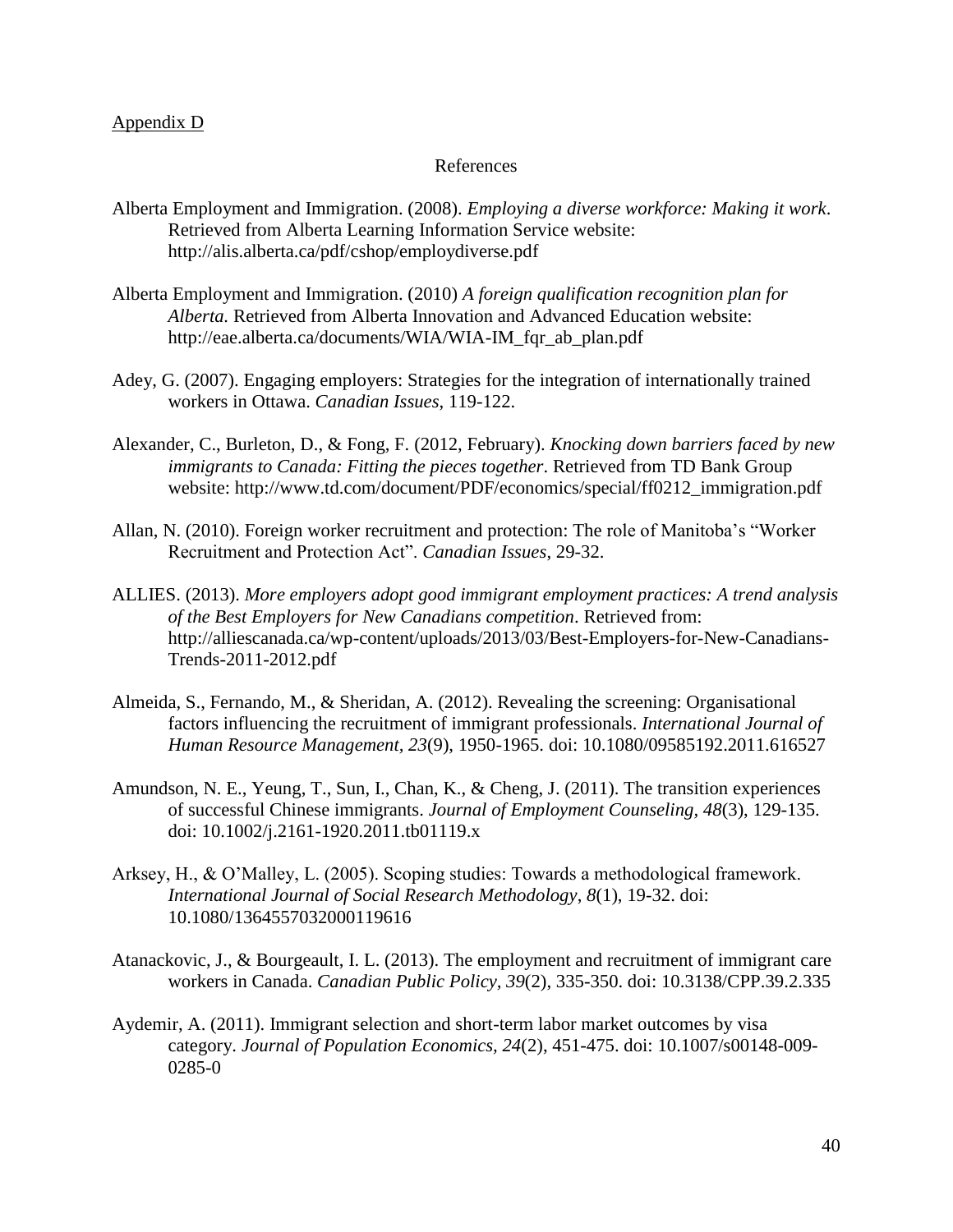Appendix D

## References

Alberta Employment and Immigration. (2008). *Employing a diverse workforce: Making it work*. Retrieved from Alberta Learning Information Service website: http://alis.alberta.ca/pdf/cshop/employdiverse.pdf

Alberta Employment and Immigration. (2010) *A foreign qualification recognition plan for Alberta.* Retrieved from Alberta Innovation and Advanced Education website: http://eae.alberta.ca/documents/WIA/WIA-IM_fqr_ab_plan.pdf

Adey, G. (2007). Engaging employers: Strategies for the integration of internationally trained workers in Ottawa. *Canadian Issues*, 119-122.

Alexander, C., Burleton, D., & Fong, F. (2012, February). *Knocking down barriers faced by new immigrants to Canada: Fitting the pieces together*. Retrieved from TD Bank Group website: http://www.td.com/document/PDF/economics/special/ff0212_immigration.pdf

Allan, N. (2010). Foreign worker recruitment and protection: The role of Manitoba's "Worker Recruitment and Protection Act". *Canadian Issues*, 29-32.

ALLIES. (2013). *More employers adopt good immigrant employment practices: A trend analysis of the Best Employers for New Canadians competition*. Retrieved from: http://alliescanada.ca/wp-content/uploads/2013/03/Best-Employers-for-New-Canadians-Trends-2011-2012.pdf

Almeida, S., Fernando, M., & Sheridan, A. (2012). Revealing the screening: Organisational factors influencing the recruitment of immigrant professionals. *International Journal of Human Resource Management*, *23*(9), 1950-1965. doi: 10.1080/09585192.2011.616527

Amundson, N. E., Yeung, T., Sun, I., Chan, K., & Cheng, J. (2011). The transition experiences of successful Chinese immigrants. *Journal of Employment Counseling*, *48*(3), 129-135. doi: 10.1002/j.2161-1920.2011.tb01119.x

Arksey, H., & O'Malley, L. (2005). Scoping studies: Towards a methodological framework. *International Journal of Social Research Methodology*, *8*(1), 19-32. doi: 10.1080/1364557032000119616

Atanackovic, J., & Bourgeault, I. L. (2013). The employment and recruitment of immigrant care workers in Canada. *Canadian Public Policy*, *39*(2), 335-350. doi: 10.3138/CPP.39.2.335

Aydemir, A. (2011). Immigrant selection and short-term labor market outcomes by visa category. *Journal of Population Economics*, *24*(2), 451-475. doi: 10.1007/s00148-009-0285-0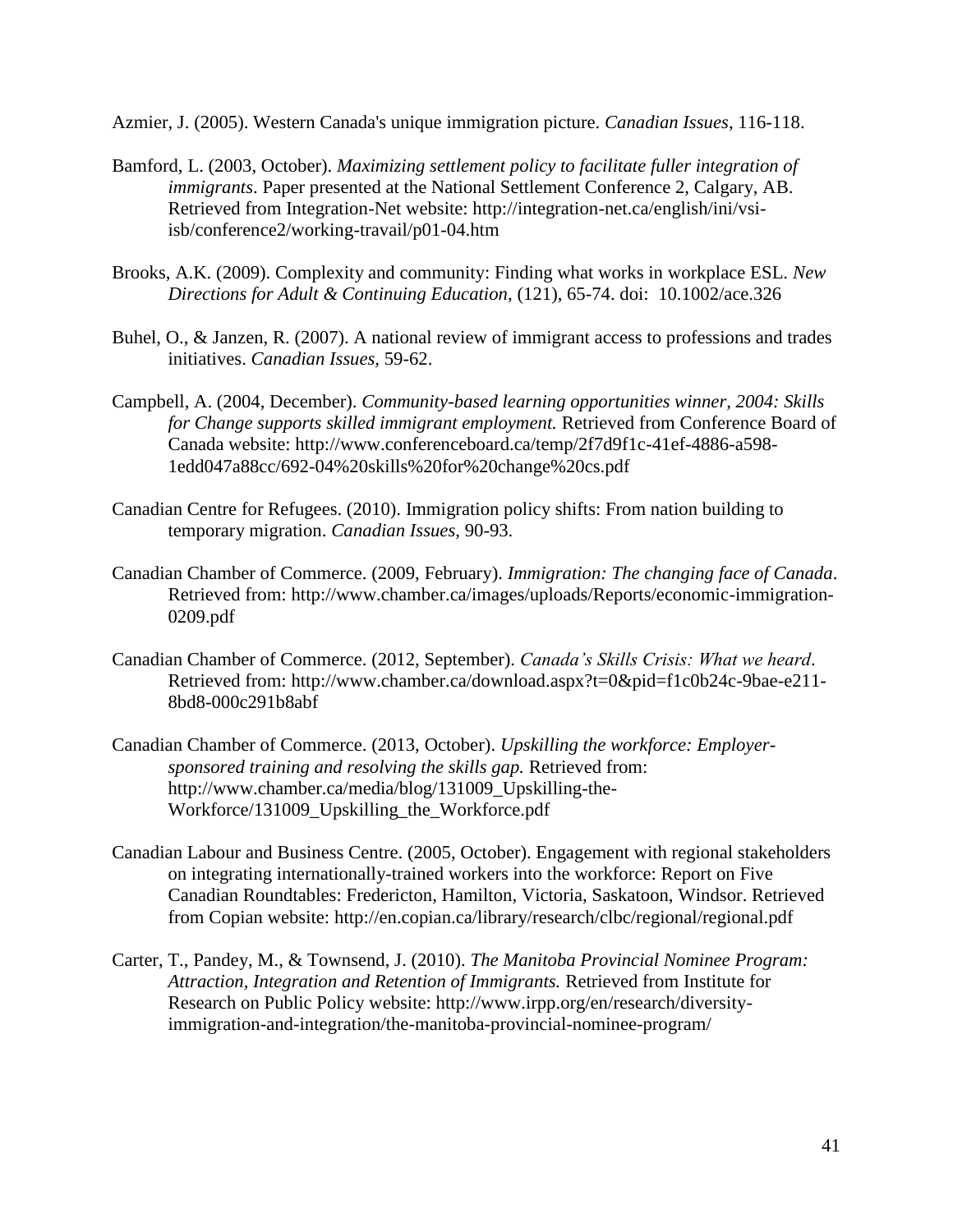Azmier, J. (2005). Western Canada's unique immigration picture. *Canadian Issues*, 116-118.

Bamford, L. (2003, October). *Maximizing settlement policy to facilitate fuller integration of immigrants*. Paper presented at the National Settlement Conference 2, Calgary, AB. Retrieved from Integration-Net website: http://integration-net.ca/english/ini/vsi-isb/conference2/working-travail/p01-04.htm

Brooks, A.K. (2009). Complexity and community: Finding what works in workplace ESL. *New Directions for Adult & Continuing Education*, (121), 65-74. doi: 10.1002/ace.326

Buhel, O., & Janzen, R. (2007). A national review of immigrant access to professions and trades initiatives. *Canadian Issues*, 59-62.

Campbell, A. (2004, December). *Community-based learning opportunities winner, 2004: Skills for Change supports skilled immigrant employment.* Retrieved from Conference Board of Canada website: http://www.conferenceboard.ca/temp/2f7d9f1c-41ef-4886-a598-1edd047a88cc/692-04%20skills%20for%20change%20cs.pdf

Canadian Centre for Refugees. (2010). Immigration policy shifts: From nation building to temporary migration. *Canadian Issues*, 90-93.

Canadian Chamber of Commerce. (2009, February). *Immigration: The changing face of Canada*. Retrieved from: http://www.chamber.ca/images/uploads/Reports/economic-immigration-0209.pdf

Canadian Chamber of Commerce. (2012, September). *Canada's Skills Crisis: What we heard*. Retrieved from: http://www.chamber.ca/download.aspx?t=0&pid=f1c0b24c-9bae-e211-8bd8-000c291b8abf

Canadian Chamber of Commerce. (2013, October). *Upskilling the workforce: Employer-sponsored training and resolving the skills gap.* Retrieved from: http://www.chamber.ca/media/blog/131009_Upskilling-the-Workforce/131009_Upskilling_the_Workforce.pdf

Canadian Labour and Business Centre. (2005, October). Engagement with regional stakeholders on integrating internationally-trained workers into the workforce: Report on Five Canadian Roundtables: Fredericton, Hamilton, Victoria, Saskatoon, Windsor. Retrieved from Copian website: http://en.copian.ca/library/research/clbc/regional/regional.pdf

Carter, T., Pandey, M., & Townsend, J. (2010). *The Manitoba Provincial Nominee Program: Attraction, Integration and Retention of Immigrants.* Retrieved from Institute for Research on Public Policy website: http://www.irpp.org/en/research/diversity-immigration-and-integration/the-manitoba-provincial-nominee-program/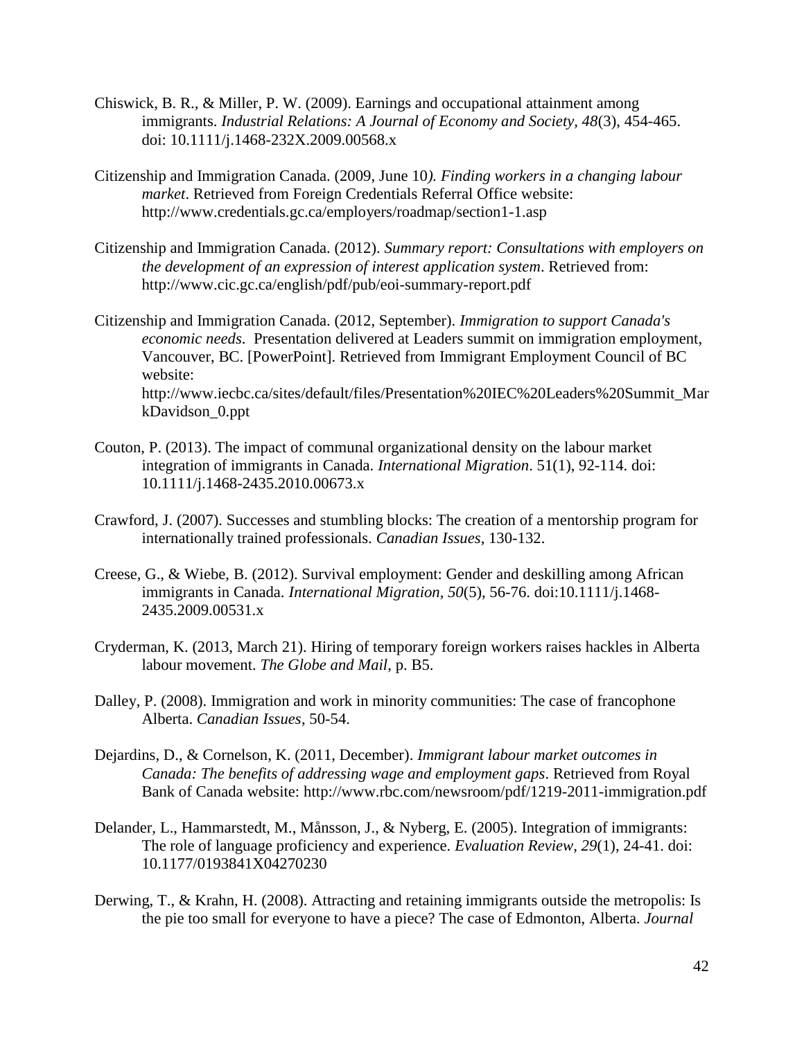Chiswick, B. R., & Miller, P. W. (2009). Earnings and occupational attainment among immigrants. *Industrial Relations: A Journal of Economy and Society, 48*(3), 454-465. doi: 10.1111/j.1468-232X.2009.00568.x

Citizenship and Immigration Canada. (2009, June 10*). Finding workers in a changing labour market*. Retrieved from Foreign Credentials Referral Office website: http://www.credentials.gc.ca/employers/roadmap/section1-1.asp

Citizenship and Immigration Canada. (2012). *Summary report: Consultations with employers on the development of an expression of interest application system*. Retrieved from: http://www.cic.gc.ca/english/pdf/pub/eoi-summary-report.pdf

Citizenship and Immigration Canada. (2012, September). *Immigration to support Canada's economic needs*. Presentation delivered at Leaders summit on immigration employment, Vancouver, BC. [PowerPoint]. Retrieved from Immigrant Employment Council of BC website: http://www.iecbc.ca/sites/default/files/Presentation%20IEC%20Leaders%20Summit_MarkDavidson_0.ppt

Couton, P. (2013). The impact of communal organizational density on the labour market integration of immigrants in Canada. *International Migration*. 51(1), 92-114. doi: 10.1111/j.1468-2435.2010.00673.x

Crawford, J. (2007). Successes and stumbling blocks: The creation of a mentorship program for internationally trained professionals. *Canadian Issues*, 130-132.

Creese, G., & Wiebe, B. (2012). Survival employment: Gender and deskilling among African immigrants in Canada. *International Migration, 50*(5), 56-76. doi:10.1111/j.1468-2435.2009.00531.x

Cryderman, K. (2013, March 21). Hiring of temporary foreign workers raises hackles in Alberta labour movement. *The Globe and Mail*, p. B5.

Dalley, P. (2008). Immigration and work in minority communities: The case of francophone Alberta. *Canadian Issues*, 50-54.

Dejardins, D., & Cornelson, K. (2011, December). *Immigrant labour market outcomes in Canada: The benefits of addressing wage and employment gaps*. Retrieved from Royal Bank of Canada website: http://www.rbc.com/newsroom/pdf/1219-2011-immigration.pdf

Delander, L., Hammarstedt, M., Månsson, J., & Nyberg, E. (2005). Integration of immigrants: The role of language proficiency and experience. *Evaluation Review, 29*(1), 24-41. doi: 10.1177/0193841X04270230

Derwing, T., & Krahn, H. (2008). Attracting and retaining immigrants outside the metropolis: Is the pie too small for everyone to have a piece? The case of Edmonton, Alberta. *Journal*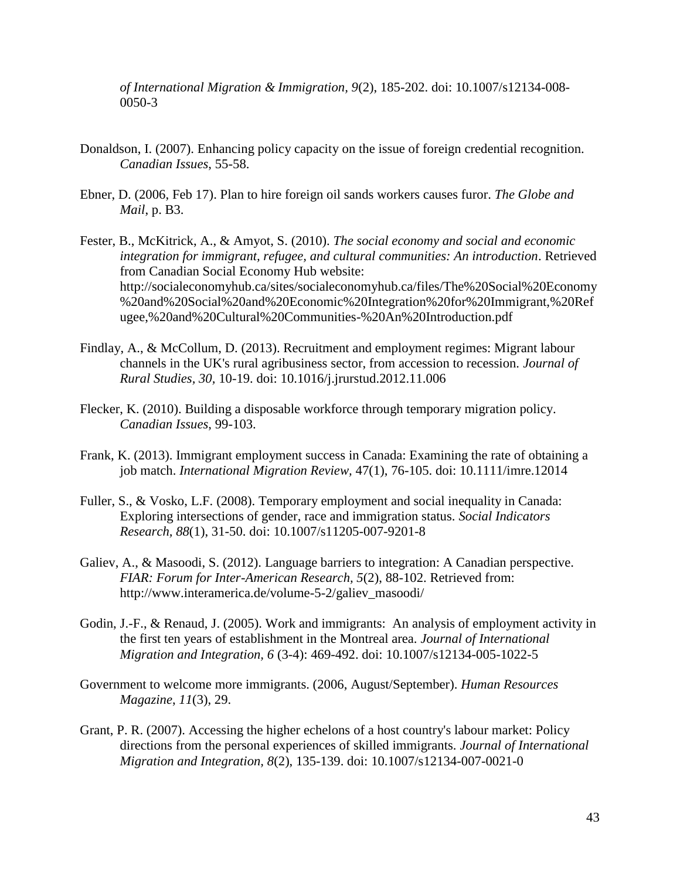*of International Migration & Immigration, 9*(2), 185-202. doi: 10.1007/s12134-008-0050-3

Donaldson, I. (2007). Enhancing policy capacity on the issue of foreign credential recognition. *Canadian Issues*, 55-58.

Ebner, D. (2006, Feb 17). Plan to hire foreign oil sands workers causes furor. *The Globe and Mail*, p. B3.

Fester, B., McKitrick, A., & Amyot, S. (2010). *The social economy and social and economic integration for immigrant, refugee, and cultural communities: An introduction*. Retrieved from Canadian Social Economy Hub website: http://socialeconomyhub.ca/sites/socialeconomyhub.ca/files/The%20Social%20Economy%20and%20Social%20and%20Economic%20Integration%20for%20Immigrant,%20Refugee,%20and%20Cultural%20Communities-%20An%20Introduction.pdf

Findlay, A., & McCollum, D. (2013). Recruitment and employment regimes: Migrant labour channels in the UK's rural agribusiness sector, from accession to recession. *Journal of Rural Studies, 30,* 10-19. doi: 10.1016/j.jrurstud.2012.11.006

Flecker, K. (2010). Building a disposable workforce through temporary migration policy. *Canadian Issues*, 99-103.

Frank, K. (2013). Immigrant employment success in Canada: Examining the rate of obtaining a job match. *International Migration Review,* 47(1), 76-105. doi: 10.1111/imre.12014

Fuller, S., & Vosko, L.F. (2008). Temporary employment and social inequality in Canada: Exploring intersections of gender, race and immigration status. *Social Indicators Research, 88*(1), 31-50. doi: 10.1007/s11205-007-9201-8

Galiev, A., & Masoodi, S. (2012). Language barriers to integration: A Canadian perspective. *FIAR: Forum for Inter-American Research, 5*(2), 88-102. Retrieved from: http://www.interamerica.de/volume-5-2/galiev_masoodi/

Godin, J.-F., & Renaud, J. (2005). Work and immigrants: An analysis of employment activity in the first ten years of establishment in the Montreal area. *Journal of International Migration and Integration, 6* (3-4): 469-492. doi: 10.1007/s12134-005-1022-5

Government to welcome more immigrants. (2006, August/September). *Human Resources Magazine*, *11*(3), 29.

Grant, P. R. (2007). Accessing the higher echelons of a host country's labour market: Policy directions from the personal experiences of skilled immigrants. *Journal of International Migration and Integration, 8*(2), 135-139. doi: 10.1007/s12134-007-0021-0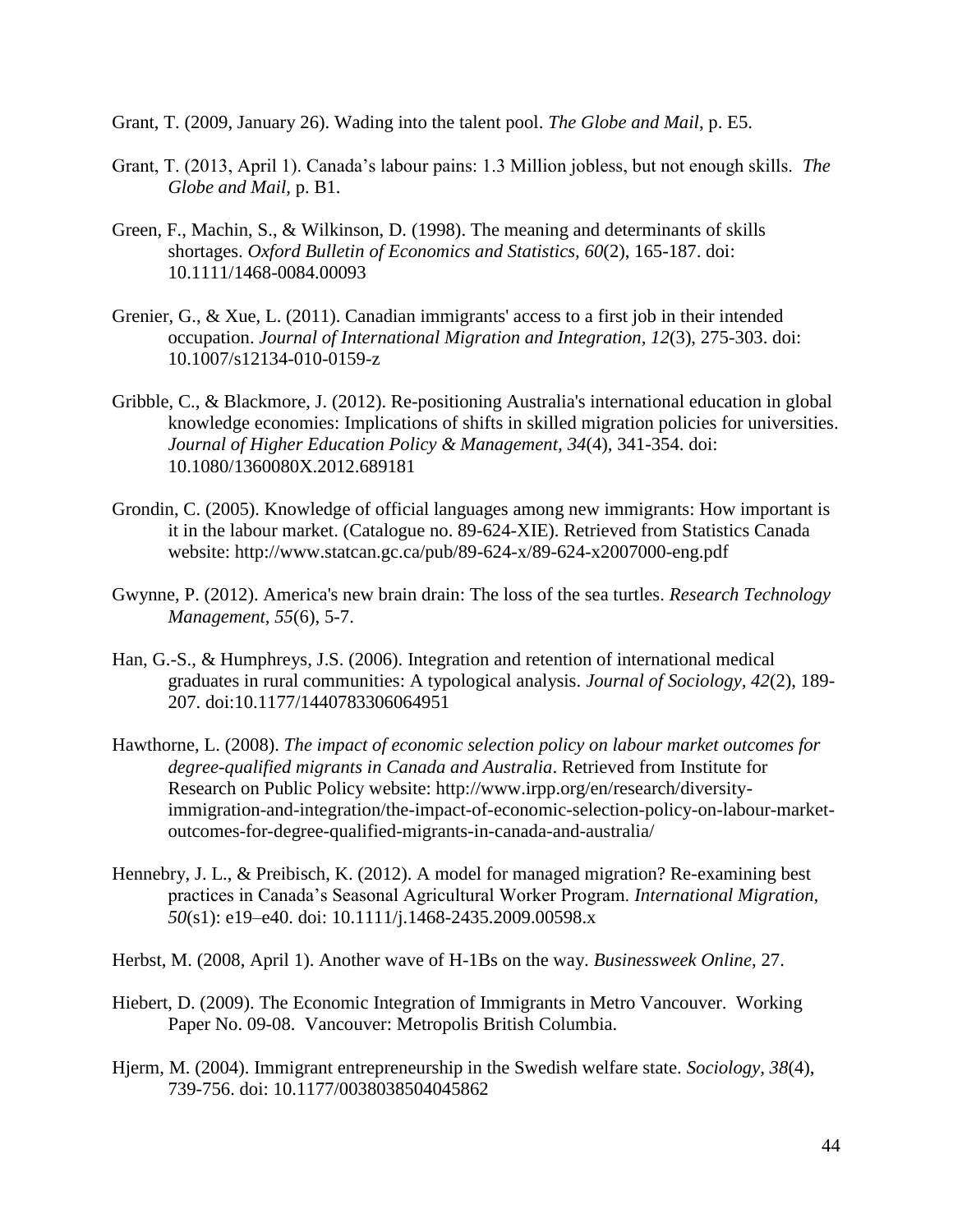Grant, T. (2009, January 26). Wading into the talent pool. *The Globe and Mail*, p. E5.

Grant, T. (2013, April 1). Canada's labour pains: 1.3 Million jobless, but not enough skills. *The Globe and Mail,* p. B1.

Green, F., Machin, S., & Wilkinson, D. (1998). The meaning and determinants of skills shortages. *Oxford Bulletin of Economics and Statistics, 60*(2), 165-187. doi: 10.1111/1468-0084.00093

Grenier, G., & Xue, L. (2011). Canadian immigrants' access to a first job in their intended occupation. *Journal of International Migration and Integration, 12*(3), 275-303. doi: 10.1007/s12134-010-0159-z

Gribble, C., & Blackmore, J. (2012). Re-positioning Australia's international education in global knowledge economies: Implications of shifts in skilled migration policies for universities. *Journal of Higher Education Policy & Management, 34*(4), 341-354. doi: 10.1080/1360080X.2012.689181

Grondin, C. (2005). Knowledge of official languages among new immigrants: How important is it in the labour market. (Catalogue no. 89-624-XIE). Retrieved from Statistics Canada website: http://www.statcan.gc.ca/pub/89-624-x/89-624-x2007000-eng.pdf

Gwynne, P. (2012). America's new brain drain: The loss of the sea turtles. *Research Technology Management, 55*(6), 5-7.

Han, G.-S., & Humphreys, J.S. (2006). Integration and retention of international medical graduates in rural communities: A typological analysis. *Journal of Sociology, 42*(2), 189-207. doi:10.1177/1440783306064951

Hawthorne, L. (2008). *The impact of economic selection policy on labour market outcomes for degree-qualified migrants in Canada and Australia*. Retrieved from Institute for Research on Public Policy website: http://www.irpp.org/en/research/diversity-immigration-and-integration/the-impact-of-economic-selection-policy-on-labour-market-outcomes-for-degree-qualified-migrants-in-canada-and-australia/

Hennebry, J. L., & Preibisch, K. (2012). A model for managed migration? Re-examining best practices in Canada's Seasonal Agricultural Worker Program. *International Migration, 50*(s1): e19–e40. doi: 10.1111/j.1468-2435.2009.00598.x

Herbst, M. (2008, April 1). Another wave of H-1Bs on the way. *Businessweek Online*, 27.

Hiebert, D. (2009). The Economic Integration of Immigrants in Metro Vancouver. Working Paper No. 09-08. Vancouver: Metropolis British Columbia.

Hjerm, M. (2004). Immigrant entrepreneurship in the Swedish welfare state. *Sociology, 38*(4), 739-756. doi: 10.1177/0038038504045862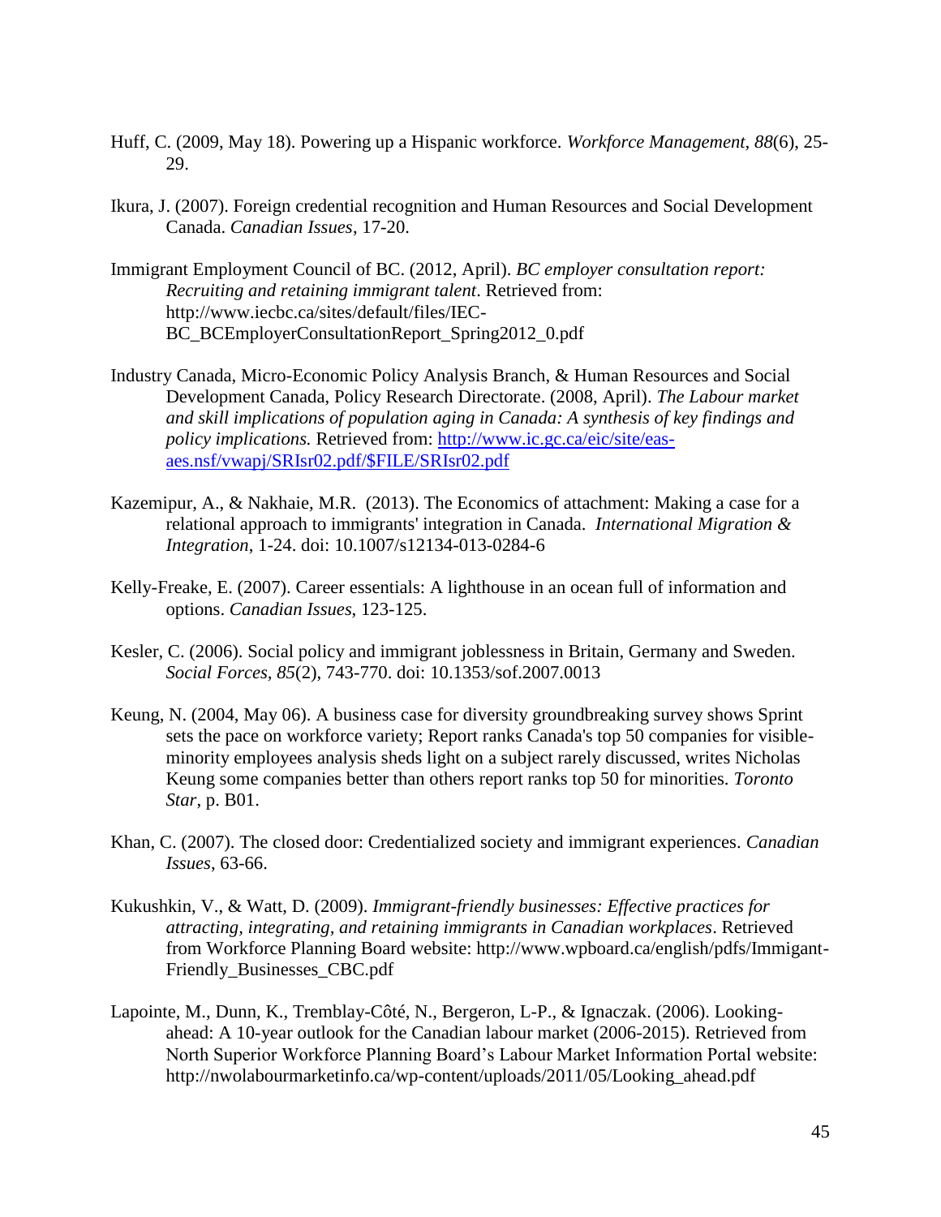Huff, C. (2009, May 18). Powering up a Hispanic workforce. *Workforce Management, 88*(6), 25-29.

Ikura, J. (2007). Foreign credential recognition and Human Resources and Social Development Canada. *Canadian Issues*, 17-20.

Immigrant Employment Council of BC. (2012, April). *BC employer consultation report: Recruiting and retaining immigrant talent*. Retrieved from: http://www.iecbc.ca/sites/default/files/IEC-BC_BCEmployerConsultationReport_Spring2012_0.pdf

Industry Canada, Micro-Economic Policy Analysis Branch, & Human Resources and Social Development Canada, Policy Research Directorate. (2008, April). *The Labour market and skill implications of population aging in Canada: A synthesis of key findings and policy implications.* Retrieved from: [http://www.ic.gc.ca/eic/site/eas-aes.nsf/vwapj/SRIsr02.pdf/$FILE/SRIsr02.pdf](http://www.ic.gc.ca/eic/site/eas-aes.nsf/vwapj/SRIsr02.pdf/$FILE/SRIsr02.pdf)

Kazemipur, A., & Nakhaie, M.R. (2013). The Economics of attachment: Making a case for a relational approach to immigrants' integration in Canada. *International Migration & Integration*, 1-24. doi: 10.1007/s12134-013-0284-6

Kelly-Freake, E. (2007). Career essentials: A lighthouse in an ocean full of information and options. *Canadian Issues*, 123-125.

Kesler, C. (2006). Social policy and immigrant joblessness in Britain, Germany and Sweden. *Social Forces, 85*(2), 743-770. doi: 10.1353/sof.2007.0013

Keung, N. (2004, May 06). A business case for diversity groundbreaking survey shows Sprint sets the pace on workforce variety; Report ranks Canada's top 50 companies for visible-minority employees analysis sheds light on a subject rarely discussed, writes Nicholas Keung some companies better than others report ranks top 50 for minorities. *Toronto Star*, p. B01.

Khan, C. (2007). The closed door: Credentialized society and immigrant experiences. *Canadian Issues*, 63-66.

Kukushkin, V., & Watt, D. (2009). *Immigrant-friendly businesses: Effective practices for attracting, integrating, and retaining immigrants in Canadian workplaces*. Retrieved from Workforce Planning Board website: http://www.wpboard.ca/english/pdfs/Immigant-Friendly_Businesses_CBC.pdf

Lapointe, M., Dunn, K., Tremblay-Côté, N., Bergeron, L-P., & Ignaczak. (2006). Looking-ahead: A 10-year outlook for the Canadian labour market (2006-2015). Retrieved from North Superior Workforce Planning Board's Labour Market Information Portal website: http://nwolabourmarketinfo.ca/wp-content/uploads/2011/05/Looking_ahead.pdf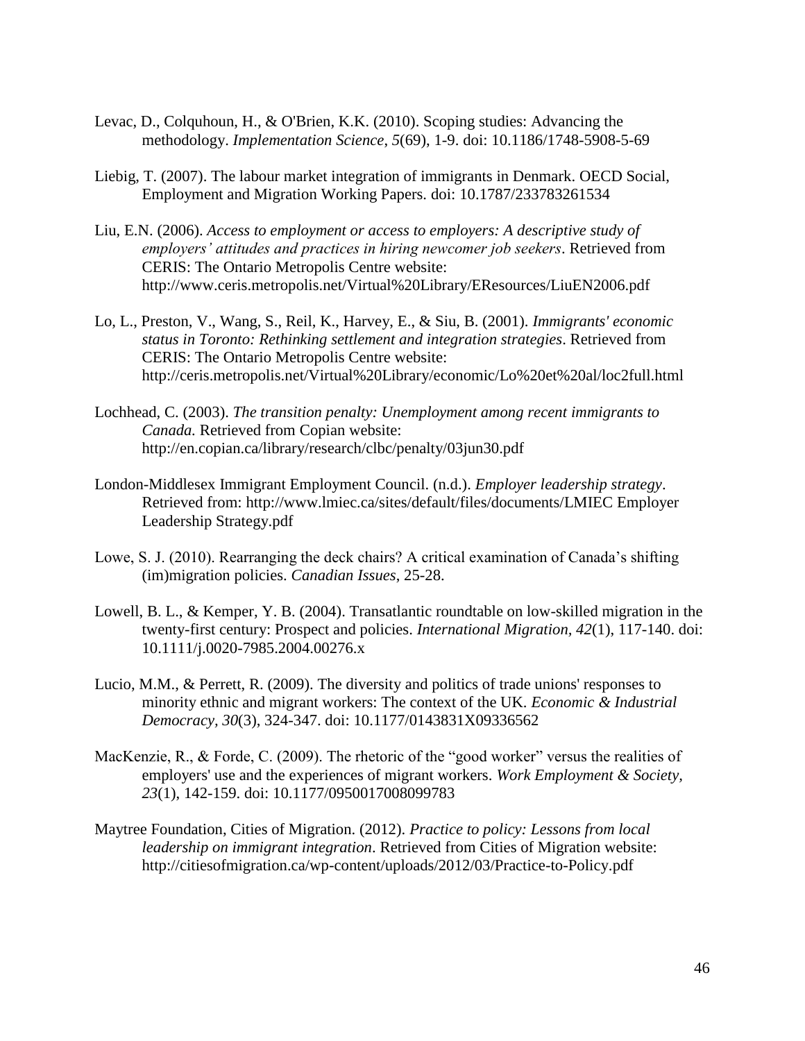Levac, D., Colquhoun, H., & O'Brien, K.K. (2010). Scoping studies: Advancing the methodology. *Implementation Science, 5*(69), 1-9. doi: 10.1186/1748-5908-5-69

Liebig, T. (2007). The labour market integration of immigrants in Denmark. OECD Social, Employment and Migration Working Papers. doi: 10.1787/233783261534

Liu, E.N. (2006). *Access to employment or access to employers: A descriptive study of employers' attitudes and practices in hiring newcomer job seekers*. Retrieved from CERIS: The Ontario Metropolis Centre website: http://www.ceris.metropolis.net/Virtual%20Library/EResources/LiuEN2006.pdf

Lo, L., Preston, V., Wang, S., Reil, K., Harvey, E., & Siu, B. (2001). *Immigrants' economic status in Toronto: Rethinking settlement and integration strategies*. Retrieved from CERIS: The Ontario Metropolis Centre website: http://ceris.metropolis.net/Virtual%20Library/economic/Lo%20et%20al/loc2full.html

Lochhead, C. (2003). *The transition penalty: Unemployment among recent immigrants to Canada.* Retrieved from Copian website: http://en.copian.ca/library/research/clbc/penalty/03jun30.pdf

London-Middlesex Immigrant Employment Council. (n.d.). *Employer leadership strategy*. Retrieved from: http://www.lmiec.ca/sites/default/files/documents/LMIEC Employer Leadership Strategy.pdf

Lowe, S. J. (2010). Rearranging the deck chairs? A critical examination of Canada's shifting (im)migration policies. *Canadian Issues*, 25-28.

Lowell, B. L., & Kemper, Y. B. (2004). Transatlantic roundtable on low-skilled migration in the twenty-first century: Prospect and policies. *International Migration, 42*(1), 117-140. doi: 10.1111/j.0020-7985.2004.00276.x

Lucio, M.M., & Perrett, R. (2009). The diversity and politics of trade unions' responses to minority ethnic and migrant workers: The context of the UK. *Economic & Industrial Democracy, 30*(3), 324-347. doi: 10.1177/0143831X09336562

MacKenzie, R., & Forde, C. (2009). The rhetoric of the "good worker" versus the realities of employers' use and the experiences of migrant workers. *Work Employment & Society, 23*(1), 142-159. doi: 10.1177/0950017008099783

Maytree Foundation, Cities of Migration. (2012). *Practice to policy: Lessons from local leadership on immigrant integration*. Retrieved from Cities of Migration website: http://citiesofmigration.ca/wp-content/uploads/2012/03/Practice-to-Policy.pdf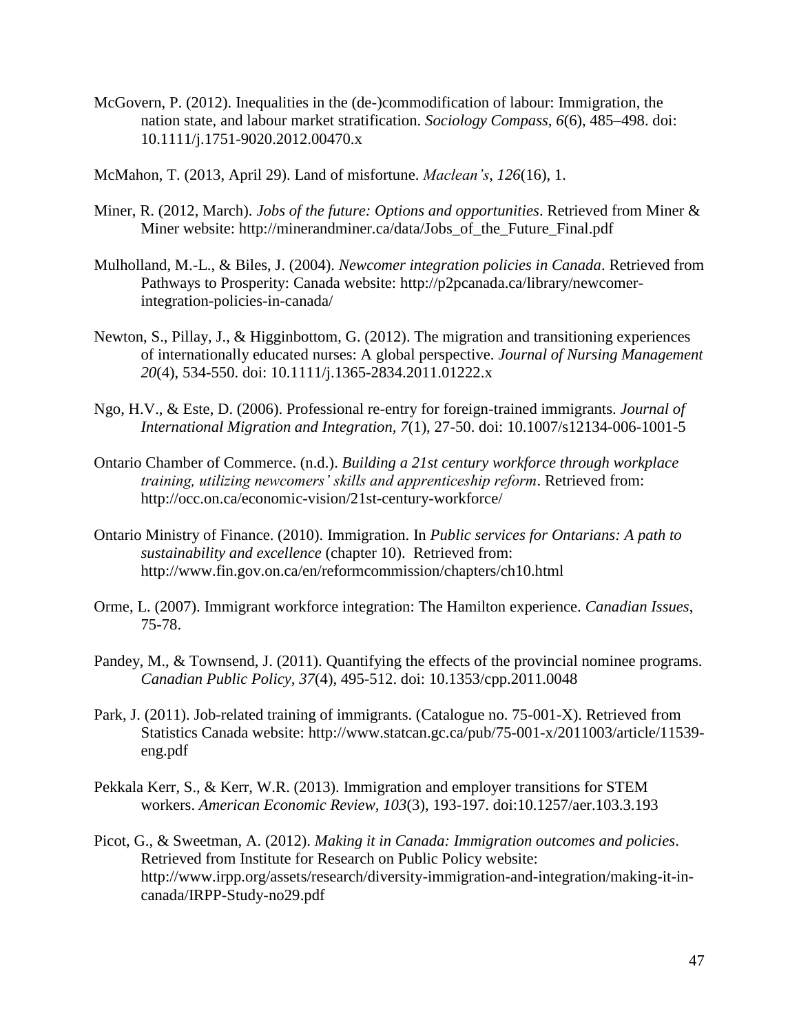McGovern, P. (2012). Inequalities in the (de-)commodification of labour: Immigration, the nation state, and labour market stratification. *Sociology Compass, 6*(6), 485–498. doi: 10.1111/j.1751-9020.2012.00470.x

McMahon, T. (2013, April 29). Land of misfortune. *Maclean's*, *126*(16), 1.

Miner, R. (2012, March). *Jobs of the future: Options and opportunities*. Retrieved from Miner & Miner website: http://minerandminer.ca/data/Jobs_of_the_Future_Final.pdf

Mulholland, M.-L., & Biles, J. (2004). *Newcomer integration policies in Canada*. Retrieved from Pathways to Prosperity: Canada website: http://p2pcanada.ca/library/newcomer-integration-policies-in-canada/

Newton, S., Pillay, J., & Higginbottom, G. (2012). The migration and transitioning experiences of internationally educated nurses: A global perspective. *Journal of Nursing Management 20*(4), 534-550. doi: 10.1111/j.1365-2834.2011.01222.x

Ngo, H.V., & Este, D. (2006). Professional re-entry for foreign-trained immigrants. *Journal of International Migration and Integration, 7*(1), 27-50. doi: 10.1007/s12134-006-1001-5

Ontario Chamber of Commerce. (n.d.). *Building a 21st century workforce through workplace training, utilizing newcomers' skills and apprenticeship reform*. Retrieved from: http://occ.on.ca/economic-vision/21st-century-workforce/

Ontario Ministry of Finance. (2010). Immigration. In *Public services for Ontarians: A path to sustainability and excellence* (chapter 10). Retrieved from: http://www.fin.gov.on.ca/en/reformcommission/chapters/ch10.html

Orme, L. (2007). Immigrant workforce integration: The Hamilton experience. *Canadian Issues*, 75-78.

Pandey, M., & Townsend, J. (2011). Quantifying the effects of the provincial nominee programs. *Canadian Public Policy, 37*(4), 495-512. doi: 10.1353/cpp.2011.0048

Park, J. (2011). Job-related training of immigrants. (Catalogue no. 75-001-X). Retrieved from Statistics Canada website: http://www.statcan.gc.ca/pub/75-001-x/2011003/article/11539-eng.pdf

Pekkala Kerr, S., & Kerr, W.R. (2013). Immigration and employer transitions for STEM workers. *American Economic Review, 103*(3), 193-197. doi:10.1257/aer.103.3.193

Picot, G., & Sweetman, A. (2012). *Making it in Canada: Immigration outcomes and policies*. Retrieved from Institute for Research on Public Policy website: http://www.irpp.org/assets/research/diversity-immigration-and-integration/making-it-in-canada/IRPP-Study-no29.pdf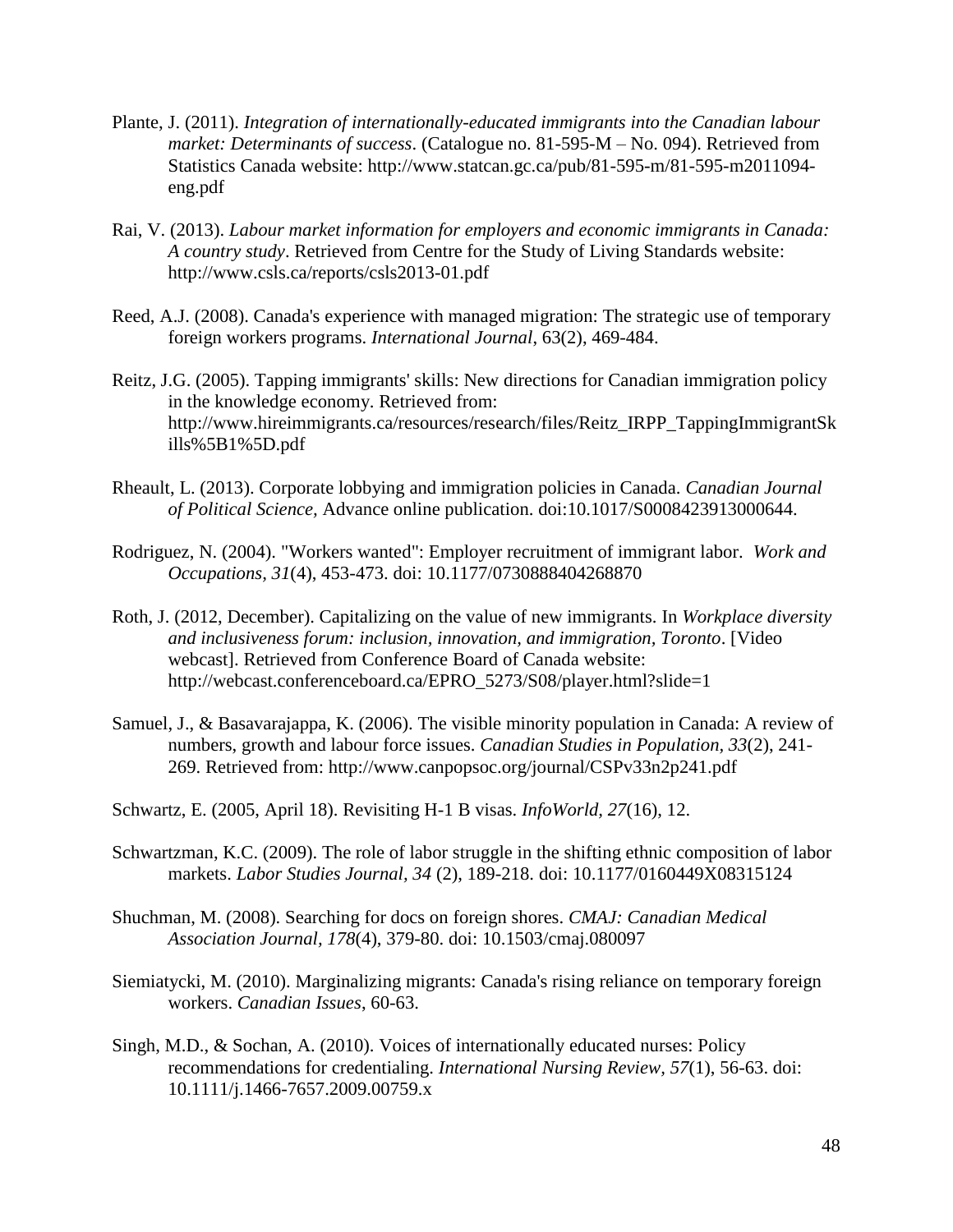Plante, J. (2011). *Integration of internationally-educated immigrants into the Canadian labour market: Determinants of success*. (Catalogue no. 81-595-M – No. 094). Retrieved from Statistics Canada website: http://www.statcan.gc.ca/pub/81-595-m/81-595-m2011094-eng.pdf

Rai, V. (2013). *Labour market information for employers and economic immigrants in Canada: A country study*. Retrieved from Centre for the Study of Living Standards website: http://www.csls.ca/reports/csls2013-01.pdf

Reed, A.J. (2008). Canada's experience with managed migration: The strategic use of temporary foreign workers programs. *International Journal*, 63(2), 469-484.

Reitz, J.G. (2005). Tapping immigrants' skills: New directions for Canadian immigration policy in the knowledge economy. Retrieved from: http://www.hireimmigrants.ca/resources/research/files/Reitz_IRPP_TappingImmigrantSkills%5B1%5D.pdf

Rheault, L. (2013). Corporate lobbying and immigration policies in Canada. *Canadian Journal of Political Science,* Advance online publication. doi:10.1017/S0008423913000644.

Rodriguez, N. (2004). "Workers wanted": Employer recruitment of immigrant labor. *Work and Occupations, 31*(4), 453-473. doi: 10.1177/0730888404268870

Roth, J. (2012, December). Capitalizing on the value of new immigrants. In *Workplace diversity and inclusiveness forum: inclusion, innovation, and immigration, Toronto*. [Video webcast]. Retrieved from Conference Board of Canada website: http://webcast.conferenceboard.ca/EPRO_5273/S08/player.html?slide=1

Samuel, J., & Basavarajappa, K. (2006). The visible minority population in Canada: A review of numbers, growth and labour force issues. *Canadian Studies in Population, 33*(2), 241-269. Retrieved from: http://www.canpopsoc.org/journal/CSPv33n2p241.pdf

Schwartz, E. (2005, April 18). Revisiting H-1 B visas. *InfoWorld, 27*(16), 12.

Schwartzman, K.C. (2009). The role of labor struggle in the shifting ethnic composition of labor markets. *Labor Studies Journal, 34* (2), 189-218. doi: 10.1177/0160449X08315124

Shuchman, M. (2008). Searching for docs on foreign shores. *CMAJ: Canadian Medical Association Journal, 178*(4), 379-80. doi: 10.1503/cmaj.080097

Siemiatycki, M. (2010). Marginalizing migrants: Canada's rising reliance on temporary foreign workers. *Canadian Issues*, 60-63.

Singh, M.D., & Sochan, A. (2010). Voices of internationally educated nurses: Policy recommendations for credentialing. *International Nursing Review, 57*(1), 56-63. doi: 10.1111/j.1466-7657.2009.00759.x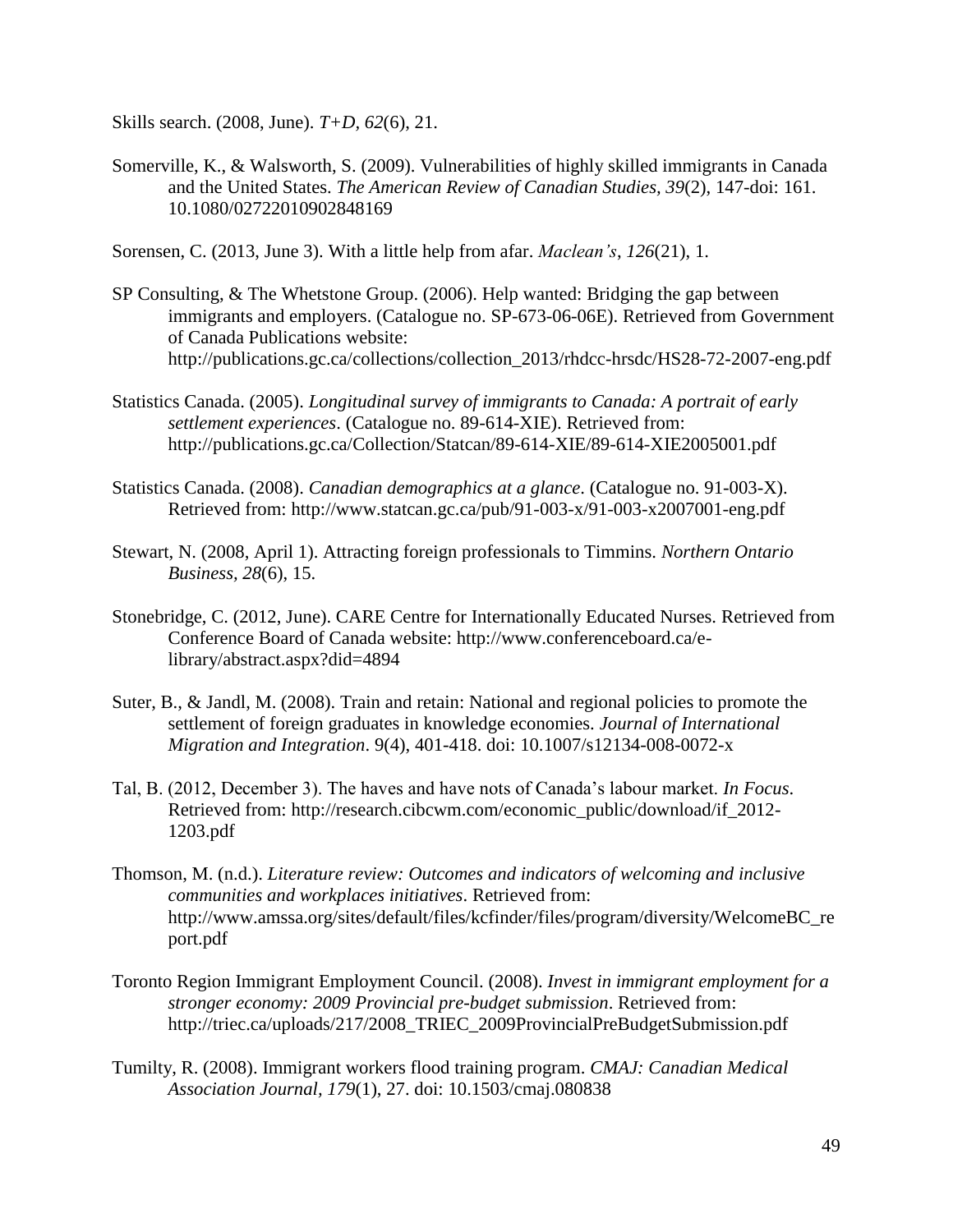Skills search. (2008, June). *T+D*, *62*(6), 21.

Somerville, K., & Walsworth, S. (2009). Vulnerabilities of highly skilled immigrants in Canada and the United States. *The American Review of Canadian Studies*, *39*(2), 147-doi: 161. 10.1080/02722010902848169

Sorensen, C. (2013, June 3). With a little help from afar. *Maclean's*, *126*(21), 1.

SP Consulting, & The Whetstone Group. (2006). Help wanted: Bridging the gap between immigrants and employers. (Catalogue no. SP-673-06-06E). Retrieved from Government of Canada Publications website: http://publications.gc.ca/collections/collection_2013/rhdcc-hrsdc/HS28-72-2007-eng.pdf

Statistics Canada. (2005). *Longitudinal survey of immigrants to Canada: A portrait of early settlement experiences*. (Catalogue no. 89-614-XIE). Retrieved from: http://publications.gc.ca/Collection/Statcan/89-614-XIE/89-614-XIE2005001.pdf

Statistics Canada. (2008). *Canadian demographics at a glance*. (Catalogue no. 91-003-X). Retrieved from: http://www.statcan.gc.ca/pub/91-003-x/91-003-x2007001-eng.pdf

Stewart, N. (2008, April 1). Attracting foreign professionals to Timmins. *Northern Ontario Business, 28*(6), 15.

Stonebridge, C. (2012, June). CARE Centre for Internationally Educated Nurses. Retrieved from Conference Board of Canada website: http://www.conferenceboard.ca/e-library/abstract.aspx?did=4894

Suter, B., & Jandl, M. (2008). Train and retain: National and regional policies to promote the settlement of foreign graduates in knowledge economies. *Journal of International Migration and Integration*. 9(4), 401-418. doi: 10.1007/s12134-008-0072-x

Tal, B. (2012, December 3). The haves and have nots of Canada's labour market. *In Focus*. Retrieved from: http://research.cibcwm.com/economic_public/download/if_2012-1203.pdf

Thomson, M. (n.d.). *Literature review: Outcomes and indicators of welcoming and inclusive communities and workplaces initiatives*. Retrieved from: http://www.amssa.org/sites/default/files/kcfinder/files/program/diversity/WelcomeBC_report.pdf

Toronto Region Immigrant Employment Council. (2008). *Invest in immigrant employment for a stronger economy: 2009 Provincial pre-budget submission*. Retrieved from: http://triec.ca/uploads/217/2008_TRIEC_2009ProvincialPreBudgetSubmission.pdf

Tumilty, R. (2008). Immigrant workers flood training program. *CMAJ: Canadian Medical Association Journal*, *179*(1), 27. doi: 10.1503/cmaj.080838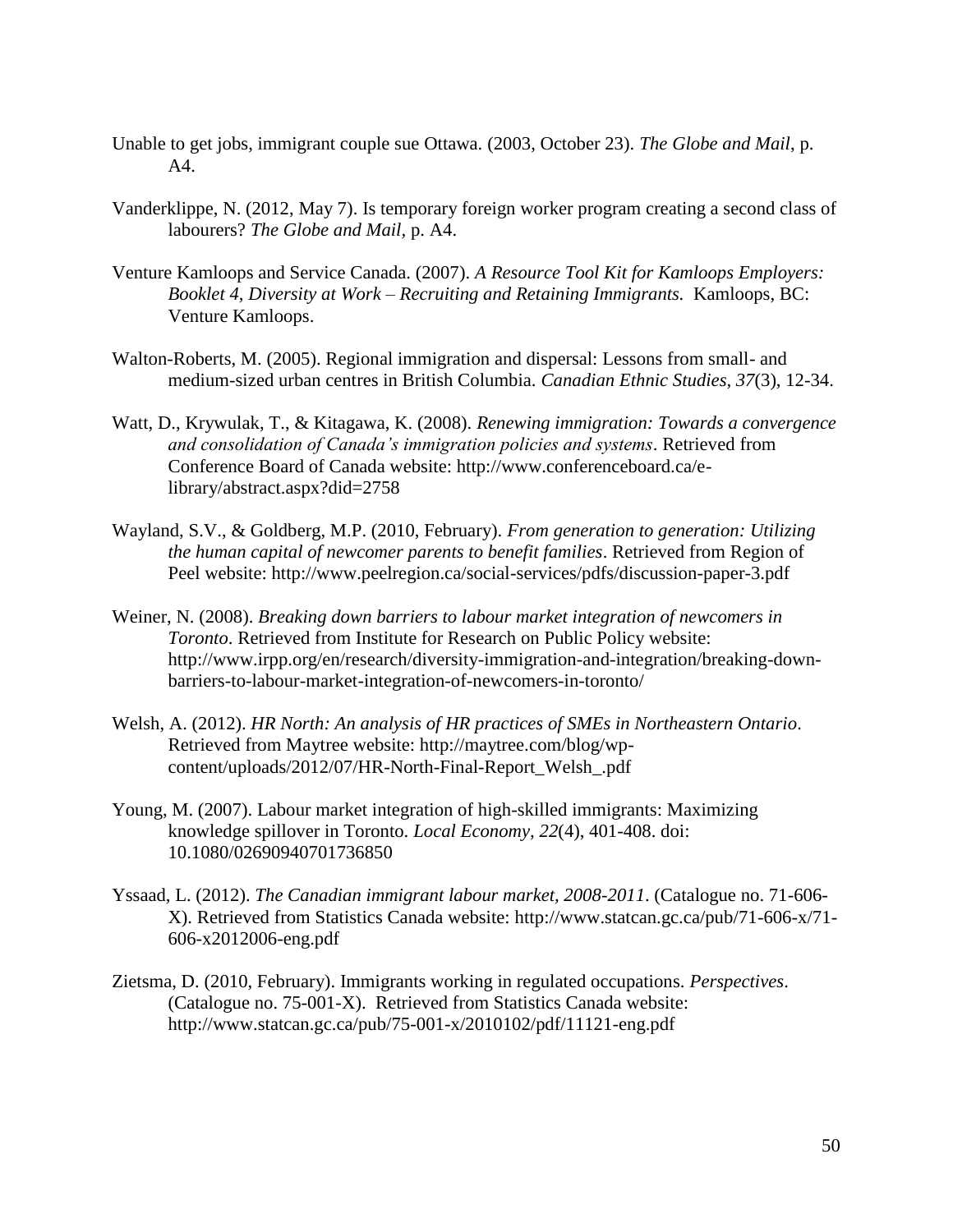Unable to get jobs, immigrant couple sue Ottawa. (2003, October 23). *The Globe and Mail*, p. A4.

Vanderklippe, N. (2012, May 7). Is temporary foreign worker program creating a second class of labourers? *The Globe and Mail*, p. A4.

Venture Kamloops and Service Canada. (2007). *A Resource Tool Kit for Kamloops Employers: Booklet 4, Diversity at Work – Recruiting and Retaining Immigrants.* Kamloops, BC: Venture Kamloops.

Walton-Roberts, M. (2005). Regional immigration and dispersal: Lessons from small- and medium-sized urban centres in British Columbia. *Canadian Ethnic Studies*, *37*(3), 12-34.

Watt, D., Krywulak, T., & Kitagawa, K. (2008). *Renewing immigration: Towards a convergence and consolidation of Canada's immigration policies and systems*. Retrieved from Conference Board of Canada website: http://www.conferenceboard.ca/e-library/abstract.aspx?did=2758

Wayland, S.V., & Goldberg, M.P. (2010, February). *From generation to generation: Utilizing the human capital of newcomer parents to benefit families*. Retrieved from Region of Peel website: http://www.peelregion.ca/social-services/pdfs/discussion-paper-3.pdf

Weiner, N. (2008). *Breaking down barriers to labour market integration of newcomers in Toronto*. Retrieved from Institute for Research on Public Policy website: http://www.irpp.org/en/research/diversity-immigration-and-integration/breaking-down-barriers-to-labour-market-integration-of-newcomers-in-toronto/

Welsh, A. (2012). *HR North: An analysis of HR practices of SMEs in Northeastern Ontario*. Retrieved from Maytree website: http://maytree.com/blog/wp-content/uploads/2012/07/HR-North-Final-Report_Welsh_.pdf

Young, M. (2007). Labour market integration of high-skilled immigrants: Maximizing knowledge spillover in Toronto. *Local Economy, 22*(4), 401-408. doi: 10.1080/02690940701736850

Yssaad, L. (2012). *The Canadian immigrant labour market, 2008-2011*. (Catalogue no. 71-606-X). Retrieved from Statistics Canada website: http://www.statcan.gc.ca/pub/71-606-x/71-606-x2012006-eng.pdf

Zietsma, D. (2010, February). Immigrants working in regulated occupations. *Perspectives*. (Catalogue no. 75-001-X). Retrieved from Statistics Canada website: http://www.statcan.gc.ca/pub/75-001-x/2010102/pdf/11121-eng.pdf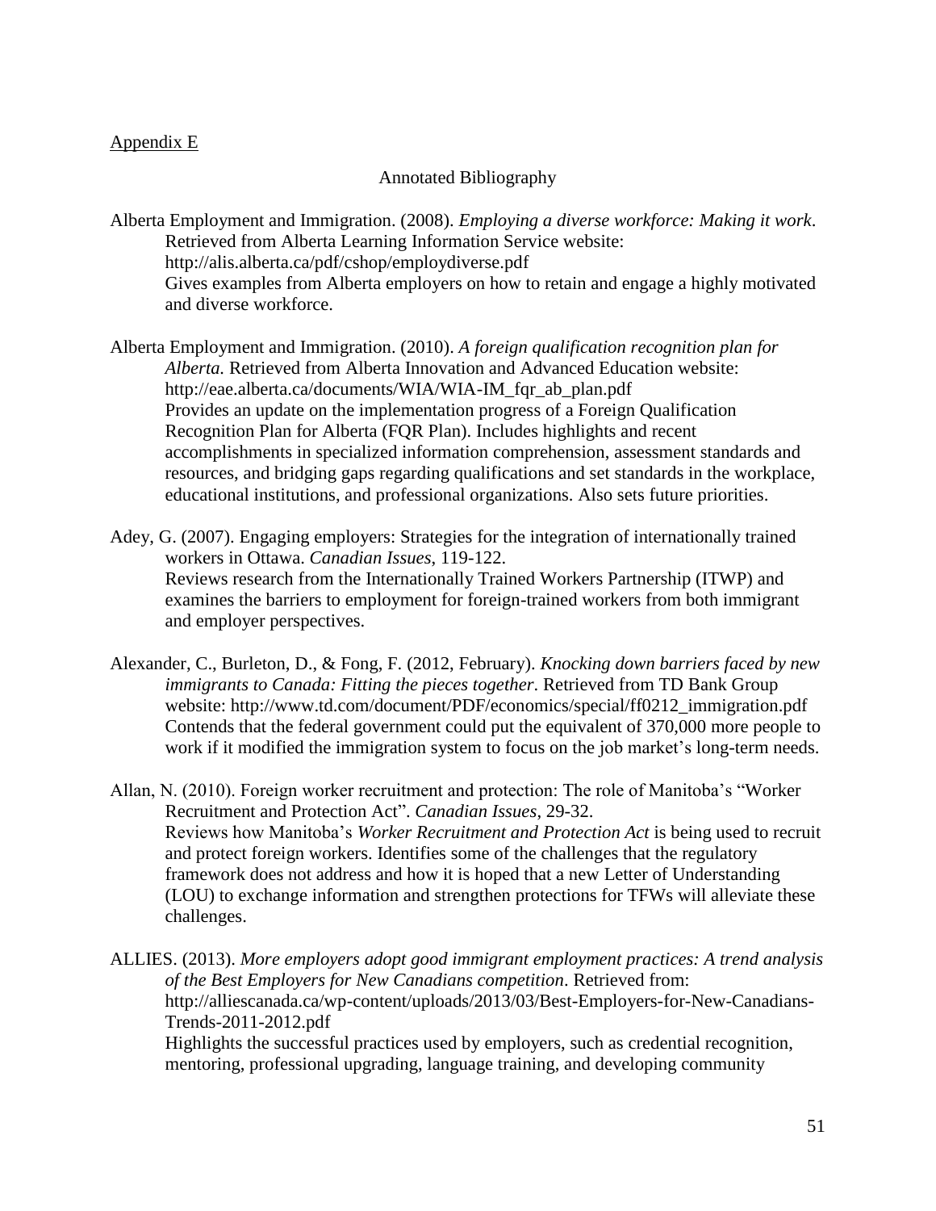Appendix E

## Annotated Bibliography

Alberta Employment and Immigration. (2008). *Employing a diverse workforce: Making it work*. Retrieved from Alberta Learning Information Service website: http://alis.alberta.ca/pdf/cshop/employdiverse.pdf
Gives examples from Alberta employers on how to retain and engage a highly motivated and diverse workforce.

Alberta Employment and Immigration. (2010). *A foreign qualification recognition plan for Alberta.* Retrieved from Alberta Innovation and Advanced Education website: http://eae.alberta.ca/documents/WIA/WIA-IM_fqr_ab_plan.pdf
Provides an update on the implementation progress of a Foreign Qualification Recognition Plan for Alberta (FQR Plan). Includes highlights and recent accomplishments in specialized information comprehension, assessment standards and resources, and bridging gaps regarding qualifications and set standards in the workplace, educational institutions, and professional organizations. Also sets future priorities.

Adey, G. (2007). Engaging employers: Strategies for the integration of internationally trained workers in Ottawa. *Canadian Issues*, 119-122.
Reviews research from the Internationally Trained Workers Partnership (ITWP) and examines the barriers to employment for foreign-trained workers from both immigrant and employer perspectives.

Alexander, C., Burleton, D., & Fong, F. (2012, February). *Knocking down barriers faced by new immigrants to Canada: Fitting the pieces together*. Retrieved from TD Bank Group website: http://www.td.com/document/PDF/economics/special/ff0212_immigration.pdf
Contends that the federal government could put the equivalent of 370,000 more people to work if it modified the immigration system to focus on the job market's long-term needs.

Allan, N. (2010). Foreign worker recruitment and protection: The role of Manitoba's "Worker Recruitment and Protection Act". *Canadian Issues*, 29-32.
Reviews how Manitoba's *Worker Recruitment and Protection Act* is being used to recruit and protect foreign workers. Identifies some of the challenges that the regulatory framework does not address and how it is hoped that a new Letter of Understanding (LOU) to exchange information and strengthen protections for TFWs will alleviate these challenges.

ALLIES. (2013). *More employers adopt good immigrant employment practices: A trend analysis of the Best Employers for New Canadians competition*. Retrieved from: http://alliescanada.ca/wp-content/uploads/2013/03/Best-Employers-for-New-Canadians-Trends-2011-2012.pdf
Highlights the successful practices used by employers, such as credential recognition, mentoring, professional upgrading, language training, and developing community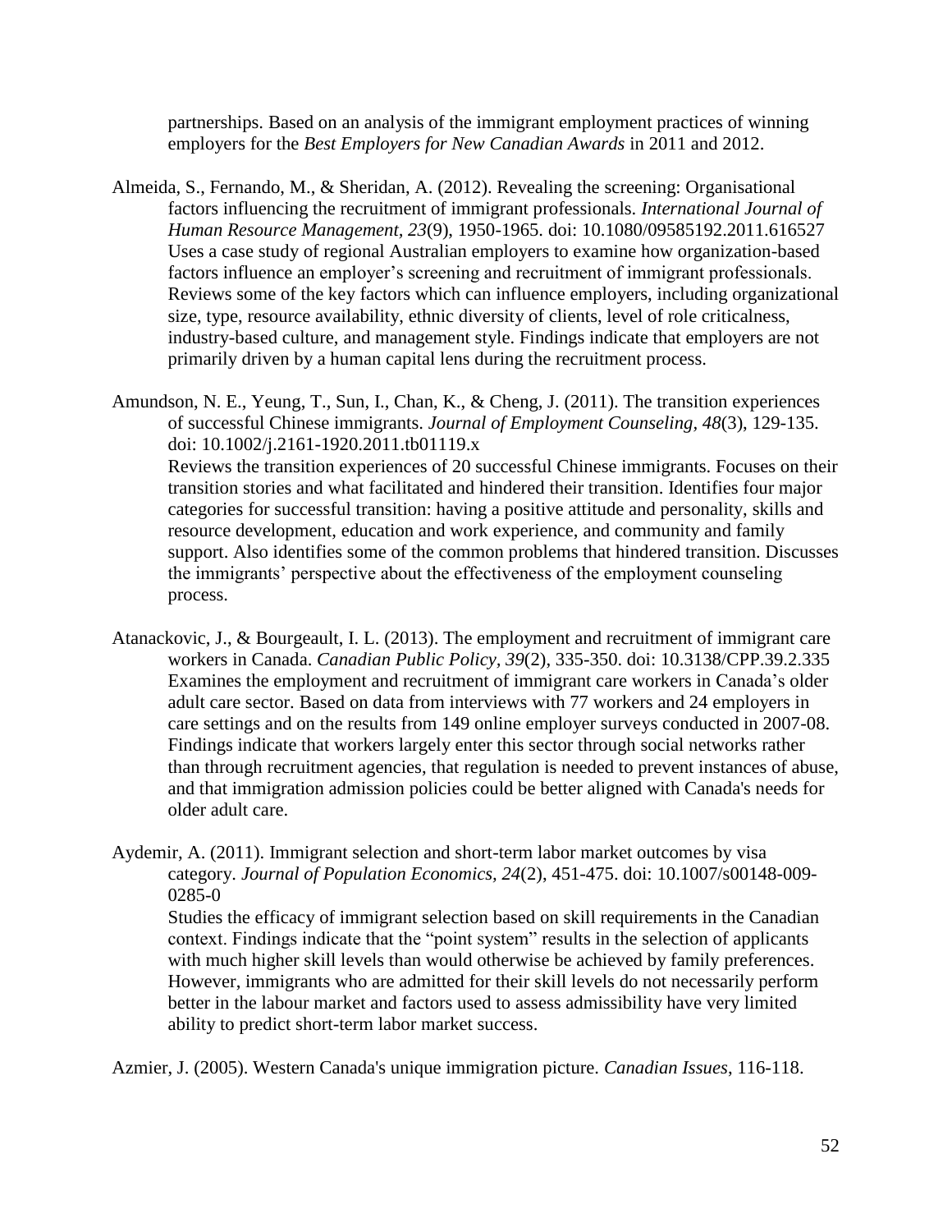partnerships. Based on an analysis of the immigrant employment practices of winning employers for the *Best Employers for New Canadian Awards* in 2011 and 2012.

Almeida, S., Fernando, M., & Sheridan, A. (2012). Revealing the screening: Organisational factors influencing the recruitment of immigrant professionals. *International Journal of Human Resource Management, 23*(9), 1950-1965. doi: 10.1080/09585192.2011.616527
Uses a case study of regional Australian employers to examine how organization-based factors influence an employer's screening and recruitment of immigrant professionals. Reviews some of the key factors which can influence employers, including organizational size, type, resource availability, ethnic diversity of clients, level of role criticalness, industry-based culture, and management style. Findings indicate that employers are not primarily driven by a human capital lens during the recruitment process.

Amundson, N. E., Yeung, T., Sun, I., Chan, K., & Cheng, J. (2011). The transition experiences of successful Chinese immigrants. *Journal of Employment Counseling, 48*(3), 129-135. doi: 10.1002/j.2161-1920.2011.tb01119.x
Reviews the transition experiences of 20 successful Chinese immigrants. Focuses on their transition stories and what facilitated and hindered their transition. Identifies four major categories for successful transition: having a positive attitude and personality, skills and resource development, education and work experience, and community and family support. Also identifies some of the common problems that hindered transition. Discusses the immigrants' perspective about the effectiveness of the employment counseling process.

Atanackovic, J., & Bourgeault, I. L. (2013). The employment and recruitment of immigrant care workers in Canada. *Canadian Public Policy, 39*(2), 335-350. doi: 10.3138/CPP.39.2.335
Examines the employment and recruitment of immigrant care workers in Canada's older adult care sector. Based on data from interviews with 77 workers and 24 employers in care settings and on the results from 149 online employer surveys conducted in 2007-08. Findings indicate that workers largely enter this sector through social networks rather than through recruitment agencies, that regulation is needed to prevent instances of abuse, and that immigration admission policies could be better aligned with Canada's needs for older adult care.

Aydemir, A. (2011). Immigrant selection and short-term labor market outcomes by visa category. *Journal of Population Economics, 24*(2), 451-475. doi: 10.1007/s00148-009-0285-0
Studies the efficacy of immigrant selection based on skill requirements in the Canadian context. Findings indicate that the "point system" results in the selection of applicants with much higher skill levels than would otherwise be achieved by family preferences. However, immigrants who are admitted for their skill levels do not necessarily perform better in the labour market and factors used to assess admissibility have very limited ability to predict short-term labor market success.

Azmier, J. (2005). Western Canada's unique immigration picture. *Canadian Issues*, 116-118.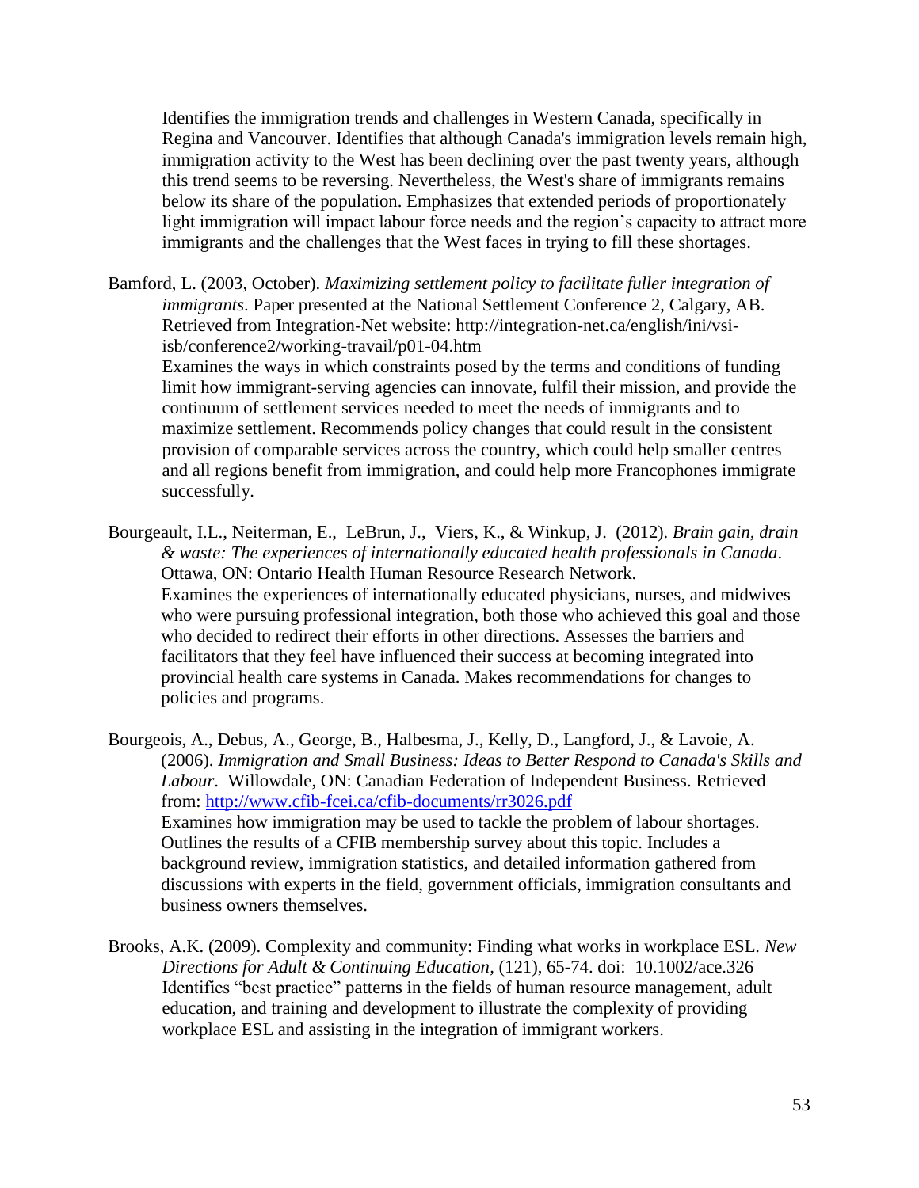Identifies the immigration trends and challenges in Western Canada, specifically in Regina and Vancouver. Identifies that although Canada's immigration levels remain high, immigration activity to the West has been declining over the past twenty years, although this trend seems to be reversing. Nevertheless, the West's share of immigrants remains below its share of the population. Emphasizes that extended periods of proportionately light immigration will impact labour force needs and the region's capacity to attract more immigrants and the challenges that the West faces in trying to fill these shortages.

Bamford, L. (2003, October). *Maximizing settlement policy to facilitate fuller integration of immigrants*. Paper presented at the National Settlement Conference 2, Calgary, AB. Retrieved from Integration-Net website: http://integration-net.ca/english/ini/vsi-isb/conference2/working-travail/p01-04.htm
Examines the ways in which constraints posed by the terms and conditions of funding limit how immigrant-serving agencies can innovate, fulfil their mission, and provide the continuum of settlement services needed to meet the needs of immigrants and to maximize settlement. Recommends policy changes that could result in the consistent provision of comparable services across the country, which could help smaller centres and all regions benefit from immigration, and could help more Francophones immigrate successfully.

Bourgeault, I.L., Neiterman, E., LeBrun, J., Viers, K., & Winkup, J. (2012). *Brain gain, drain & waste: The experiences of internationally educated health professionals in Canada*. Ottawa, ON: Ontario Health Human Resource Research Network.
Examines the experiences of internationally educated physicians, nurses, and midwives who were pursuing professional integration, both those who achieved this goal and those who decided to redirect their efforts in other directions. Assesses the barriers and facilitators that they feel have influenced their success at becoming integrated into provincial health care systems in Canada. Makes recommendations for changes to policies and programs.

Bourgeois, A., Debus, A., George, B., Halbesma, J., Kelly, D., Langford, J., & Lavoie, A. (2006). *Immigration and Small Business: Ideas to Better Respond to Canada's Skills and Labour*. Willowdale, ON: Canadian Federation of Independent Business. Retrieved from: http://www.cfib-fcei.ca/cfib-documents/rr3026.pdf
Examines how immigration may be used to tackle the problem of labour shortages. Outlines the results of a CFIB membership survey about this topic. Includes a background review, immigration statistics, and detailed information gathered from discussions with experts in the field, government officials, immigration consultants and business owners themselves.

Brooks, A.K. (2009). Complexity and community: Finding what works in workplace ESL. *New Directions for Adult & Continuing Education*, (121), 65-74. doi: 10.1002/ace.326
Identifies "best practice" patterns in the fields of human resource management, adult education, and training and development to illustrate the complexity of providing workplace ESL and assisting in the integration of immigrant workers.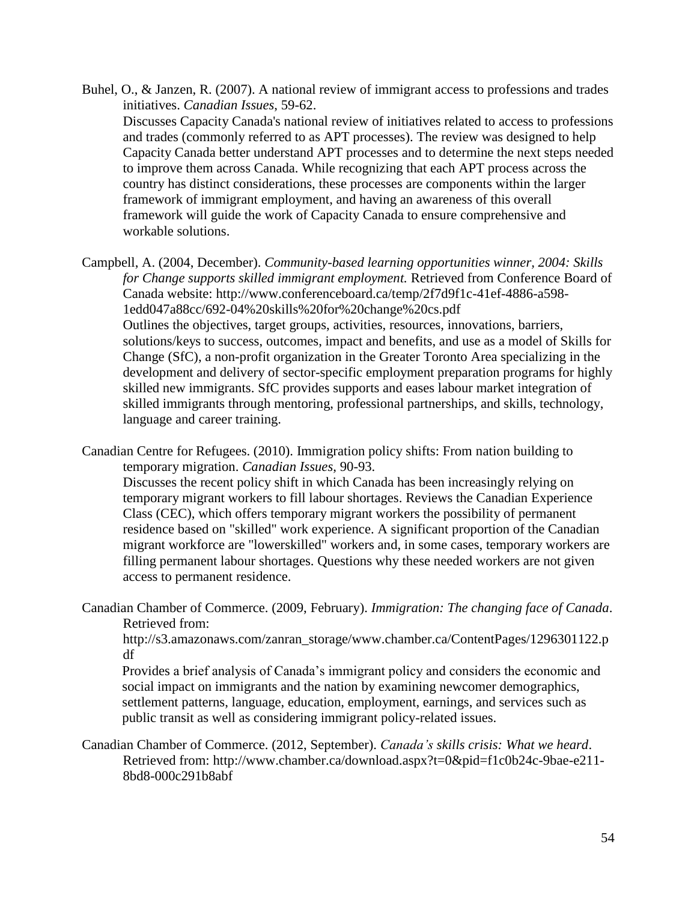Buhel, O., & Janzen, R. (2007). A national review of immigrant access to professions and trades initiatives. *Canadian Issues*, 59-62.
Discusses Capacity Canada's national review of initiatives related to access to professions and trades (commonly referred to as APT processes). The review was designed to help Capacity Canada better understand APT processes and to determine the next steps needed to improve them across Canada. While recognizing that each APT process across the country has distinct considerations, these processes are components within the larger framework of immigrant employment, and having an awareness of this overall framework will guide the work of Capacity Canada to ensure comprehensive and workable solutions.

Campbell, A. (2004, December). *Community-based learning opportunities winner, 2004: Skills for Change supports skilled immigrant employment.* Retrieved from Conference Board of Canada website: http://www.conferenceboard.ca/temp/2f7d9f1c-41ef-4886-a598-1edd047a88cc/692-04%20skills%20for%20change%20cs.pdf
Outlines the objectives, target groups, activities, resources, innovations, barriers, solutions/keys to success, outcomes, impact and benefits, and use as a model of Skills for Change (SfC), a non-profit organization in the Greater Toronto Area specializing in the development and delivery of sector-specific employment preparation programs for highly skilled new immigrants. SfC provides supports and eases labour market integration of skilled immigrants through mentoring, professional partnerships, and skills, technology, language and career training.

Canadian Centre for Refugees. (2010). Immigration policy shifts: From nation building to temporary migration. *Canadian Issues*, 90-93.
Discusses the recent policy shift in which Canada has been increasingly relying on temporary migrant workers to fill labour shortages. Reviews the Canadian Experience Class (CEC), which offers temporary migrant workers the possibility of permanent residence based on "skilled" work experience. A significant proportion of the Canadian migrant workforce are "lowerskilled" workers and, in some cases, temporary workers are filling permanent labour shortages. Questions why these needed workers are not given access to permanent residence.

Canadian Chamber of Commerce. (2009, February). *Immigration: The changing face of Canada*. Retrieved from:
http://s3.amazonaws.com/zanran_storage/www.chamber.ca/ContentPages/1296301122.pdf
Provides a brief analysis of Canada's immigrant policy and considers the economic and social impact on immigrants and the nation by examining newcomer demographics, settlement patterns, language, education, employment, earnings, and services such as public transit as well as considering immigrant policy-related issues.

Canadian Chamber of Commerce. (2012, September). *Canada's skills crisis: What we heard*. Retrieved from: http://www.chamber.ca/download.aspx?t=0&pid=f1c0b24c-9bae-e211-8bd8-000c291b8abf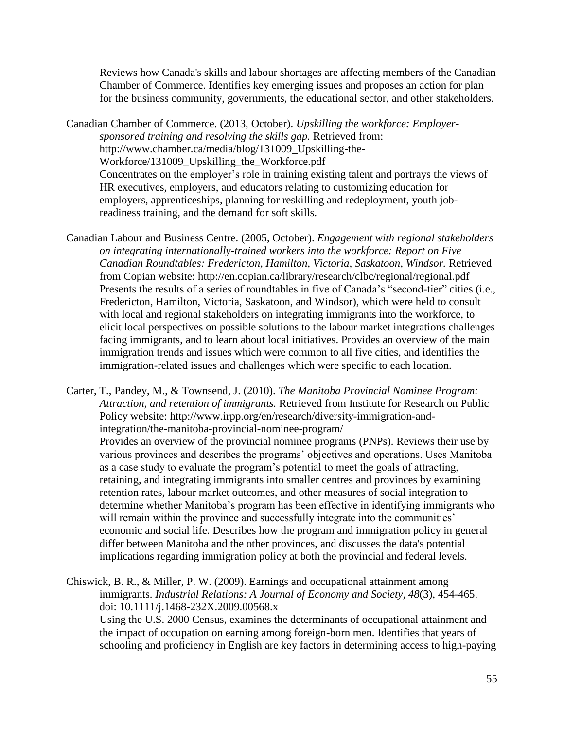Reviews how Canada's skills and labour shortages are affecting members of the Canadian Chamber of Commerce. Identifies key emerging issues and proposes an action for plan for the business community, governments, the educational sector, and other stakeholders.

Canadian Chamber of Commerce. (2013, October). *Upskilling the workforce: Employer-sponsored training and resolving the skills gap.* Retrieved from: http://www.chamber.ca/media/blog/131009_Upskilling-the-Workforce/131009_Upskilling_the_Workforce.pdf
Concentrates on the employer's role in training existing talent and portrays the views of HR executives, employers, and educators relating to customizing education for employers, apprenticeships, planning for reskilling and redeployment, youth job-readiness training, and the demand for soft skills.

Canadian Labour and Business Centre. (2005, October). *Engagement with regional stakeholders on integrating internationally-trained workers into the workforce: Report on Five Canadian Roundtables: Fredericton, Hamilton, Victoria, Saskatoon, Windsor.* Retrieved from Copian website: http://en.copian.ca/library/research/clbc/regional/regional.pdf
Presents the results of a series of roundtables in five of Canada's "second-tier" cities (i.e., Fredericton, Hamilton, Victoria, Saskatoon, and Windsor), which were held to consult with local and regional stakeholders on integrating immigrants into the workforce, to elicit local perspectives on possible solutions to the labour market integrations challenges facing immigrants, and to learn about local initiatives. Provides an overview of the main immigration trends and issues which were common to all five cities, and identifies the immigration-related issues and challenges which were specific to each location.

Carter, T., Pandey, M., & Townsend, J. (2010). *The Manitoba Provincial Nominee Program: Attraction, and retention of immigrants.* Retrieved from Institute for Research on Public Policy website: http://www.irpp.org/en/research/diversity-immigration-and-integration/the-manitoba-provincial-nominee-program/
Provides an overview of the provincial nominee programs (PNPs). Reviews their use by various provinces and describes the programs' objectives and operations. Uses Manitoba as a case study to evaluate the program's potential to meet the goals of attracting, retaining, and integrating immigrants into smaller centres and provinces by examining retention rates, labour market outcomes, and other measures of social integration to determine whether Manitoba's program has been effective in identifying immigrants who will remain within the province and successfully integrate into the communities' economic and social life. Describes how the program and immigration policy in general differ between Manitoba and the other provinces, and discusses the data's potential implications regarding immigration policy at both the provincial and federal levels.

Chiswick, B. R., & Miller, P. W. (2009). Earnings and occupational attainment among immigrants. *Industrial Relations: A Journal of Economy and Society*, *48*(3), 454-465. doi: 10.1111/j.1468-232X.2009.00568.x
Using the U.S. 2000 Census, examines the determinants of occupational attainment and the impact of occupation on earning among foreign-born men. Identifies that years of schooling and proficiency in English are key factors in determining access to high-paying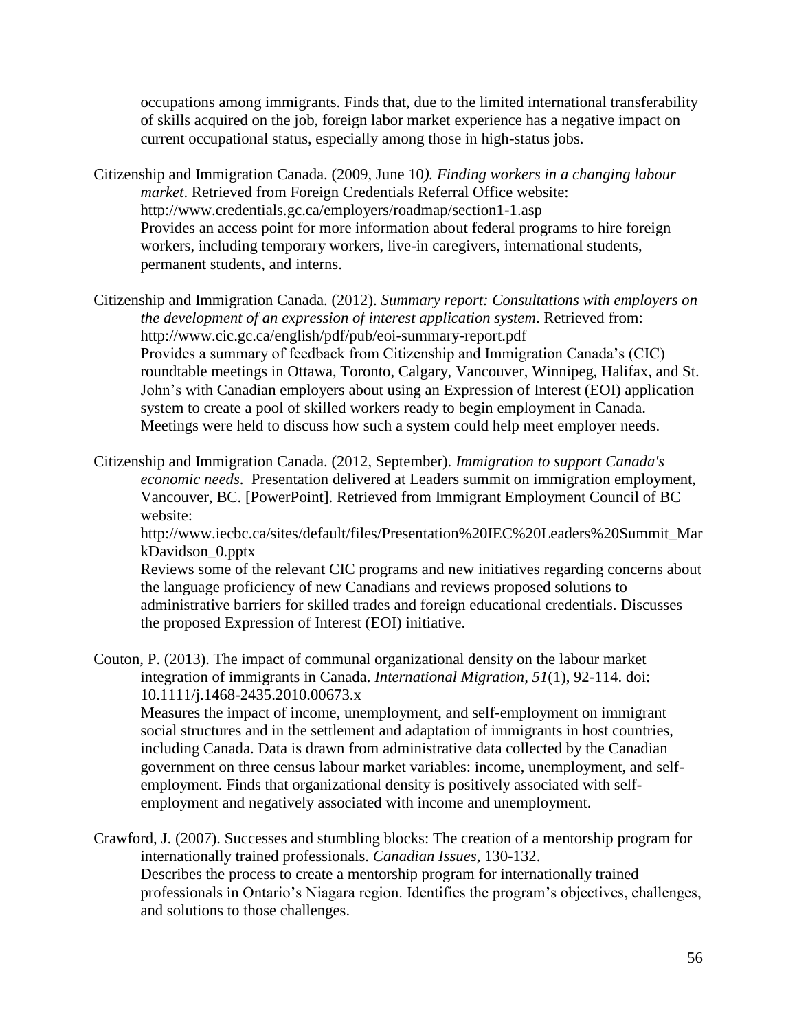occupations among immigrants. Finds that, due to the limited international transferability of skills acquired on the job, foreign labor market experience has a negative impact on current occupational status, especially among those in high-status jobs.

Citizenship and Immigration Canada. (2009, June 10*). Finding workers in a changing labour market*. Retrieved from Foreign Credentials Referral Office website: http://www.credentials.gc.ca/employers/roadmap/section1-1.asp
Provides an access point for more information about federal programs to hire foreign workers, including temporary workers, live-in caregivers, international students, permanent students, and interns.

Citizenship and Immigration Canada. (2012). *Summary report: Consultations with employers on the development of an expression of interest application system*. Retrieved from: http://www.cic.gc.ca/english/pdf/pub/eoi-summary-report.pdf
Provides a summary of feedback from Citizenship and Immigration Canada's (CIC) roundtable meetings in Ottawa, Toronto, Calgary, Vancouver, Winnipeg, Halifax, and St. John's with Canadian employers about using an Expression of Interest (EOI) application system to create a pool of skilled workers ready to begin employment in Canada. Meetings were held to discuss how such a system could help meet employer needs.

Citizenship and Immigration Canada. (2012, September). *Immigration to support Canada's economic needs*. Presentation delivered at Leaders summit on immigration employment, Vancouver, BC. [PowerPoint]. Retrieved from Immigrant Employment Council of BC website:
http://www.iecbc.ca/sites/default/files/Presentation%20IEC%20Leaders%20Summit_MarkDavidson_0.pptx
Reviews some of the relevant CIC programs and new initiatives regarding concerns about the language proficiency of new Canadians and reviews proposed solutions to administrative barriers for skilled trades and foreign educational credentials. Discusses the proposed Expression of Interest (EOI) initiative.

Couton, P. (2013). The impact of communal organizational density on the labour market integration of immigrants in Canada. *International Migration, 51*(1), 92-114. doi: 10.1111/j.1468-2435.2010.00673.x
Measures the impact of income, unemployment, and self-employment on immigrant social structures and in the settlement and adaptation of immigrants in host countries, including Canada. Data is drawn from administrative data collected by the Canadian government on three census labour market variables: income, unemployment, and self-employment. Finds that organizational density is positively associated with self-employment and negatively associated with income and unemployment.

Crawford, J. (2007). Successes and stumbling blocks: The creation of a mentorship program for internationally trained professionals. *Canadian Issues*, 130-132.
Describes the process to create a mentorship program for internationally trained professionals in Ontario's Niagara region. Identifies the program's objectives, challenges, and solutions to those challenges.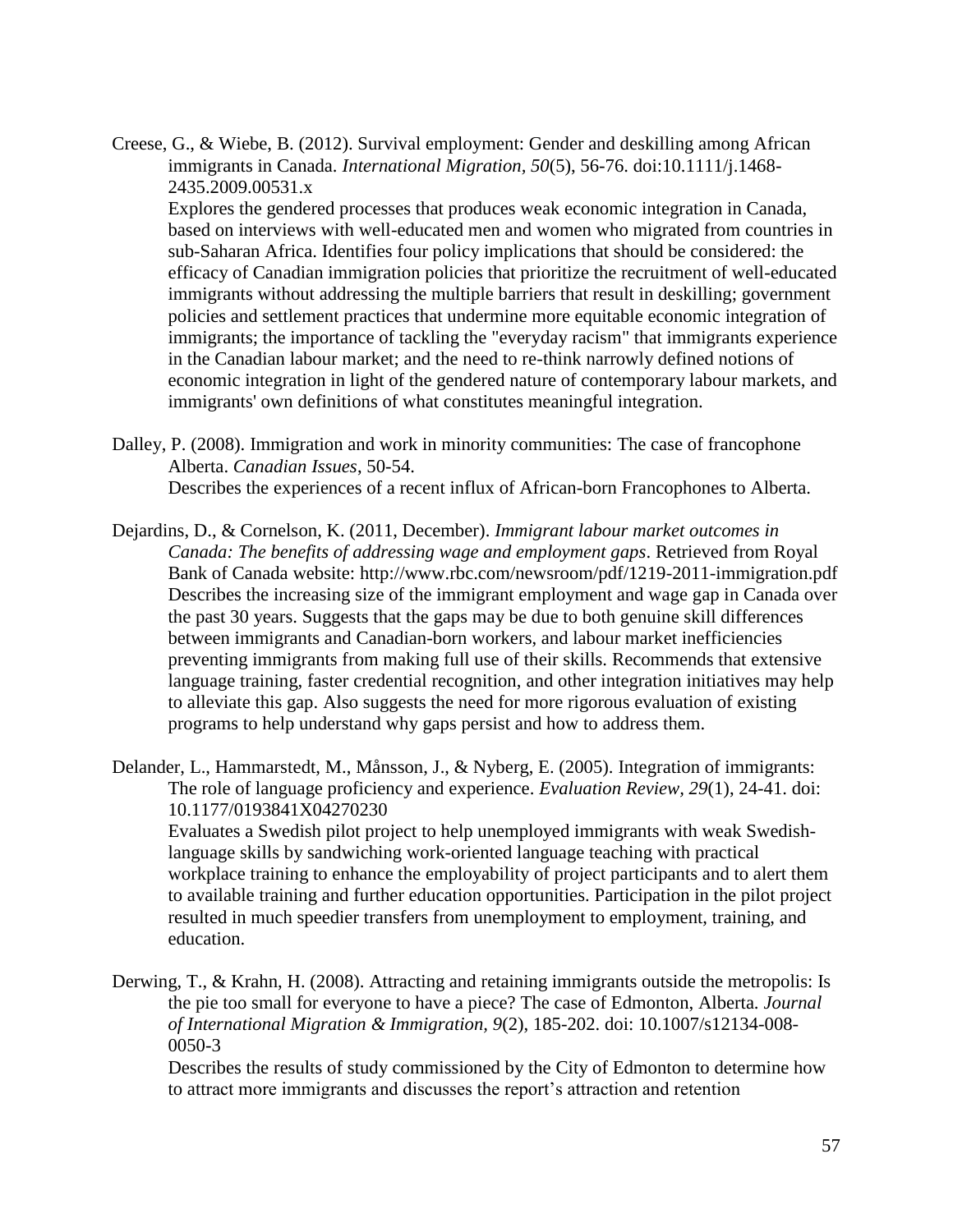Creese, G., & Wiebe, B. (2012). Survival employment: Gender and deskilling among African immigrants in Canada. *International Migration, 50*(5), 56-76. doi:10.1111/j.1468-2435.2009.00531.x

Explores the gendered processes that produces weak economic integration in Canada, based on interviews with well-educated men and women who migrated from countries in sub-Saharan Africa. Identifies four policy implications that should be considered: the efficacy of Canadian immigration policies that prioritize the recruitment of well-educated immigrants without addressing the multiple barriers that result in deskilling; government policies and settlement practices that undermine more equitable economic integration of immigrants; the importance of tackling the "everyday racism" that immigrants experience in the Canadian labour market; and the need to re-think narrowly defined notions of economic integration in light of the gendered nature of contemporary labour markets, and immigrants' own definitions of what constitutes meaningful integration.

Dalley, P. (2008). Immigration and work in minority communities: The case of francophone Alberta. *Canadian Issues*, 50-54.

Describes the experiences of a recent influx of African-born Francophones to Alberta.

Dejardins, D., & Cornelson, K. (2011, December). *Immigrant labour market outcomes in Canada: The benefits of addressing wage and employment gaps*. Retrieved from Royal Bank of Canada website: http://www.rbc.com/newsroom/pdf/1219-2011-immigration.pdf

Describes the increasing size of the immigrant employment and wage gap in Canada over the past 30 years. Suggests that the gaps may be due to both genuine skill differences between immigrants and Canadian-born workers, and labour market inefficiencies preventing immigrants from making full use of their skills. Recommends that extensive language training, faster credential recognition, and other integration initiatives may help to alleviate this gap. Also suggests the need for more rigorous evaluation of existing programs to help understand why gaps persist and how to address them.

Delander, L., Hammarstedt, M., Månsson, J., & Nyberg, E. (2005). Integration of immigrants: The role of language proficiency and experience. *Evaluation Review, 29*(1), 24-41. doi: 10.1177/0193841X04270230

Evaluates a Swedish pilot project to help unemployed immigrants with weak Swedish-language skills by sandwiching work-oriented language teaching with practical workplace training to enhance the employability of project participants and to alert them to available training and further education opportunities. Participation in the pilot project resulted in much speedier transfers from unemployment to employment, training, and education.

Derwing, T., & Krahn, H. (2008). Attracting and retaining immigrants outside the metropolis: Is the pie too small for everyone to have a piece? The case of Edmonton, Alberta. *Journal of International Migration & Immigration, 9*(2), 185-202. doi: 10.1007/s12134-008-0050-3

Describes the results of study commissioned by the City of Edmonton to determine how to attract more immigrants and discusses the report's attraction and retention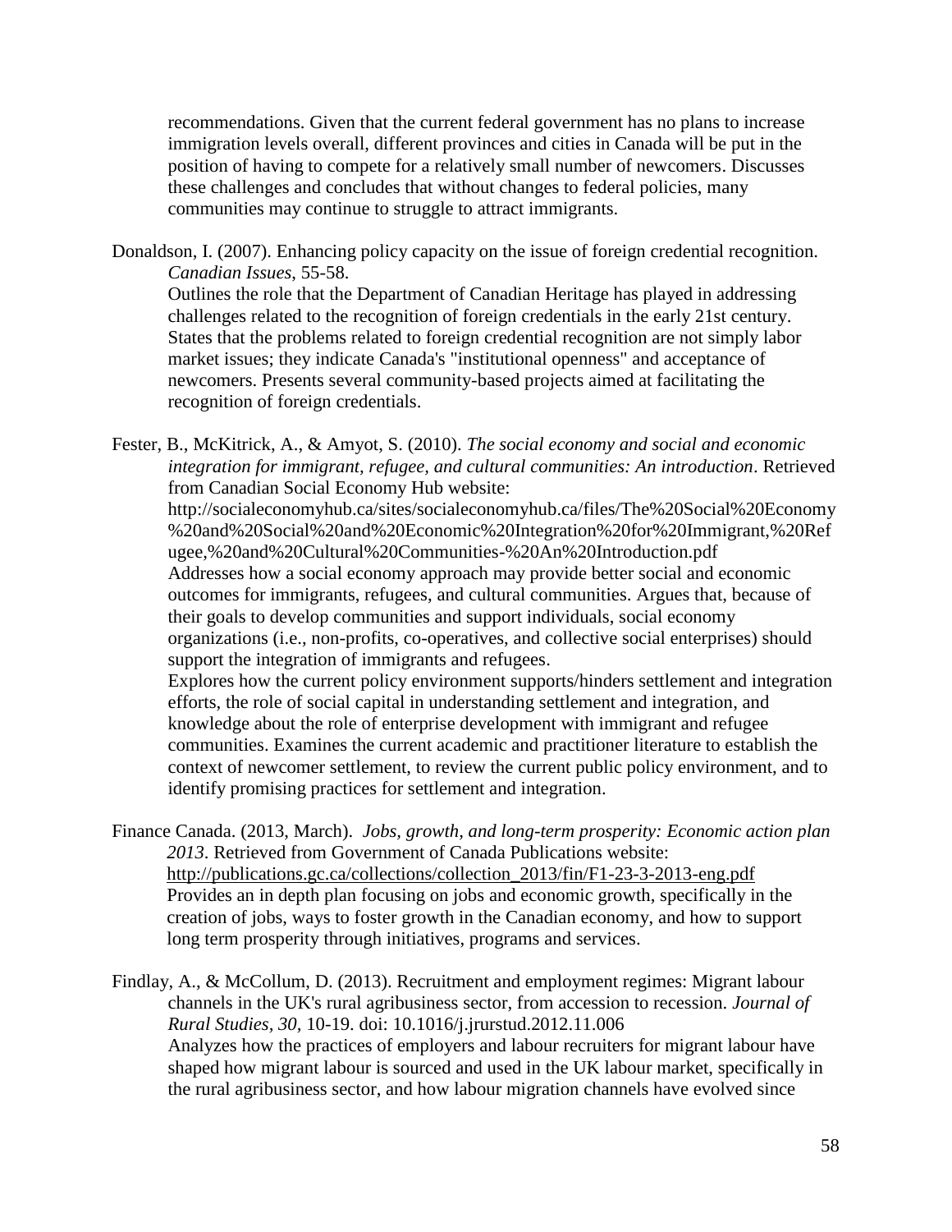recommendations. Given that the current federal government has no plans to increase immigration levels overall, different provinces and cities in Canada will be put in the position of having to compete for a relatively small number of newcomers. Discusses these challenges and concludes that without changes to federal policies, many communities may continue to struggle to attract immigrants.

Donaldson, I. (2007). Enhancing policy capacity on the issue of foreign credential recognition. *Canadian Issues*, 55-58.
Outlines the role that the Department of Canadian Heritage has played in addressing challenges related to the recognition of foreign credentials in the early 21st century. States that the problems related to foreign credential recognition are not simply labor market issues; they indicate Canada's "institutional openness" and acceptance of newcomers. Presents several community-based projects aimed at facilitating the recognition of foreign credentials.

Fester, B., McKitrick, A., & Amyot, S. (2010). *The social economy and social and economic integration for immigrant, refugee, and cultural communities: An introduction*. Retrieved from Canadian Social Economy Hub website:
http://socialeconomyhub.ca/sites/socialeconomyhub.ca/files/The%20Social%20Economy%20and%20Social%20and%20Economic%20Integration%20for%20Immigrant,%20Refugee,%20and%20Cultural%20Communities-%20An%20Introduction.pdf
Addresses how a social economy approach may provide better social and economic outcomes for immigrants, refugees, and cultural communities. Argues that, because of their goals to develop communities and support individuals, social economy organizations (i.e., non-profits, co-operatives, and collective social enterprises) should support the integration of immigrants and refugees.
Explores how the current policy environment supports/hinders settlement and integration efforts, the role of social capital in understanding settlement and integration, and knowledge about the role of enterprise development with immigrant and refugee communities. Examines the current academic and practitioner literature to establish the context of newcomer settlement, to review the current public policy environment, and to identify promising practices for settlement and integration.

Finance Canada. (2013, March). *Jobs, growth, and long-term prosperity: Economic action plan 2013*. Retrieved from Government of Canada Publications website:
http://publications.gc.ca/collections/collection_2013/fin/F1-23-3-2013-eng.pdf
Provides an in depth plan focusing on jobs and economic growth, specifically in the creation of jobs, ways to foster growth in the Canadian economy, and how to support long term prosperity through initiatives, programs and services.

Findlay, A., & McCollum, D. (2013). Recruitment and employment regimes: Migrant labour channels in the UK's rural agribusiness sector, from accession to recession. *Journal of Rural Studies*, *30*, 10-19. doi: 10.1016/j.jrurstud.2012.11.006
Analyzes how the practices of employers and labour recruiters for migrant labour have shaped how migrant labour is sourced and used in the UK labour market, specifically in the rural agribusiness sector, and how labour migration channels have evolved since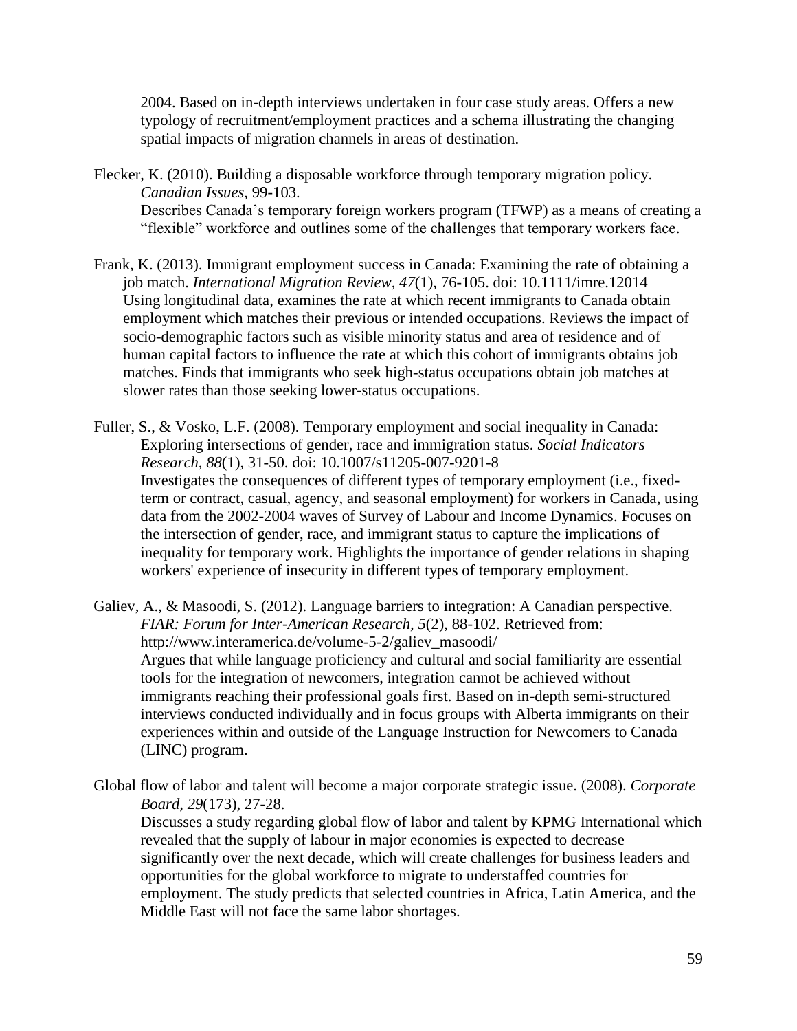2004. Based on in-depth interviews undertaken in four case study areas. Offers a new typology of recruitment/employment practices and a schema illustrating the changing spatial impacts of migration channels in areas of destination.

Flecker, K. (2010). Building a disposable workforce through temporary migration policy. *Canadian Issues*, 99-103.
Describes Canada's temporary foreign workers program (TFWP) as a means of creating a "flexible" workforce and outlines some of the challenges that temporary workers face.

Frank, K. (2013). Immigrant employment success in Canada: Examining the rate of obtaining a job match. *International Migration Review, 47*(1), 76-105. doi: 10.1111/imre.12014
Using longitudinal data, examines the rate at which recent immigrants to Canada obtain employment which matches their previous or intended occupations. Reviews the impact of socio-demographic factors such as visible minority status and area of residence and of human capital factors to influence the rate at which this cohort of immigrants obtains job matches. Finds that immigrants who seek high-status occupations obtain job matches at slower rates than those seeking lower-status occupations.

Fuller, S., & Vosko, L.F. (2008). Temporary employment and social inequality in Canada: Exploring intersections of gender, race and immigration status. *Social Indicators Research, 88*(1), 31-50. doi: 10.1007/s11205-007-9201-8
Investigates the consequences of different types of temporary employment (i.e., fixed-term or contract, casual, agency, and seasonal employment) for workers in Canada, using data from the 2002-2004 waves of Survey of Labour and Income Dynamics. Focuses on the intersection of gender, race, and immigrant status to capture the implications of inequality for temporary work. Highlights the importance of gender relations in shaping workers' experience of insecurity in different types of temporary employment.

Galiev, A., & Masoodi, S. (2012). Language barriers to integration: A Canadian perspective. *FIAR: Forum for Inter-American Research, 5*(2), 88-102. Retrieved from: http://www.interamerica.de/volume-5-2/galiev_masoodi/
Argues that while language proficiency and cultural and social familiarity are essential tools for the integration of newcomers, integration cannot be achieved without immigrants reaching their professional goals first. Based on in-depth semi-structured interviews conducted individually and in focus groups with Alberta immigrants on their experiences within and outside of the Language Instruction for Newcomers to Canada (LINC) program.

Global flow of labor and talent will become a major corporate strategic issue. (2008). *Corporate Board, 29*(173), 27-28.
Discusses a study regarding global flow of labor and talent by KPMG International which revealed that the supply of labour in major economies is expected to decrease significantly over the next decade, which will create challenges for business leaders and opportunities for the global workforce to migrate to understaffed countries for employment. The study predicts that selected countries in Africa, Latin America, and the Middle East will not face the same labor shortages.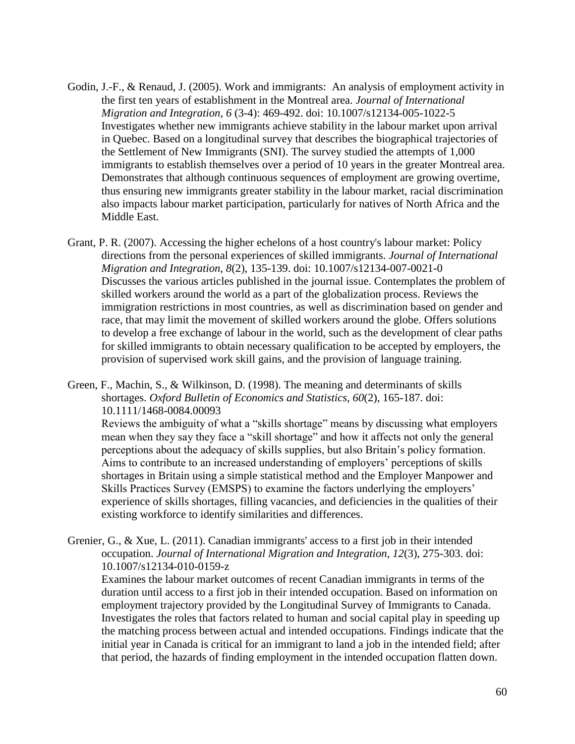Godin, J.-F., & Renaud, J. (2005). Work and immigrants: An analysis of employment activity in the first ten years of establishment in the Montreal area. *Journal of International Migration and Integration, 6* (3-4): 469-492. doi: 10.1007/s12134-005-1022-5
Investigates whether new immigrants achieve stability in the labour market upon arrival in Quebec. Based on a longitudinal survey that describes the biographical trajectories of the Settlement of New Immigrants (SNI). The survey studied the attempts of 1,000 immigrants to establish themselves over a period of 10 years in the greater Montreal area. Demonstrates that although continuous sequences of employment are growing overtime, thus ensuring new immigrants greater stability in the labour market, racial discrimination also impacts labour market participation, particularly for natives of North Africa and the Middle East.

Grant, P. R. (2007). Accessing the higher echelons of a host country's labour market: Policy directions from the personal experiences of skilled immigrants. *Journal of International Migration and Integration, 8*(2), 135-139. doi: 10.1007/s12134-007-0021-0
Discusses the various articles published in the journal issue. Contemplates the problem of skilled workers around the world as a part of the globalization process. Reviews the immigration restrictions in most countries, as well as discrimination based on gender and race, that may limit the movement of skilled workers around the globe. Offers solutions to develop a free exchange of labour in the world, such as the development of clear paths for skilled immigrants to obtain necessary qualification to be accepted by employers, the provision of supervised work skill gains, and the provision of language training.

Green, F., Machin, S., & Wilkinson, D. (1998). The meaning and determinants of skills shortages. *Oxford Bulletin of Economics and Statistics, 60*(2), 165-187. doi: 10.1111/1468-0084.00093
Reviews the ambiguity of what a "skills shortage" means by discussing what employers mean when they say they face a "skill shortage" and how it affects not only the general perceptions about the adequacy of skills supplies, but also Britain's policy formation. Aims to contribute to an increased understanding of employers' perceptions of skills shortages in Britain using a simple statistical method and the Employer Manpower and Skills Practices Survey (EMSPS) to examine the factors underlying the employers' experience of skills shortages, filling vacancies, and deficiencies in the qualities of their existing workforce to identify similarities and differences.

Grenier, G., & Xue, L. (2011). Canadian immigrants' access to a first job in their intended occupation. *Journal of International Migration and Integration, 12*(3), 275-303. doi: 10.1007/s12134-010-0159-z
Examines the labour market outcomes of recent Canadian immigrants in terms of the duration until access to a first job in their intended occupation. Based on information on employment trajectory provided by the Longitudinal Survey of Immigrants to Canada. Investigates the roles that factors related to human and social capital play in speeding up the matching process between actual and intended occupations. Findings indicate that the initial year in Canada is critical for an immigrant to land a job in the intended field; after that period, the hazards of finding employment in the intended occupation flatten down.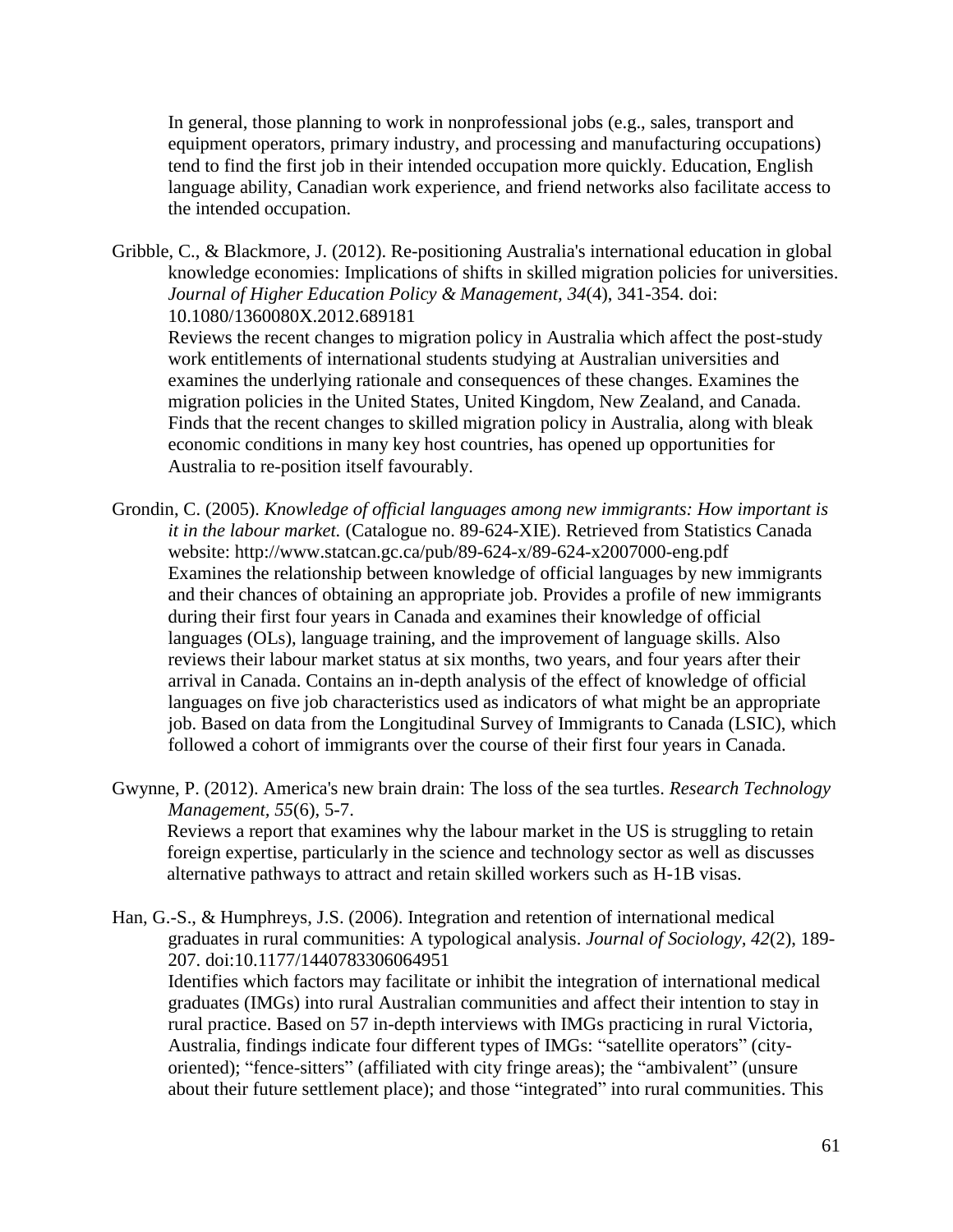In general, those planning to work in nonprofessional jobs (e.g., sales, transport and equipment operators, primary industry, and processing and manufacturing occupations) tend to find the first job in their intended occupation more quickly. Education, English language ability, Canadian work experience, and friend networks also facilitate access to the intended occupation.

Gribble, C., & Blackmore, J. (2012). Re-positioning Australia's international education in global knowledge economies: Implications of shifts in skilled migration policies for universities. *Journal of Higher Education Policy & Management, 34*(4), 341-354. doi: 10.1080/1360080X.2012.689181
Reviews the recent changes to migration policy in Australia which affect the post-study work entitlements of international students studying at Australian universities and examines the underlying rationale and consequences of these changes. Examines the migration policies in the United States, United Kingdom, New Zealand, and Canada. Finds that the recent changes to skilled migration policy in Australia, along with bleak economic conditions in many key host countries, has opened up opportunities for Australia to re-position itself favourably.

Grondin, C. (2005). *Knowledge of official languages among new immigrants: How important is it in the labour market.* (Catalogue no. 89-624-XIE). Retrieved from Statistics Canada website: http://www.statcan.gc.ca/pub/89-624-x/89-624-x2007000-eng.pdf
Examines the relationship between knowledge of official languages by new immigrants and their chances of obtaining an appropriate job. Provides a profile of new immigrants during their first four years in Canada and examines their knowledge of official languages (OLs), language training, and the improvement of language skills. Also reviews their labour market status at six months, two years, and four years after their arrival in Canada. Contains an in-depth analysis of the effect of knowledge of official languages on five job characteristics used as indicators of what might be an appropriate job. Based on data from the Longitudinal Survey of Immigrants to Canada (LSIC), which followed a cohort of immigrants over the course of their first four years in Canada.

Gwynne, P. (2012). America's new brain drain: The loss of the sea turtles. *Research Technology Management, 55*(6), 5-7.
Reviews a report that examines why the labour market in the US is struggling to retain foreign expertise, particularly in the science and technology sector as well as discusses alternative pathways to attract and retain skilled workers such as H-1B visas.

Han, G.-S., & Humphreys, J.S. (2006). Integration and retention of international medical graduates in rural communities: A typological analysis. *Journal of Sociology, 42*(2), 189-207. doi:10.1177/1440783306064951
Identifies which factors may facilitate or inhibit the integration of international medical graduates (IMGs) into rural Australian communities and affect their intention to stay in rural practice. Based on 57 in-depth interviews with IMGs practicing in rural Victoria, Australia, findings indicate four different types of IMGs: "satellite operators" (city-oriented); "fence-sitters" (affiliated with city fringe areas); the "ambivalent" (unsure about their future settlement place); and those "integrated" into rural communities. This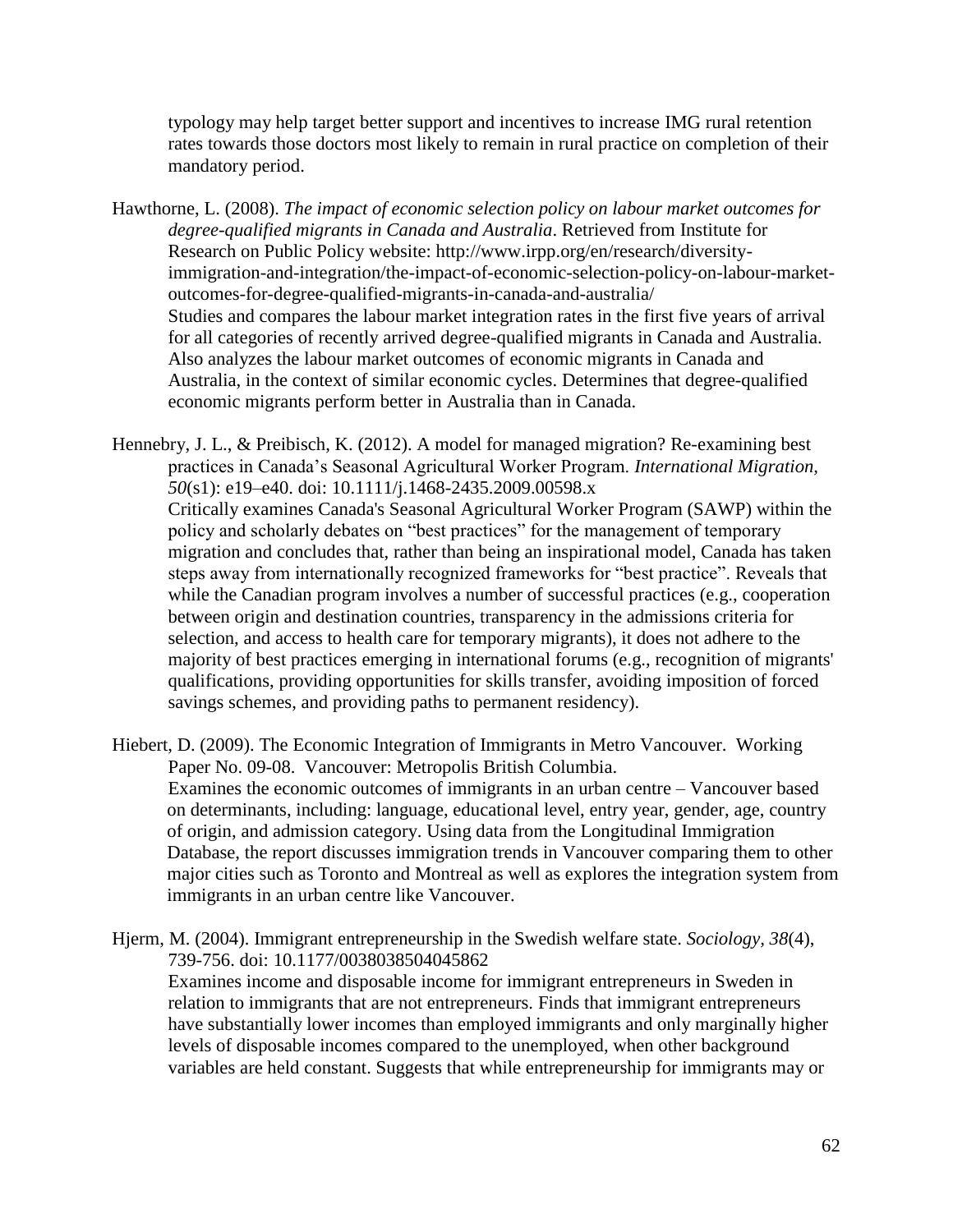typology may help target better support and incentives to increase IMG rural retention rates towards those doctors most likely to remain in rural practice on completion of their mandatory period.

Hawthorne, L. (2008). *The impact of economic selection policy on labour market outcomes for degree-qualified migrants in Canada and Australia*. Retrieved from Institute for Research on Public Policy website: http://www.irpp.org/en/research/diversity-immigration-and-integration/the-impact-of-economic-selection-policy-on-labour-market-outcomes-for-degree-qualified-migrants-in-canada-and-australia/
Studies and compares the labour market integration rates in the first five years of arrival for all categories of recently arrived degree-qualified migrants in Canada and Australia. Also analyzes the labour market outcomes of economic migrants in Canada and Australia, in the context of similar economic cycles. Determines that degree-qualified economic migrants perform better in Australia than in Canada.

Hennebry, J. L., & Preibisch, K. (2012). A model for managed migration? Re-examining best practices in Canada's Seasonal Agricultural Worker Program. *International Migration, 50*(s1): e19–e40. doi: 10.1111/j.1468-2435.2009.00598.x
Critically examines Canada's Seasonal Agricultural Worker Program (SAWP) within the policy and scholarly debates on "best practices" for the management of temporary migration and concludes that, rather than being an inspirational model, Canada has taken steps away from internationally recognized frameworks for "best practice". Reveals that while the Canadian program involves a number of successful practices (e.g., cooperation between origin and destination countries, transparency in the admissions criteria for selection, and access to health care for temporary migrants), it does not adhere to the majority of best practices emerging in international forums (e.g., recognition of migrants' qualifications, providing opportunities for skills transfer, avoiding imposition of forced savings schemes, and providing paths to permanent residency).

Hiebert, D. (2009). The Economic Integration of Immigrants in Metro Vancouver. Working Paper No. 09-08. Vancouver: Metropolis British Columbia.
Examines the economic outcomes of immigrants in an urban centre – Vancouver based on determinants, including: language, educational level, entry year, gender, age, country of origin, and admission category. Using data from the Longitudinal Immigration Database, the report discusses immigration trends in Vancouver comparing them to other major cities such as Toronto and Montreal as well as explores the integration system from immigrants in an urban centre like Vancouver.

Hjerm, M. (2004). Immigrant entrepreneurship in the Swedish welfare state. *Sociology, 38*(4), 739-756. doi: 10.1177/0038038504045862
Examines income and disposable income for immigrant entrepreneurs in Sweden in relation to immigrants that are not entrepreneurs. Finds that immigrant entrepreneurs have substantially lower incomes than employed immigrants and only marginally higher levels of disposable incomes compared to the unemployed, when other background variables are held constant. Suggests that while entrepreneurship for immigrants may or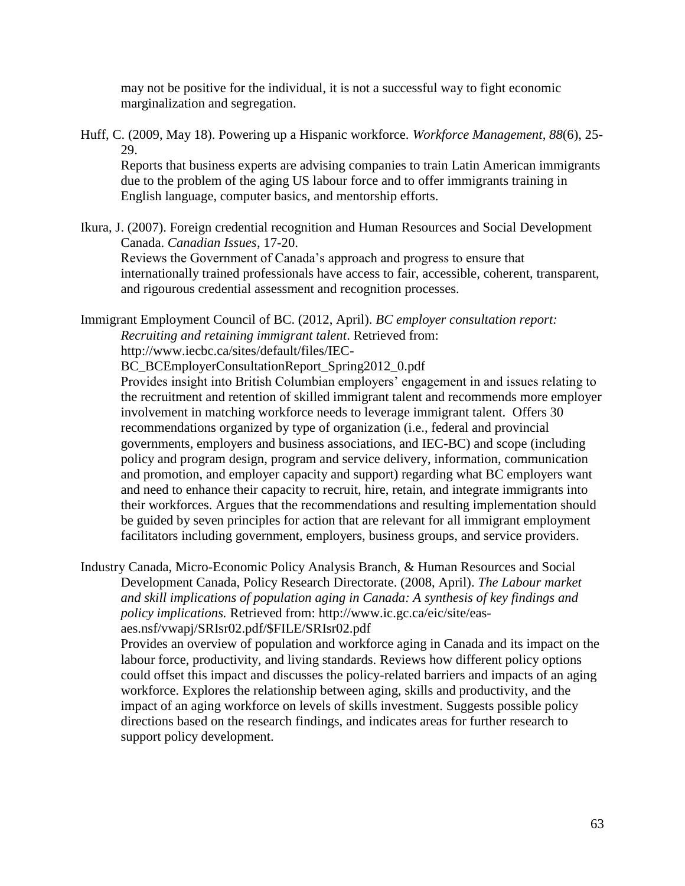may not be positive for the individual, it is not a successful way to fight economic marginalization and segregation.

Huff, C. (2009, May 18). Powering up a Hispanic workforce. *Workforce Management, 88*(6), 25-29.
Reports that business experts are advising companies to train Latin American immigrants due to the problem of the aging US labour force and to offer immigrants training in English language, computer basics, and mentorship efforts.

Ikura, J. (2007). Foreign credential recognition and Human Resources and Social Development Canada. *Canadian Issues*, 17-20.
Reviews the Government of Canada's approach and progress to ensure that internationally trained professionals have access to fair, accessible, coherent, transparent, and rigourous credential assessment and recognition processes.

Immigrant Employment Council of BC. (2012, April). *BC employer consultation report: Recruiting and retaining immigrant talent*. Retrieved from: http://www.iecbc.ca/sites/default/files/IEC-BC_BCEmployerConsultationReport_Spring2012_0.pdf
Provides insight into British Columbian employers' engagement in and issues relating to the recruitment and retention of skilled immigrant talent and recommends more employer involvement in matching workforce needs to leverage immigrant talent. Offers 30 recommendations organized by type of organization (i.e., federal and provincial governments, employers and business associations, and IEC-BC) and scope (including policy and program design, program and service delivery, information, communication and promotion, and employer capacity and support) regarding what BC employers want and need to enhance their capacity to recruit, hire, retain, and integrate immigrants into their workforces. Argues that the recommendations and resulting implementation should be guided by seven principles for action that are relevant for all immigrant employment facilitators including government, employers, business groups, and service providers.

Industry Canada, Micro-Economic Policy Analysis Branch, & Human Resources and Social Development Canada, Policy Research Directorate. (2008, April). *The Labour market and skill implications of population aging in Canada: A synthesis of key findings and policy implications.* Retrieved from: http://www.ic.gc.ca/eic/site/eas-aes.nsf/vwapj/SRIsr02.pdf/$FILE/SRIsr02.pdf
Provides an overview of population and workforce aging in Canada and its impact on the labour force, productivity, and living standards. Reviews how different policy options could offset this impact and discusses the policy-related barriers and impacts of an aging workforce. Explores the relationship between aging, skills and productivity, and the impact of an aging workforce on levels of skills investment. Suggests possible policy directions based on the research findings, and indicates areas for further research to support policy development.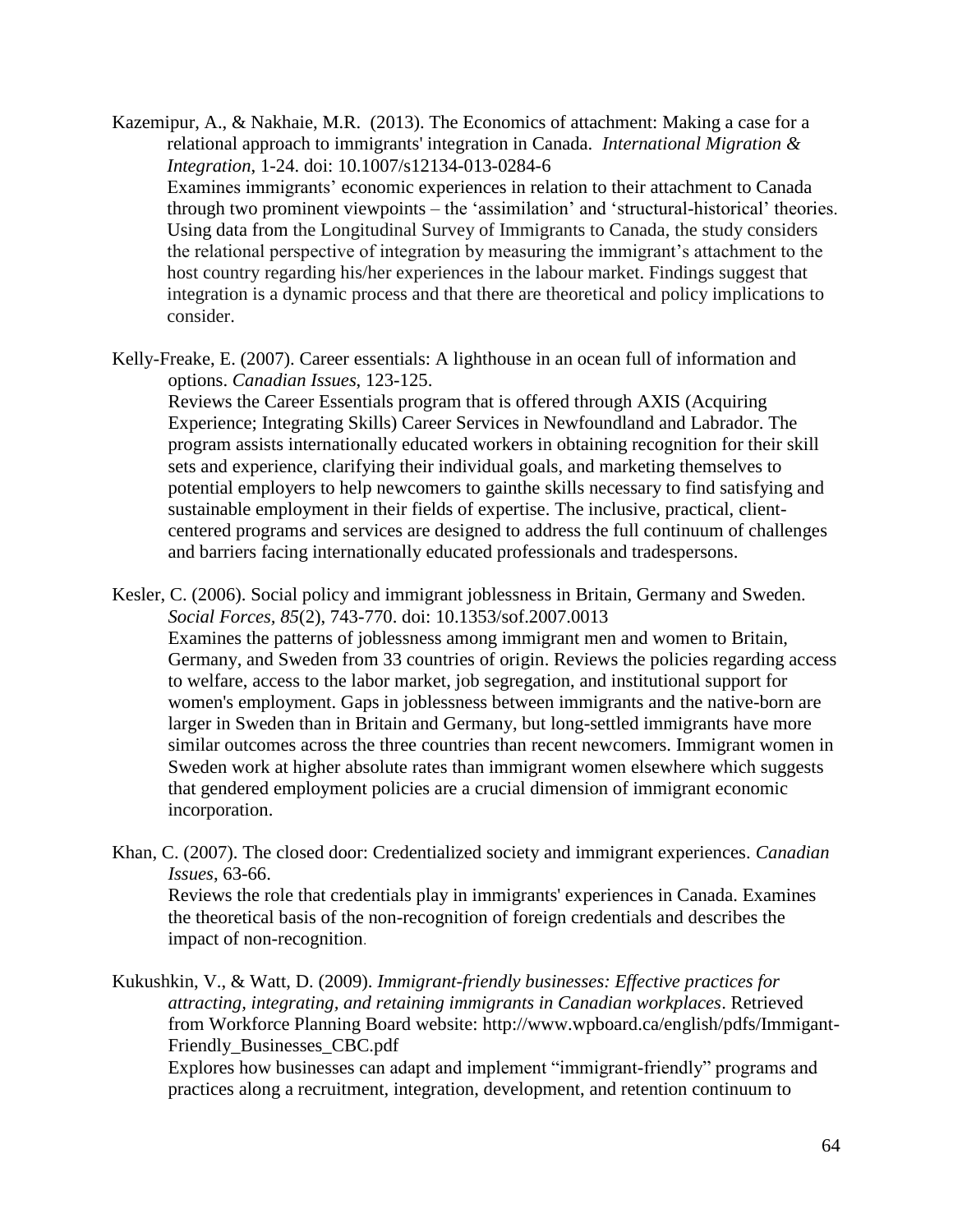Kazemipur, A., & Nakhaie, M.R. (2013). The Economics of attachment: Making a case for a relational approach to immigrants' integration in Canada. *International Migration & Integration*, 1-24. doi: 10.1007/s12134-013-0284-6

Examines immigrants' economic experiences in relation to their attachment to Canada through two prominent viewpoints – the 'assimilation' and 'structural-historical' theories. Using data from the Longitudinal Survey of Immigrants to Canada, the study considers the relational perspective of integration by measuring the immigrant's attachment to the host country regarding his/her experiences in the labour market. Findings suggest that integration is a dynamic process and that there are theoretical and policy implications to consider.

Kelly-Freake, E. (2007). Career essentials: A lighthouse in an ocean full of information and options. *Canadian Issues*, 123-125.

Reviews the Career Essentials program that is offered through AXIS (Acquiring Experience; Integrating Skills) Career Services in Newfoundland and Labrador. The program assists internationally educated workers in obtaining recognition for their skill sets and experience, clarifying their individual goals, and marketing themselves to potential employers to help newcomers to gainthe skills necessary to find satisfying and sustainable employment in their fields of expertise. The inclusive, practical, client-centered programs and services are designed to address the full continuum of challenges and barriers facing internationally educated professionals and tradespersons.

Kesler, C. (2006). Social policy and immigrant joblessness in Britain, Germany and Sweden. *Social Forces, 85*(2), 743-770. doi: 10.1353/sof.2007.0013

Examines the patterns of joblessness among immigrant men and women to Britain, Germany, and Sweden from 33 countries of origin. Reviews the policies regarding access to welfare, access to the labor market, job segregation, and institutional support for women's employment. Gaps in joblessness between immigrants and the native-born are larger in Sweden than in Britain and Germany, but long-settled immigrants have more similar outcomes across the three countries than recent newcomers. Immigrant women in Sweden work at higher absolute rates than immigrant women elsewhere which suggests that gendered employment policies are a crucial dimension of immigrant economic incorporation.

Khan, C. (2007). The closed door: Credentialized society and immigrant experiences. *Canadian Issues*, 63-66.

Reviews the role that credentials play in immigrants' experiences in Canada. Examines the theoretical basis of the non-recognition of foreign credentials and describes the impact of non-recognition.

Kukushkin, V., & Watt, D. (2009). *Immigrant-friendly businesses: Effective practices for attracting, integrating, and retaining immigrants in Canadian workplaces*. Retrieved from Workforce Planning Board website: http://www.wpboard.ca/english/pdfs/Immigant-Friendly_Businesses_CBC.pdf

Explores how businesses can adapt and implement "immigrant-friendly" programs and practices along a recruitment, integration, development, and retention continuum to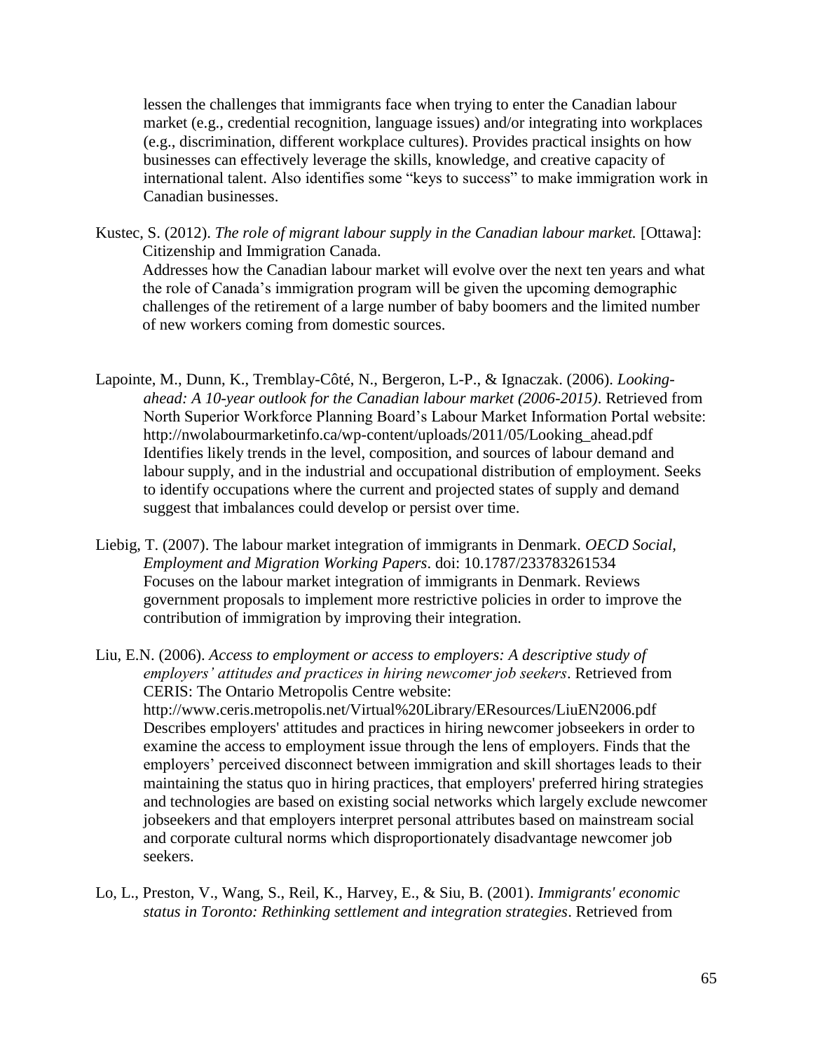lessen the challenges that immigrants face when trying to enter the Canadian labour market (e.g., credential recognition, language issues) and/or integrating into workplaces (e.g., discrimination, different workplace cultures). Provides practical insights on how businesses can effectively leverage the skills, knowledge, and creative capacity of international talent. Also identifies some "keys to success" to make immigration work in Canadian businesses.

Kustec, S. (2012). *The role of migrant labour supply in the Canadian labour market.* [Ottawa]: Citizenship and Immigration Canada.
Addresses how the Canadian labour market will evolve over the next ten years and what the role of Canada's immigration program will be given the upcoming demographic challenges of the retirement of a large number of baby boomers and the limited number of new workers coming from domestic sources.

Lapointe, M., Dunn, K., Tremblay-Côté, N., Bergeron, L-P., & Ignaczak. (2006). *Looking-ahead: A 10-year outlook for the Canadian labour market (2006-2015)*. Retrieved from North Superior Workforce Planning Board's Labour Market Information Portal website: http://nwolabourmarketinfo.ca/wp-content/uploads/2011/05/Looking_ahead.pdf
Identifies likely trends in the level, composition, and sources of labour demand and labour supply, and in the industrial and occupational distribution of employment. Seeks to identify occupations where the current and projected states of supply and demand suggest that imbalances could develop or persist over time.

Liebig, T. (2007). The labour market integration of immigrants in Denmark. *OECD Social, Employment and Migration Working Papers*. doi: 10.1787/233783261534
Focuses on the labour market integration of immigrants in Denmark. Reviews government proposals to implement more restrictive policies in order to improve the contribution of immigration by improving their integration.

Liu, E.N. (2006). *Access to employment or access to employers: A descriptive study of employers' attitudes and practices in hiring newcomer job seekers*. Retrieved from CERIS: The Ontario Metropolis Centre website: http://www.ceris.metropolis.net/Virtual%20Library/EResources/LiuEN2006.pdf
Describes employers' attitudes and practices in hiring newcomer jobseekers in order to examine the access to employment issue through the lens of employers. Finds that the employers' perceived disconnect between immigration and skill shortages leads to their maintaining the status quo in hiring practices, that employers' preferred hiring strategies and technologies are based on existing social networks which largely exclude newcomer jobseekers and that employers interpret personal attributes based on mainstream social and corporate cultural norms which disproportionately disadvantage newcomer job seekers.

Lo, L., Preston, V., Wang, S., Reil, K., Harvey, E., & Siu, B. (2001). *Immigrants' economic status in Toronto: Rethinking settlement and integration strategies*. Retrieved from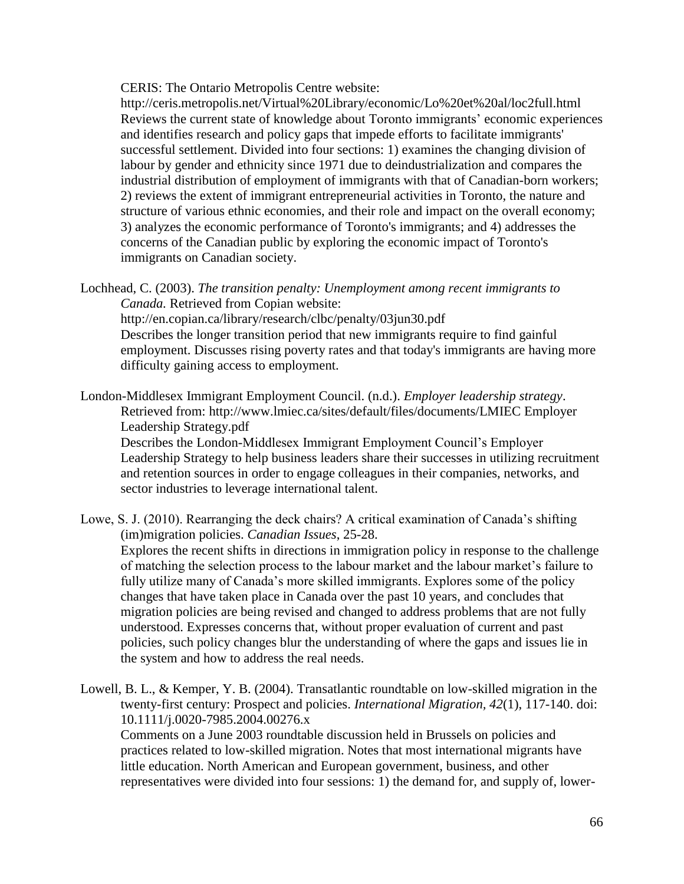CERIS: The Ontario Metropolis Centre website: http://ceris.metropolis.net/Virtual%20Library/economic/Lo%20et%20al/loc2full.html
Reviews the current state of knowledge about Toronto immigrants' economic experiences and identifies research and policy gaps that impede efforts to facilitate immigrants' successful settlement. Divided into four sections: 1) examines the changing division of labour by gender and ethnicity since 1971 due to deindustrialization and compares the industrial distribution of employment of immigrants with that of Canadian-born workers; 2) reviews the extent of immigrant entrepreneurial activities in Toronto, the nature and structure of various ethnic economies, and their role and impact on the overall economy; 3) analyzes the economic performance of Toronto's immigrants; and 4) addresses the concerns of the Canadian public by exploring the economic impact of Toronto's immigrants on Canadian society.

Lochhead, C. (2003). *The transition penalty: Unemployment among recent immigrants to Canada.* Retrieved from Copian website: http://en.copian.ca/library/research/clbc/penalty/03jun30.pdf
Describes the longer transition period that new immigrants require to find gainful employment. Discusses rising poverty rates and that today's immigrants are having more difficulty gaining access to employment.

London-Middlesex Immigrant Employment Council. (n.d.). *Employer leadership strategy*. Retrieved from: http://www.lmiec.ca/sites/default/files/documents/LMIEC Employer Leadership Strategy.pdf
Describes the London-Middlesex Immigrant Employment Council's Employer Leadership Strategy to help business leaders share their successes in utilizing recruitment and retention sources in order to engage colleagues in their companies, networks, and sector industries to leverage international talent.

Lowe, S. J. (2010). Rearranging the deck chairs? A critical examination of Canada's shifting (im)migration policies. *Canadian Issues*, 25-28.
Explores the recent shifts in directions in immigration policy in response to the challenge of matching the selection process to the labour market and the labour market's failure to fully utilize many of Canada's more skilled immigrants. Explores some of the policy changes that have taken place in Canada over the past 10 years, and concludes that migration policies are being revised and changed to address problems that are not fully understood. Expresses concerns that, without proper evaluation of current and past policies, such policy changes blur the understanding of where the gaps and issues lie in the system and how to address the real needs.

Lowell, B. L., & Kemper, Y. B. (2004). Transatlantic roundtable on low-skilled migration in the twenty-first century: Prospect and policies. *International Migration, 42*(1), 117-140. doi: 10.1111/j.0020-7985.2004.00276.x
Comments on a June 2003 roundtable discussion held in Brussels on policies and practices related to low-skilled migration. Notes that most international migrants have little education. North American and European government, business, and other representatives were divided into four sessions: 1) the demand for, and supply of, lower-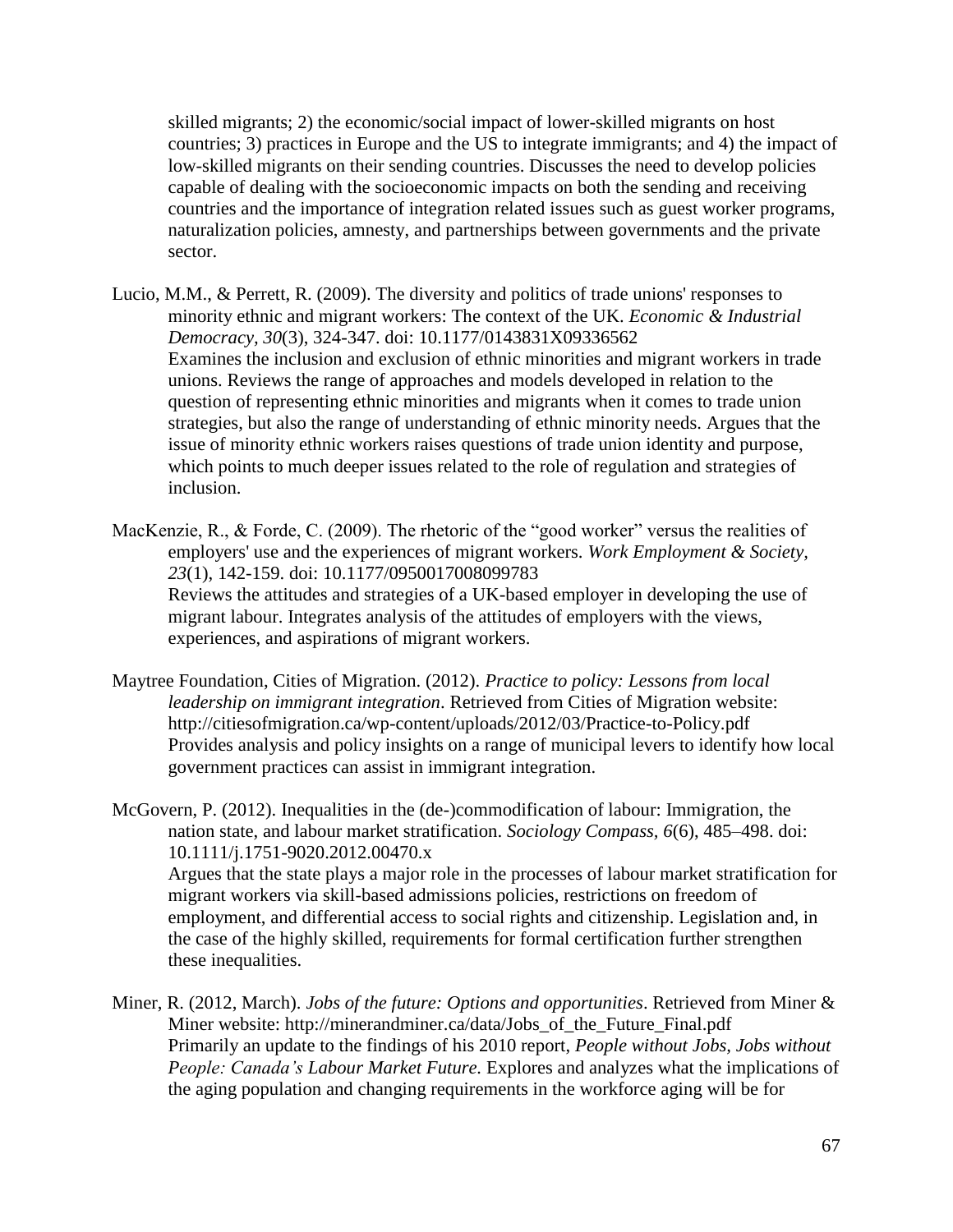skilled migrants; 2) the economic/social impact of lower-skilled migrants on host countries; 3) practices in Europe and the US to integrate immigrants; and 4) the impact of low-skilled migrants on their sending countries. Discusses the need to develop policies capable of dealing with the socioeconomic impacts on both the sending and receiving countries and the importance of integration related issues such as guest worker programs, naturalization policies, amnesty, and partnerships between governments and the private sector.

Lucio, M.M., & Perrett, R. (2009). The diversity and politics of trade unions' responses to minority ethnic and migrant workers: The context of the UK. *Economic & Industrial Democracy, 30*(3), 324-347. doi: 10.1177/0143831X09336562
Examines the inclusion and exclusion of ethnic minorities and migrant workers in trade unions. Reviews the range of approaches and models developed in relation to the question of representing ethnic minorities and migrants when it comes to trade union strategies, but also the range of understanding of ethnic minority needs. Argues that the issue of minority ethnic workers raises questions of trade union identity and purpose, which points to much deeper issues related to the role of regulation and strategies of inclusion.

MacKenzie, R., & Forde, C. (2009). The rhetoric of the "good worker" versus the realities of employers' use and the experiences of migrant workers. *Work Employment & Society, 23*(1), 142-159. doi: 10.1177/0950017008099783
Reviews the attitudes and strategies of a UK-based employer in developing the use of migrant labour. Integrates analysis of the attitudes of employers with the views, experiences, and aspirations of migrant workers.

Maytree Foundation, Cities of Migration. (2012). *Practice to policy: Lessons from local leadership on immigrant integration*. Retrieved from Cities of Migration website: http://citiesofmigration.ca/wp-content/uploads/2012/03/Practice-to-Policy.pdf
Provides analysis and policy insights on a range of municipal levers to identify how local government practices can assist in immigrant integration.

McGovern, P. (2012). Inequalities in the (de-)commodification of labour: Immigration, the nation state, and labour market stratification. *Sociology Compass, 6*(6), 485–498. doi: 10.1111/j.1751-9020.2012.00470.x
Argues that the state plays a major role in the processes of labour market stratification for migrant workers via skill-based admissions policies, restrictions on freedom of employment, and differential access to social rights and citizenship. Legislation and, in the case of the highly skilled, requirements for formal certification further strengthen these inequalities.

Miner, R. (2012, March). *Jobs of the future: Options and opportunities*. Retrieved from Miner & Miner website: http://minerandminer.ca/data/Jobs_of_the_Future_Final.pdf
Primarily an update to the findings of his 2010 report, *People without Jobs, Jobs without People: Canada's Labour Market Future.* Explores and analyzes what the implications of the aging population and changing requirements in the workforce aging will be for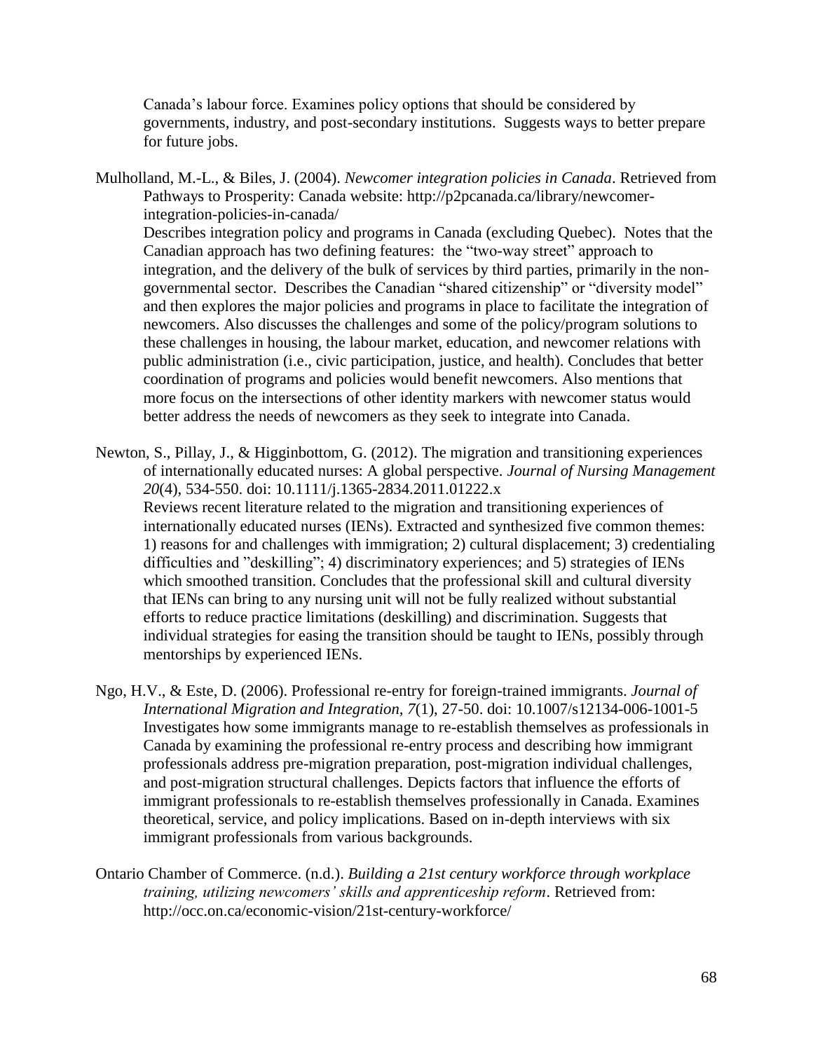Canada's labour force. Examines policy options that should be considered by governments, industry, and post-secondary institutions. Suggests ways to better prepare for future jobs.

Mulholland, M.-L., & Biles, J. (2004). *Newcomer integration policies in Canada*. Retrieved from Pathways to Prosperity: Canada website: http://p2pcanada.ca/library/newcomer-integration-policies-in-canada/
Describes integration policy and programs in Canada (excluding Quebec). Notes that the Canadian approach has two defining features: the "two-way street" approach to integration, and the delivery of the bulk of services by third parties, primarily in the non-governmental sector. Describes the Canadian "shared citizenship" or "diversity model" and then explores the major policies and programs in place to facilitate the integration of newcomers. Also discusses the challenges and some of the policy/program solutions to these challenges in housing, the labour market, education, and newcomer relations with public administration (i.e., civic participation, justice, and health). Concludes that better coordination of programs and policies would benefit newcomers. Also mentions that more focus on the intersections of other identity markers with newcomer status would better address the needs of newcomers as they seek to integrate into Canada.

Newton, S., Pillay, J., & Higginbottom, G. (2012). The migration and transitioning experiences of internationally educated nurses: A global perspective. *Journal of Nursing Management 20*(4), 534-550. doi: 10.1111/j.1365-2834.2011.01222.x
Reviews recent literature related to the migration and transitioning experiences of internationally educated nurses (IENs). Extracted and synthesized five common themes: 1) reasons for and challenges with immigration; 2) cultural displacement; 3) credentialing difficulties and "deskilling"; 4) discriminatory experiences; and 5) strategies of IENs which smoothed transition. Concludes that the professional skill and cultural diversity that IENs can bring to any nursing unit will not be fully realized without substantial efforts to reduce practice limitations (deskilling) and discrimination. Suggests that individual strategies for easing the transition should be taught to IENs, possibly through mentorships by experienced IENs.

Ngo, H.V., & Este, D. (2006). Professional re-entry for foreign-trained immigrants. *Journal of International Migration and Integration, 7*(1), 27-50. doi: 10.1007/s12134-006-1001-5
Investigates how some immigrants manage to re-establish themselves as professionals in Canada by examining the professional re-entry process and describing how immigrant professionals address pre-migration preparation, post-migration individual challenges, and post-migration structural challenges. Depicts factors that influence the efforts of immigrant professionals to re-establish themselves professionally in Canada. Examines theoretical, service, and policy implications. Based on in-depth interviews with six immigrant professionals from various backgrounds.

Ontario Chamber of Commerce. (n.d.). *Building a 21st century workforce through workplace training, utilizing newcomers' skills and apprenticeship reform*. Retrieved from: http://occ.on.ca/economic-vision/21st-century-workforce/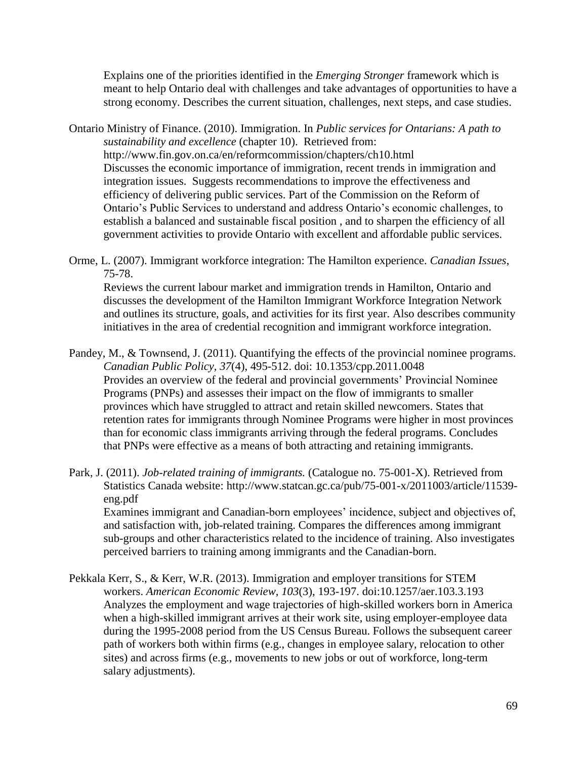Explains one of the priorities identified in the *Emerging Stronger* framework which is meant to help Ontario deal with challenges and take advantages of opportunities to have a strong economy. Describes the current situation, challenges, next steps, and case studies.

Ontario Ministry of Finance. (2010). Immigration. In *Public services for Ontarians: A path to sustainability and excellence* (chapter 10). Retrieved from: http://www.fin.gov.on.ca/en/reformcommission/chapters/ch10.html
Discusses the economic importance of immigration, recent trends in immigration and integration issues. Suggests recommendations to improve the effectiveness and efficiency of delivering public services. Part of the Commission on the Reform of Ontario's Public Services to understand and address Ontario's economic challenges, to establish a balanced and sustainable fiscal position , and to sharpen the efficiency of all government activities to provide Ontario with excellent and affordable public services.

Orme, L. (2007). Immigrant workforce integration: The Hamilton experience. *Canadian Issues*, 75-78.
Reviews the current labour market and immigration trends in Hamilton, Ontario and discusses the development of the Hamilton Immigrant Workforce Integration Network and outlines its structure, goals, and activities for its first year. Also describes community initiatives in the area of credential recognition and immigrant workforce integration.

Pandey, M., & Townsend, J. (2011). Quantifying the effects of the provincial nominee programs. *Canadian Public Policy, 37*(4), 495-512. doi: 10.1353/cpp.2011.0048
Provides an overview of the federal and provincial governments' Provincial Nominee Programs (PNPs) and assesses their impact on the flow of immigrants to smaller provinces which have struggled to attract and retain skilled newcomers. States that retention rates for immigrants through Nominee Programs were higher in most provinces than for economic class immigrants arriving through the federal programs. Concludes that PNPs were effective as a means of both attracting and retaining immigrants.

Park, J. (2011). *Job-related training of immigrants.* (Catalogue no. 75-001-X). Retrieved from Statistics Canada website: http://www.statcan.gc.ca/pub/75-001-x/2011003/article/11539-eng.pdf
Examines immigrant and Canadian-born employees' incidence, subject and objectives of, and satisfaction with, job-related training. Compares the differences among immigrant sub-groups and other characteristics related to the incidence of training. Also investigates perceived barriers to training among immigrants and the Canadian-born.

Pekkala Kerr, S., & Kerr, W.R. (2013). Immigration and employer transitions for STEM workers. *American Economic Review, 103*(3), 193-197. doi:10.1257/aer.103.3.193
Analyzes the employment and wage trajectories of high-skilled workers born in America when a high-skilled immigrant arrives at their work site, using employer-employee data during the 1995-2008 period from the US Census Bureau. Follows the subsequent career path of workers both within firms (e.g., changes in employee salary, relocation to other sites) and across firms (e.g., movements to new jobs or out of workforce, long-term salary adjustments).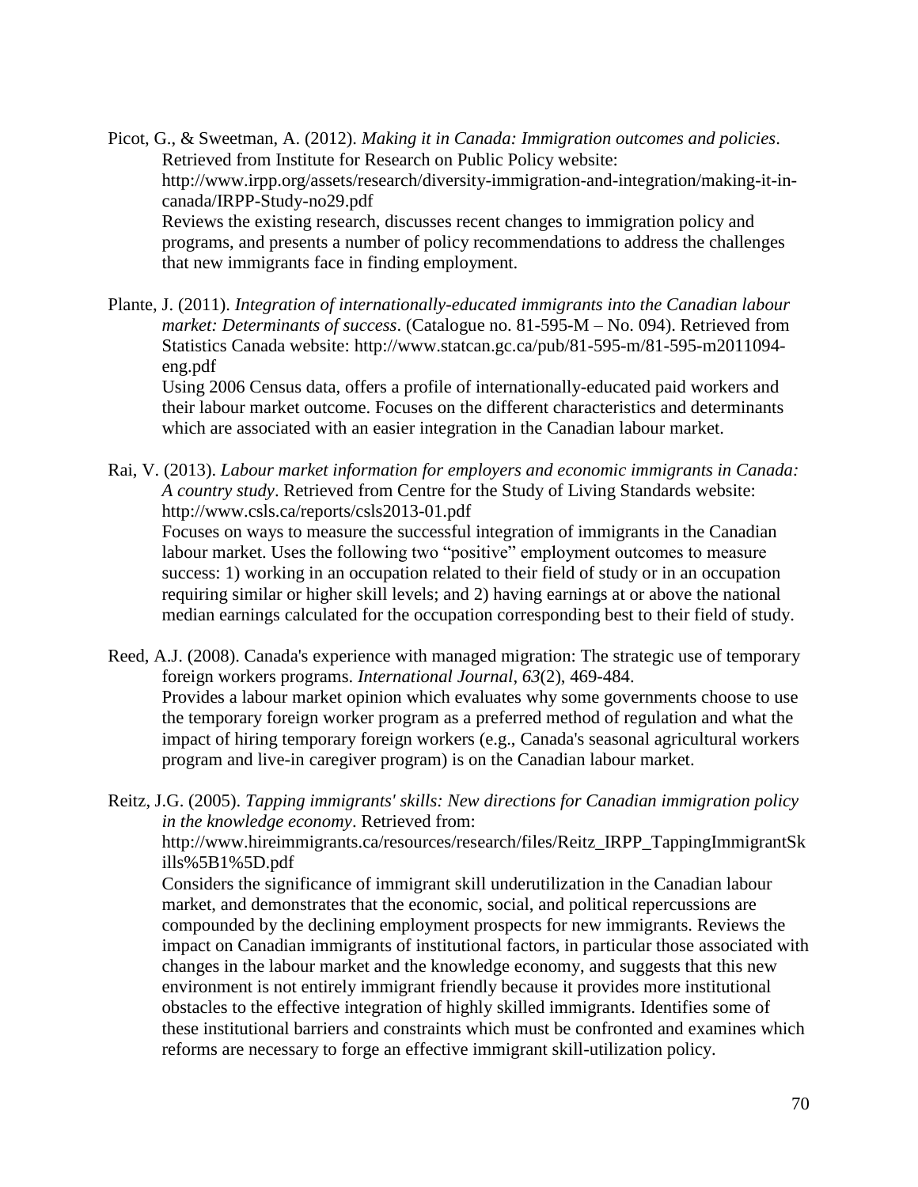Picot, G., & Sweetman, A. (2012). *Making it in Canada: Immigration outcomes and policies*. Retrieved from Institute for Research on Public Policy website: http://www.irpp.org/assets/research/diversity-immigration-and-integration/making-it-in-canada/IRPP-Study-no29.pdf
Reviews the existing research, discusses recent changes to immigration policy and programs, and presents a number of policy recommendations to address the challenges that new immigrants face in finding employment.

Plante, J. (2011). *Integration of internationally-educated immigrants into the Canadian labour market: Determinants of success*. (Catalogue no. 81-595-M – No. 094). Retrieved from Statistics Canada website: http://www.statcan.gc.ca/pub/81-595-m/81-595-m2011094-eng.pdf
Using 2006 Census data, offers a profile of internationally-educated paid workers and their labour market outcome. Focuses on the different characteristics and determinants which are associated with an easier integration in the Canadian labour market.

Rai, V. (2013). *Labour market information for employers and economic immigrants in Canada: A country study*. Retrieved from Centre for the Study of Living Standards website: http://www.csls.ca/reports/csls2013-01.pdf
Focuses on ways to measure the successful integration of immigrants in the Canadian labour market. Uses the following two "positive" employment outcomes to measure success: 1) working in an occupation related to their field of study or in an occupation requiring similar or higher skill levels; and 2) having earnings at or above the national median earnings calculated for the occupation corresponding best to their field of study.

Reed, A.J. (2008). Canada's experience with managed migration: The strategic use of temporary foreign workers programs. *International Journal*, *63*(2), 469-484.
Provides a labour market opinion which evaluates why some governments choose to use the temporary foreign worker program as a preferred method of regulation and what the impact of hiring temporary foreign workers (e.g., Canada's seasonal agricultural workers program and live-in caregiver program) is on the Canadian labour market.

Reitz, J.G. (2005). *Tapping immigrants' skills: New directions for Canadian immigration policy in the knowledge economy*. Retrieved from: http://www.hireimmigrants.ca/resources/research/files/Reitz_IRPP_TappingImmigrantSkills%5B1%5D.pdf
Considers the significance of immigrant skill underutilization in the Canadian labour market, and demonstrates that the economic, social, and political repercussions are compounded by the declining employment prospects for new immigrants. Reviews the impact on Canadian immigrants of institutional factors, in particular those associated with changes in the labour market and the knowledge economy, and suggests that this new environment is not entirely immigrant friendly because it provides more institutional obstacles to the effective integration of highly skilled immigrants. Identifies some of these institutional barriers and constraints which must be confronted and examines which reforms are necessary to forge an effective immigrant skill-utilization policy.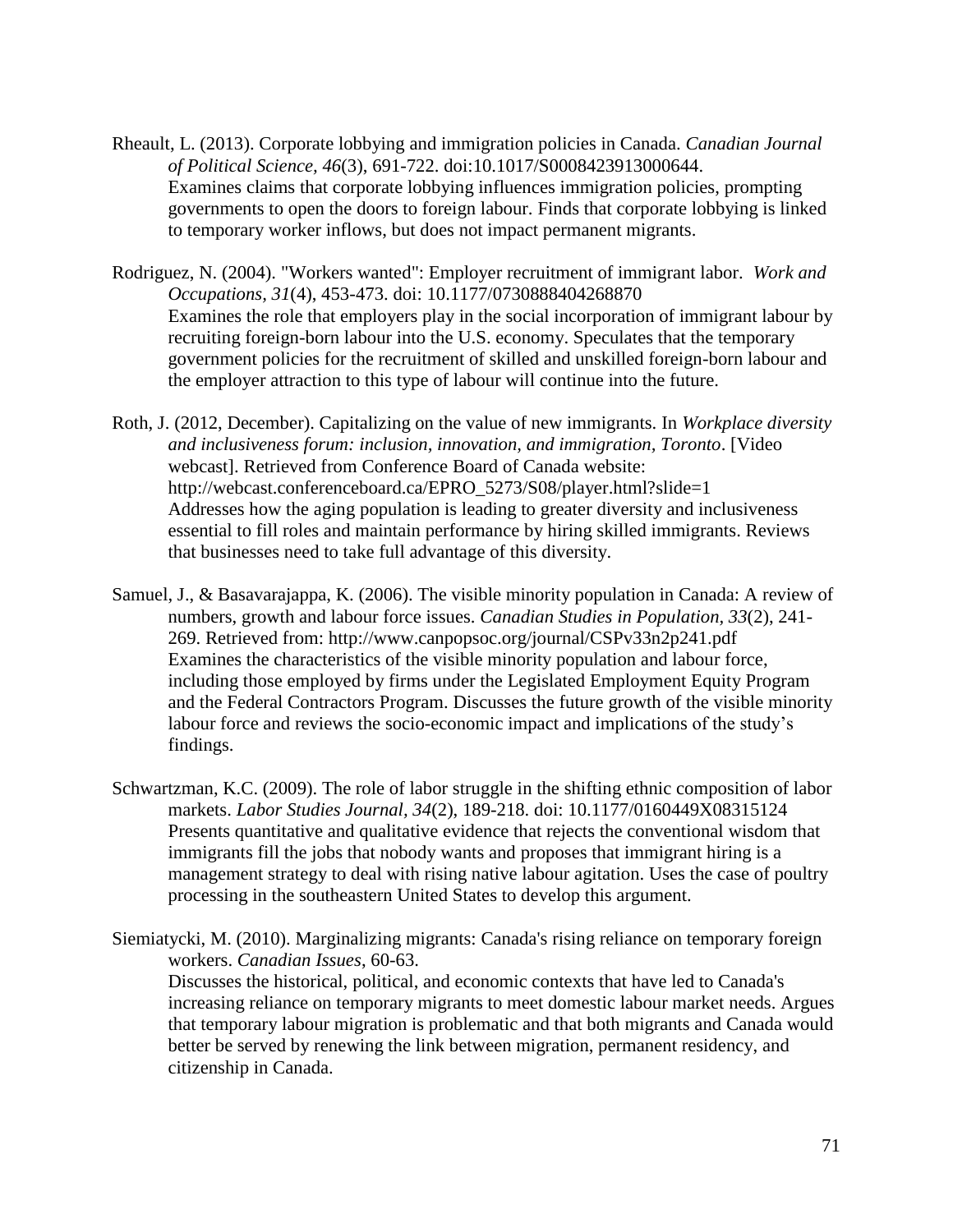Rheault, L. (2013). Corporate lobbying and immigration policies in Canada. *Canadian Journal of Political Science, 46*(3), 691-722. doi:10.1017/S0008423913000644.
Examines claims that corporate lobbying influences immigration policies, prompting governments to open the doors to foreign labour. Finds that corporate lobbying is linked to temporary worker inflows, but does not impact permanent migrants.

Rodriguez, N. (2004). "Workers wanted": Employer recruitment of immigrant labor. *Work and Occupations, 31*(4), 453-473. doi: 10.1177/0730888404268870
Examines the role that employers play in the social incorporation of immigrant labour by recruiting foreign-born labour into the U.S. economy. Speculates that the temporary government policies for the recruitment of skilled and unskilled foreign-born labour and the employer attraction to this type of labour will continue into the future.

Roth, J. (2012, December). Capitalizing on the value of new immigrants. In *Workplace diversity and inclusiveness forum: inclusion, innovation, and immigration, Toronto*. [Video webcast]. Retrieved from Conference Board of Canada website: http://webcast.conferenceboard.ca/EPRO_5273/S08/player.html?slide=1
Addresses how the aging population is leading to greater diversity and inclusiveness essential to fill roles and maintain performance by hiring skilled immigrants. Reviews that businesses need to take full advantage of this diversity.

Samuel, J., & Basavarajappa, K. (2006). The visible minority population in Canada: A review of numbers, growth and labour force issues. *Canadian Studies in Population, 33*(2), 241-269. Retrieved from: http://www.canpopsoc.org/journal/CSPv33n2p241.pdf
Examines the characteristics of the visible minority population and labour force, including those employed by firms under the Legislated Employment Equity Program and the Federal Contractors Program. Discusses the future growth of the visible minority labour force and reviews the socio-economic impact and implications of the study's findings.

Schwartzman, K.C. (2009). The role of labor struggle in the shifting ethnic composition of labor markets. *Labor Studies Journal, 34*(2), 189-218. doi: 10.1177/0160449X08315124
Presents quantitative and qualitative evidence that rejects the conventional wisdom that immigrants fill the jobs that nobody wants and proposes that immigrant hiring is a management strategy to deal with rising native labour agitation. Uses the case of poultry processing in the southeastern United States to develop this argument.

Siemiatycki, M. (2010). Marginalizing migrants: Canada's rising reliance on temporary foreign workers. *Canadian Issues*, 60-63.
Discusses the historical, political, and economic contexts that have led to Canada's increasing reliance on temporary migrants to meet domestic labour market needs. Argues that temporary labour migration is problematic and that both migrants and Canada would better be served by renewing the link between migration, permanent residency, and citizenship in Canada.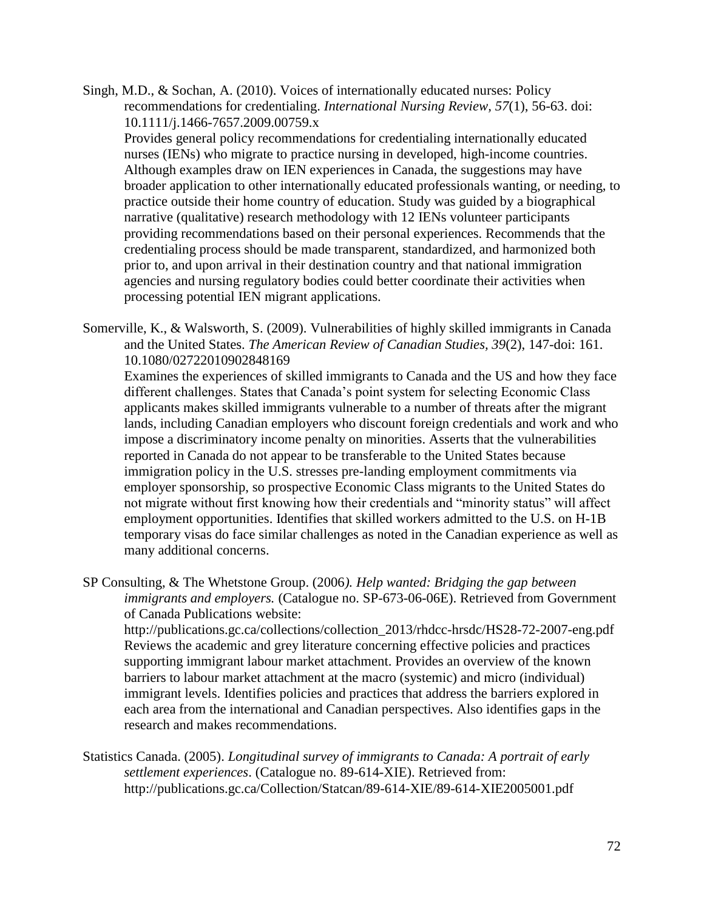Singh, M.D., & Sochan, A. (2010). Voices of internationally educated nurses: Policy recommendations for credentialing. *International Nursing Review, 57*(1), 56-63. doi: 10.1111/j.1466-7657.2009.00759.x

Provides general policy recommendations for credentialing internationally educated nurses (IENs) who migrate to practice nursing in developed, high-income countries. Although examples draw on IEN experiences in Canada, the suggestions may have broader application to other internationally educated professionals wanting, or needing, to practice outside their home country of education. Study was guided by a biographical narrative (qualitative) research methodology with 12 IENs volunteer participants providing recommendations based on their personal experiences. Recommends that the credentialing process should be made transparent, standardized, and harmonized both prior to, and upon arrival in their destination country and that national immigration agencies and nursing regulatory bodies could better coordinate their activities when processing potential IEN migrant applications.

Somerville, K., & Walsworth, S. (2009). Vulnerabilities of highly skilled immigrants in Canada and the United States. *The American Review of Canadian Studies, 39*(2), 147-doi: 161. 10.1080/02722010902848169

Examines the experiences of skilled immigrants to Canada and the US and how they face different challenges. States that Canada's point system for selecting Economic Class applicants makes skilled immigrants vulnerable to a number of threats after the migrant lands, including Canadian employers who discount foreign credentials and work and who impose a discriminatory income penalty on minorities. Asserts that the vulnerabilities reported in Canada do not appear to be transferable to the United States because immigration policy in the U.S. stresses pre-landing employment commitments via employer sponsorship, so prospective Economic Class migrants to the United States do not migrate without first knowing how their credentials and "minority status" will affect employment opportunities. Identifies that skilled workers admitted to the U.S. on H-1B temporary visas do face similar challenges as noted in the Canadian experience as well as many additional concerns.

SP Consulting, & The Whetstone Group. (2006*). Help wanted: Bridging the gap between immigrants and employers.* (Catalogue no. SP-673-06-06E). Retrieved from Government of Canada Publications website: http://publications.gc.ca/collections/collection_2013/rhdcc-hrsdc/HS28-72-2007-eng.pdf

Reviews the academic and grey literature concerning effective policies and practices supporting immigrant labour market attachment. Provides an overview of the known barriers to labour market attachment at the macro (systemic) and micro (individual) immigrant levels. Identifies policies and practices that address the barriers explored in each area from the international and Canadian perspectives. Also identifies gaps in the research and makes recommendations.

Statistics Canada. (2005). *Longitudinal survey of immigrants to Canada: A portrait of early settlement experiences*. (Catalogue no. 89-614-XIE). Retrieved from: http://publications.gc.ca/Collection/Statcan/89-614-XIE/89-614-XIE2005001.pdf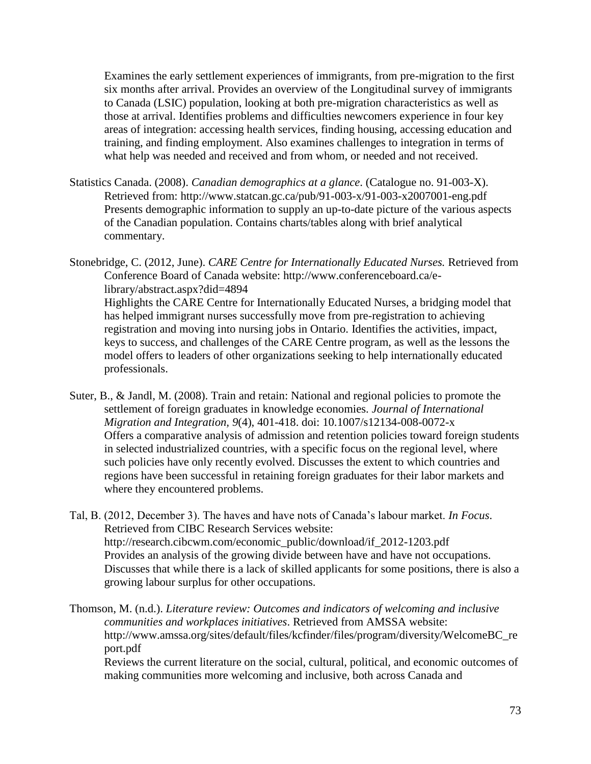Examines the early settlement experiences of immigrants, from pre-migration to the first six months after arrival. Provides an overview of the Longitudinal survey of immigrants to Canada (LSIC) population, looking at both pre-migration characteristics as well as those at arrival. Identifies problems and difficulties newcomers experience in four key areas of integration: accessing health services, finding housing, accessing education and training, and finding employment. Also examines challenges to integration in terms of what help was needed and received and from whom, or needed and not received.

Statistics Canada. (2008). *Canadian demographics at a glance*. (Catalogue no. 91-003-X). Retrieved from: http://www.statcan.gc.ca/pub/91-003-x/91-003-x2007001-eng.pdf
Presents demographic information to supply an up-to-date picture of the various aspects of the Canadian population. Contains charts/tables along with brief analytical commentary.

Stonebridge, C. (2012, June). *CARE Centre for Internationally Educated Nurses.* Retrieved from Conference Board of Canada website: http://www.conferenceboard.ca/e-library/abstract.aspx?did=4894
Highlights the CARE Centre for Internationally Educated Nurses, a bridging model that has helped immigrant nurses successfully move from pre-registration to achieving registration and moving into nursing jobs in Ontario. Identifies the activities, impact, keys to success, and challenges of the CARE Centre program, as well as the lessons the model offers to leaders of other organizations seeking to help internationally educated professionals.

Suter, B., & Jandl, M. (2008). Train and retain: National and regional policies to promote the settlement of foreign graduates in knowledge economies. *Journal of International Migration and Integration, 9*(4), 401-418. doi: 10.1007/s12134-008-0072-x
Offers a comparative analysis of admission and retention policies toward foreign students in selected industrialized countries, with a specific focus on the regional level, where such policies have only recently evolved. Discusses the extent to which countries and regions have been successful in retaining foreign graduates for their labor markets and where they encountered problems.

Tal, B. (2012, December 3). The haves and have nots of Canada's labour market. *In Focus*. Retrieved from CIBC Research Services website: http://research.cibcwm.com/economic_public/download/if_2012-1203.pdf
Provides an analysis of the growing divide between have and have not occupations. Discusses that while there is a lack of skilled applicants for some positions, there is also a growing labour surplus for other occupations.

Thomson, M. (n.d.). *Literature review: Outcomes and indicators of welcoming and inclusive communities and workplaces initiatives*. Retrieved from AMSSA website: http://www.amssa.org/sites/default/files/kcfinder/files/program/diversity/WelcomeBC_report.pdf
Reviews the current literature on the social, cultural, political, and economic outcomes of making communities more welcoming and inclusive, both across Canada and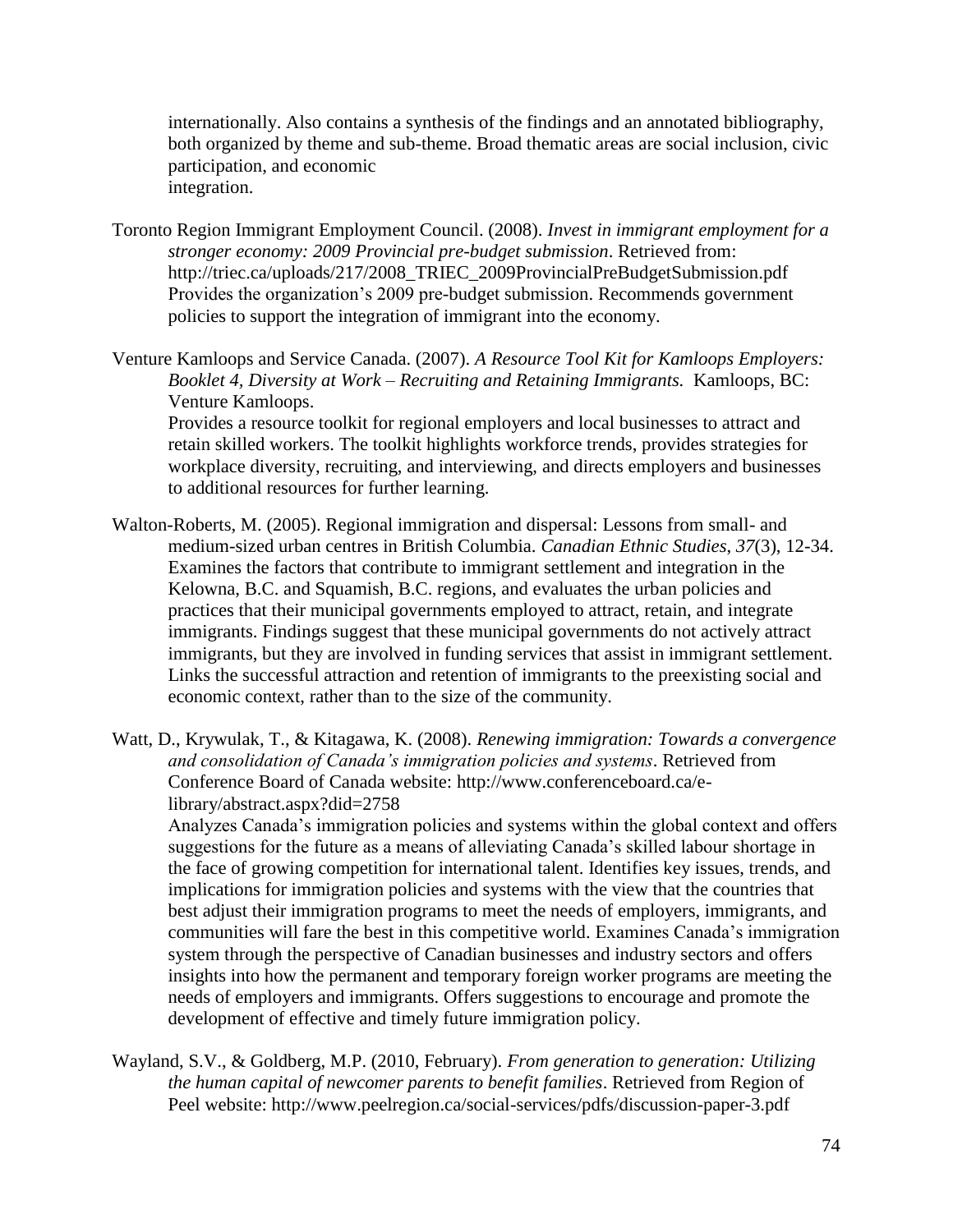internationally. Also contains a synthesis of the findings and an annotated bibliography, both organized by theme and sub-theme. Broad thematic areas are social inclusion, civic participation, and economic integration.

Toronto Region Immigrant Employment Council. (2008). *Invest in immigrant employment for a stronger economy: 2009 Provincial pre-budget submission*. Retrieved from: http://triec.ca/uploads/217/2008_TRIEC_2009ProvincialPreBudgetSubmission.pdf
Provides the organization's 2009 pre-budget submission. Recommends government policies to support the integration of immigrant into the economy.

Venture Kamloops and Service Canada. (2007). *A Resource Tool Kit for Kamloops Employers: Booklet 4, Diversity at Work – Recruiting and Retaining Immigrants.* Kamloops, BC: Venture Kamloops.
Provides a resource toolkit for regional employers and local businesses to attract and retain skilled workers. The toolkit highlights workforce trends, provides strategies for workplace diversity, recruiting, and interviewing, and directs employers and businesses to additional resources for further learning.

Walton-Roberts, M. (2005). Regional immigration and dispersal: Lessons from small- and medium-sized urban centres in British Columbia. *Canadian Ethnic Studies*, *37*(3), 12-34.
Examines the factors that contribute to immigrant settlement and integration in the Kelowna, B.C. and Squamish, B.C. regions, and evaluates the urban policies and practices that their municipal governments employed to attract, retain, and integrate immigrants. Findings suggest that these municipal governments do not actively attract immigrants, but they are involved in funding services that assist in immigrant settlement. Links the successful attraction and retention of immigrants to the preexisting social and economic context, rather than to the size of the community.

Watt, D., Krywulak, T., & Kitagawa, K. (2008). *Renewing immigration: Towards a convergence and consolidation of Canada's immigration policies and systems*. Retrieved from Conference Board of Canada website: http://www.conferenceboard.ca/e-library/abstract.aspx?did=2758
Analyzes Canada's immigration policies and systems within the global context and offers suggestions for the future as a means of alleviating Canada's skilled labour shortage in the face of growing competition for international talent. Identifies key issues, trends, and implications for immigration policies and systems with the view that the countries that best adjust their immigration programs to meet the needs of employers, immigrants, and communities will fare the best in this competitive world. Examines Canada's immigration system through the perspective of Canadian businesses and industry sectors and offers insights into how the permanent and temporary foreign worker programs are meeting the needs of employers and immigrants. Offers suggestions to encourage and promote the development of effective and timely future immigration policy.

Wayland, S.V., & Goldberg, M.P. (2010, February). *From generation to generation: Utilizing the human capital of newcomer parents to benefit families*. Retrieved from Region of Peel website: http://www.peelregion.ca/social-services/pdfs/discussion-paper-3.pdf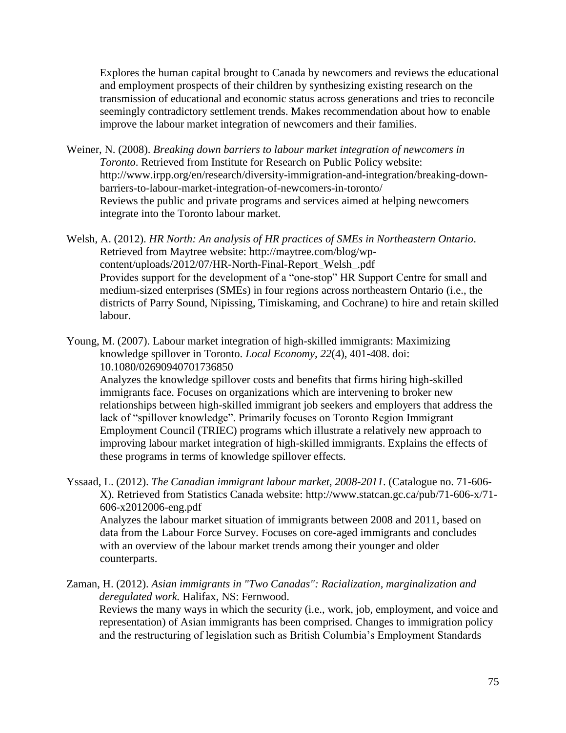Explores the human capital brought to Canada by newcomers and reviews the educational and employment prospects of their children by synthesizing existing research on the transmission of educational and economic status across generations and tries to reconcile seemingly contradictory settlement trends. Makes recommendation about how to enable improve the labour market integration of newcomers and their families.

Weiner, N. (2008). *Breaking down barriers to labour market integration of newcomers in Toronto*. Retrieved from Institute for Research on Public Policy website: http://www.irpp.org/en/research/diversity-immigration-and-integration/breaking-down-barriers-to-labour-market-integration-of-newcomers-in-toronto/
Reviews the public and private programs and services aimed at helping newcomers integrate into the Toronto labour market.

Welsh, A. (2012). *HR North: An analysis of HR practices of SMEs in Northeastern Ontario*. Retrieved from Maytree website: http://maytree.com/blog/wp-content/uploads/2012/07/HR-North-Final-Report_Welsh_.pdf
Provides support for the development of a "one-stop" HR Support Centre for small and medium-sized enterprises (SMEs) in four regions across northeastern Ontario (i.e., the districts of Parry Sound, Nipissing, Timiskaming, and Cochrane) to hire and retain skilled labour.

Young, M. (2007). Labour market integration of high-skilled immigrants: Maximizing knowledge spillover in Toronto. *Local Economy, 22*(4), 401-408. doi: 10.1080/02690940701736850
Analyzes the knowledge spillover costs and benefits that firms hiring high-skilled immigrants face. Focuses on organizations which are intervening to broker new relationships between high-skilled immigrant job seekers and employers that address the lack of "spillover knowledge". Primarily focuses on Toronto Region Immigrant Employment Council (TRIEC) programs which illustrate a relatively new approach to improving labour market integration of high-skilled immigrants. Explains the effects of these programs in terms of knowledge spillover effects.

Yssaad, L. (2012). *The Canadian immigrant labour market, 2008-2011*. (Catalogue no. 71-606-X). Retrieved from Statistics Canada website: http://www.statcan.gc.ca/pub/71-606-x/71-606-x2012006-eng.pdf
Analyzes the labour market situation of immigrants between 2008 and 2011, based on data from the Labour Force Survey. Focuses on core-aged immigrants and concludes with an overview of the labour market trends among their younger and older counterparts.

Zaman, H. (2012). *Asian immigrants in "Two Canadas": Racialization, marginalization and deregulated work.* Halifax, NS: Fernwood.
Reviews the many ways in which the security (i.e., work, job, employment, and voice and representation) of Asian immigrants has been comprised. Changes to immigration policy and the restructuring of legislation such as British Columbia's Employment Standards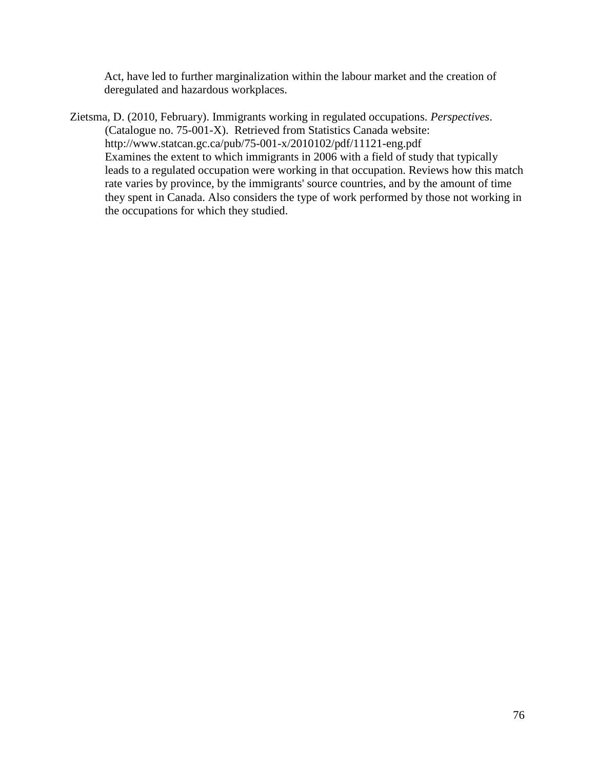Act, have led to further marginalization within the labour market and the creation of deregulated and hazardous workplaces.

Zietsma, D. (2010, February). Immigrants working in regulated occupations. *Perspectives*. (Catalogue no. 75-001-X). Retrieved from Statistics Canada website: http://www.statcan.gc.ca/pub/75-001-x/2010102/pdf/11121-eng.pdf

Examines the extent to which immigrants in 2006 with a field of study that typically leads to a regulated occupation were working in that occupation. Reviews how this match rate varies by province, by the immigrants' source countries, and by the amount of time they spent in Canada. Also considers the type of work performed by those not working in the occupations for which they studied.